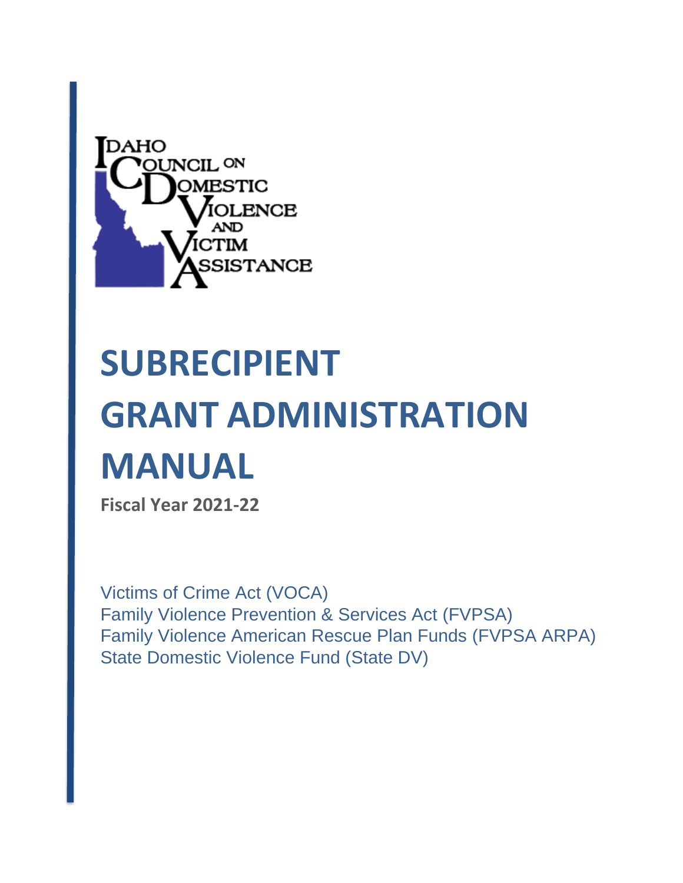Idaho Council on Domestic Violence and Victim Assistance

# SUBRECIPIENT GRANT ADMINISTRATION MANUAL

**Fiscal Year 2021-22**

Victims of Crime Act (VOCA)
Family Violence Prevention & Services Act (FVPSA)
Family Violence American Rescue Plan Funds (FVPSA ARPA)
State Domestic Violence Fund (State DV)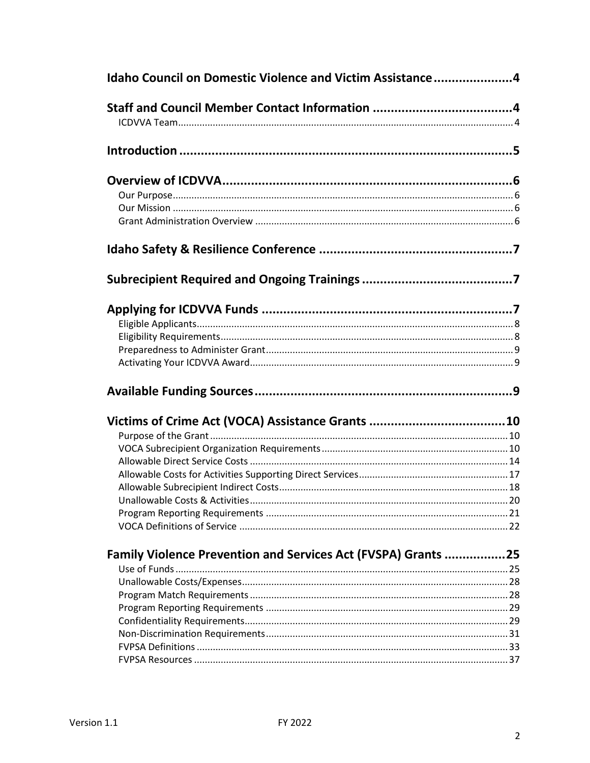Idaho Council on Domestic Violence and Victim Assistance ..................... 4

Staff and Council Member Contact Information ....................................... 4

- ICDVVA Team ..................................................................................................... 4

Introduction ............................................................................................ 5

Overview of ICDVVA ................................................................................ 6

- Our Purpose ....................................................................................................... 6
- Our Mission ........................................................................................................ 6
- Grant Administration Overview ......................................................................... 6

Idaho Safety & Resilience Conference ...................................................... 7

Subrecipient Required and Ongoing Trainings .......................................... 7

Applying for ICDVVA Funds ...................................................................... 7

- Eligible Applicants ............................................................................................... 8
- Eligibility Requirements ...................................................................................... 8
- Preparedness to Administer Grant ...................................................................... 9
- Activating Your ICDVVA Award ........................................................................... 9

Available Funding Sources ........................................................................ 9

Victims of Crime Act (VOCA) Assistance Grants ...................................... 10

- Purpose of the Grant .......................................................................................... 10
- VOCA Subrecipient Organization Requirements ................................................ 10
- Allowable Direct Service Costs ........................................................................... 14
- Allowable Costs for Activities Supporting Direct Services .................................. 17
- Allowable Subrecipient Indirect Costs ................................................................ 18
- Unallowable Costs & Activities ........................................................................... 20
- Program Reporting Requirements ...................................................................... 21
- VOCA Definitions of Service ............................................................................... 22

Family Violence Prevention and Services Act (FVSPA) Grants ................ 25

- Use of Funds ....................................................................................................... 25
- Unallowable Costs/Expenses .............................................................................. 28
- Program Match Requirements ............................................................................ 28
- Program Reporting Requirements ...................................................................... 29
- Confidentiality Requirements .............................................................................. 29
- Non-Discrimination Requirements ...................................................................... 31
- FVPSA Definitions ............................................................................................... 33
- FVPSA Resources ................................................................................................ 37

Version 1.1 FY 2022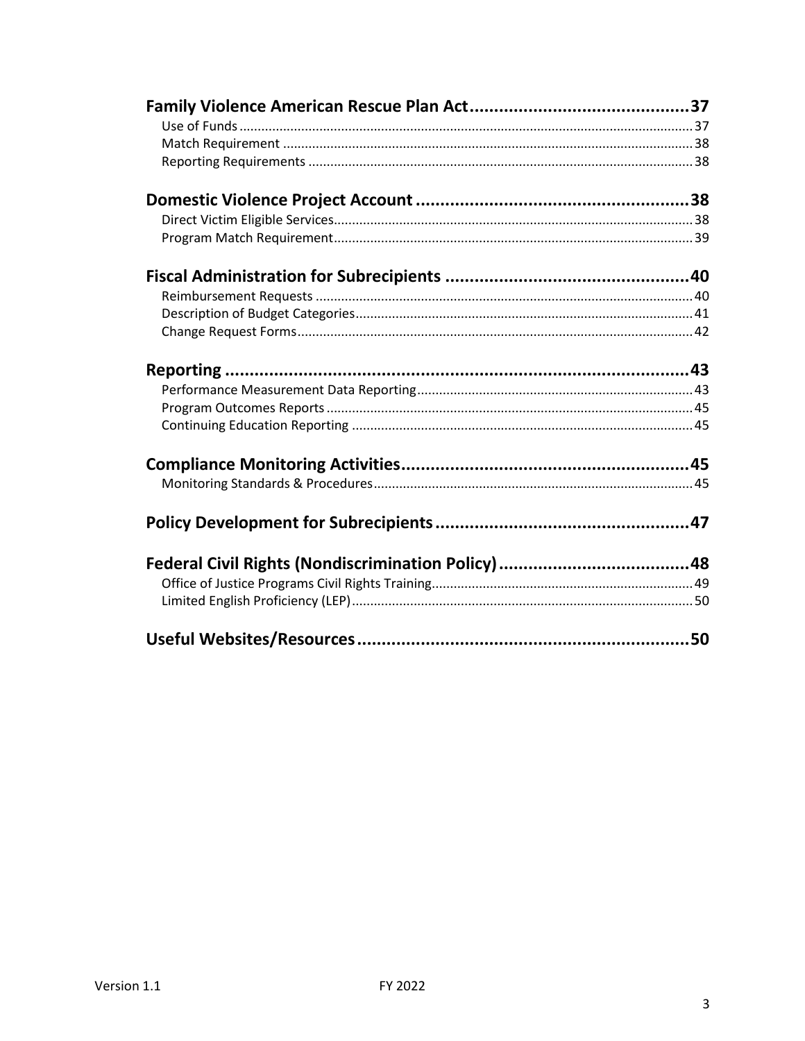**Family Violence American Rescue Plan Act............................................37**
Use of Funds............................................................................................................37
Match Requirement ................................................................................................38
Reporting Requirements .........................................................................................38

**Domestic Violence Project Account .......................................................38**
Direct Victim Eligible Services..................................................................................38
Program Match Requirement..................................................................................39

**Fiscal Administration for Subrecipients .................................................40**
Reimbursement Requests .......................................................................................40
Description of Budget Categories............................................................................41
Change Request Forms............................................................................................42

**Reporting ...............................................................................................43**
Performance Measurement Data Reporting...........................................................43
Program Outcomes Reports ....................................................................................45
Continuing Education Reporting .............................................................................45

**Compliance Monitoring Activities...........................................................45**
Monitoring Standards & Procedures.......................................................................45

**Policy Development for Subrecipients....................................................47**

**Federal Civil Rights (Nondiscrimination Policy).......................................48**
Office of Justice Programs Civil Rights Training.......................................................49
Limited English Proficiency (LEP).............................................................................50

**Useful Websites/Resources....................................................................50**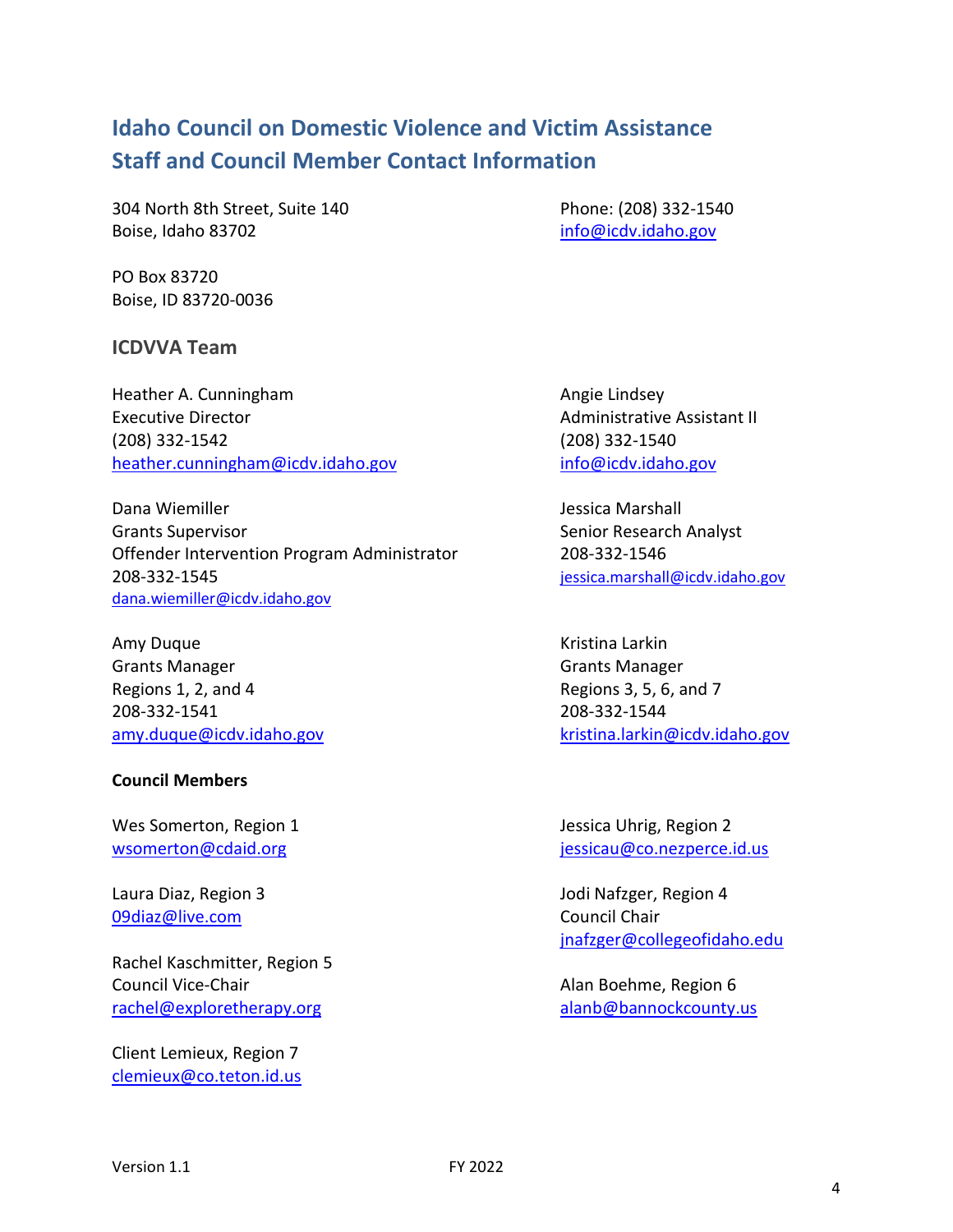# Idaho Council on Domestic Violence and Victim Assistance
# Staff and Council Member Contact Information

304 North 8th Street, Suite 140
Boise, Idaho 83702

Phone: (208) 332-1540
info@icdv.idaho.gov

PO Box 83720
Boise, ID 83720-0036

## ICDVVA Team

Heather A. Cunningham
Executive Director
(208) 332-1542
heather.cunningham@icdv.idaho.gov

Angie Lindsey
Administrative Assistant II
(208) 332-1540
info@icdv.idaho.gov

Dana Wiemiller
Grants Supervisor
Offender Intervention Program Administrator
208-332-1545
dana.wiemiller@icdv.idaho.gov

Jessica Marshall
Senior Research Analyst
208-332-1546
jessica.marshall@icdv.idaho.gov

Amy Duque
Grants Manager
Regions 1, 2, and 4
208-332-1541
amy.duque@icdv.idaho.gov

Kristina Larkin
Grants Manager
Regions 3, 5, 6, and 7
208-332-1544
kristina.larkin@icdv.idaho.gov

**Council Members**

Wes Somerton, Region 1
wsomerton@cdaid.org

Jessica Uhrig, Region 2
jessicau@co.nezperce.id.us

Laura Diaz, Region 3
09diaz@live.com

Jodi Nafzger, Region 4
Council Chair
jnafzger@collegeofidaho.edu

Rachel Kaschmitter, Region 5
Council Vice-Chair
rachel@exploretherapy.org

Alan Boehme, Region 6
alanb@bannockcounty.us

Client Lemieux, Region 7
clemieux@co.teton.id.us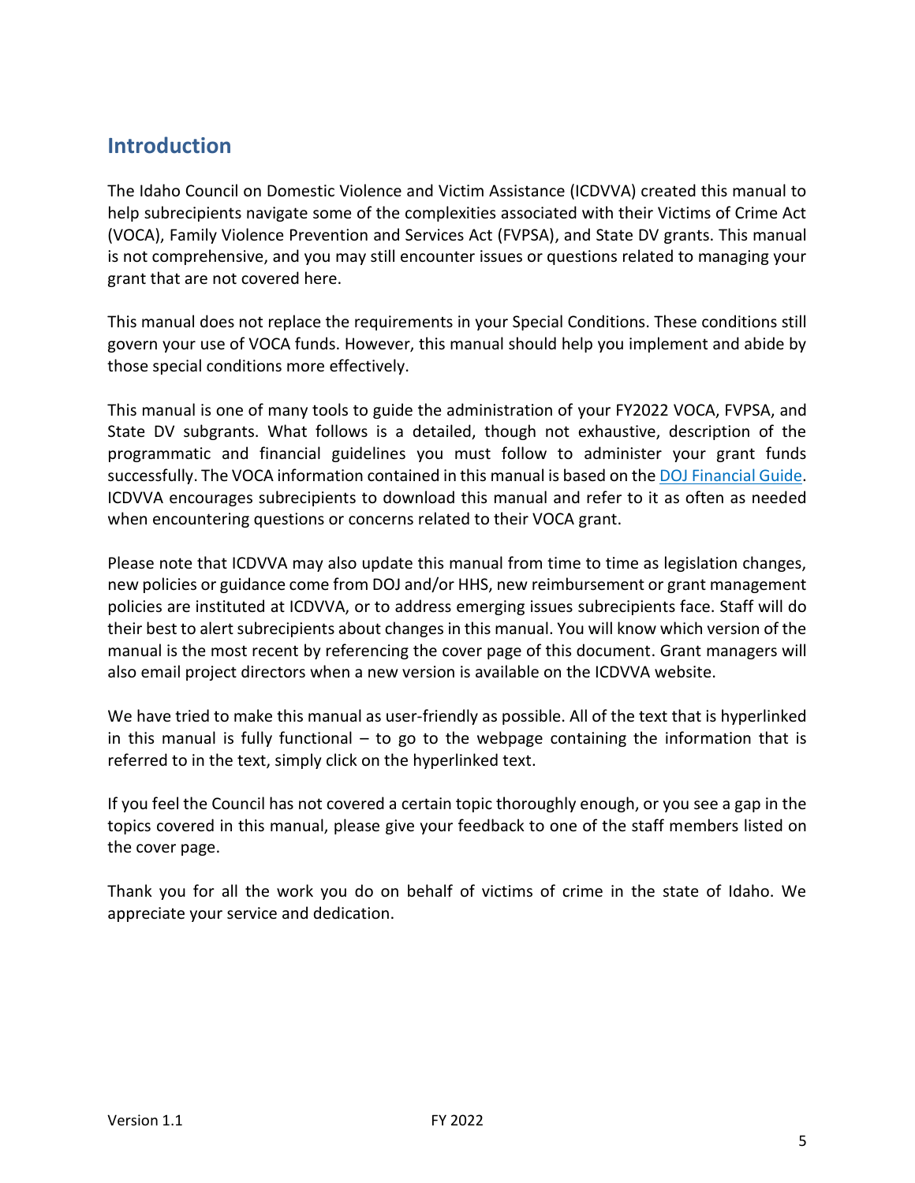## Introduction

The Idaho Council on Domestic Violence and Victim Assistance (ICDVVA) created this manual to help subrecipients navigate some of the complexities associated with their Victims of Crime Act (VOCA), Family Violence Prevention and Services Act (FVPSA), and State DV grants. This manual is not comprehensive, and you may still encounter issues or questions related to managing your grant that are not covered here.

This manual does not replace the requirements in your Special Conditions. These conditions still govern your use of VOCA funds. However, this manual should help you implement and abide by those special conditions more effectively.

This manual is one of many tools to guide the administration of your FY2022 VOCA, FVPSA, and State DV subgrants. What follows is a detailed, though not exhaustive, description of the programmatic and financial guidelines you must follow to administer your grant funds successfully. The VOCA information contained in this manual is based on the DOJ Financial Guide. ICDVVA encourages subrecipients to download this manual and refer to it as often as needed when encountering questions or concerns related to their VOCA grant.

Please note that ICDVVA may also update this manual from time to time as legislation changes, new policies or guidance come from DOJ and/or HHS, new reimbursement or grant management policies are instituted at ICDVVA, or to address emerging issues subrecipients face. Staff will do their best to alert subrecipients about changes in this manual. You will know which version of the manual is the most recent by referencing the cover page of this document. Grant managers will also email project directors when a new version is available on the ICDVVA website.

We have tried to make this manual as user-friendly as possible. All of the text that is hyperlinked in this manual is fully functional – to go to the webpage containing the information that is referred to in the text, simply click on the hyperlinked text.

If you feel the Council has not covered a certain topic thoroughly enough, or you see a gap in the topics covered in this manual, please give your feedback to one of the staff members listed on the cover page.

Thank you for all the work you do on behalf of victims of crime in the state of Idaho. We appreciate your service and dedication.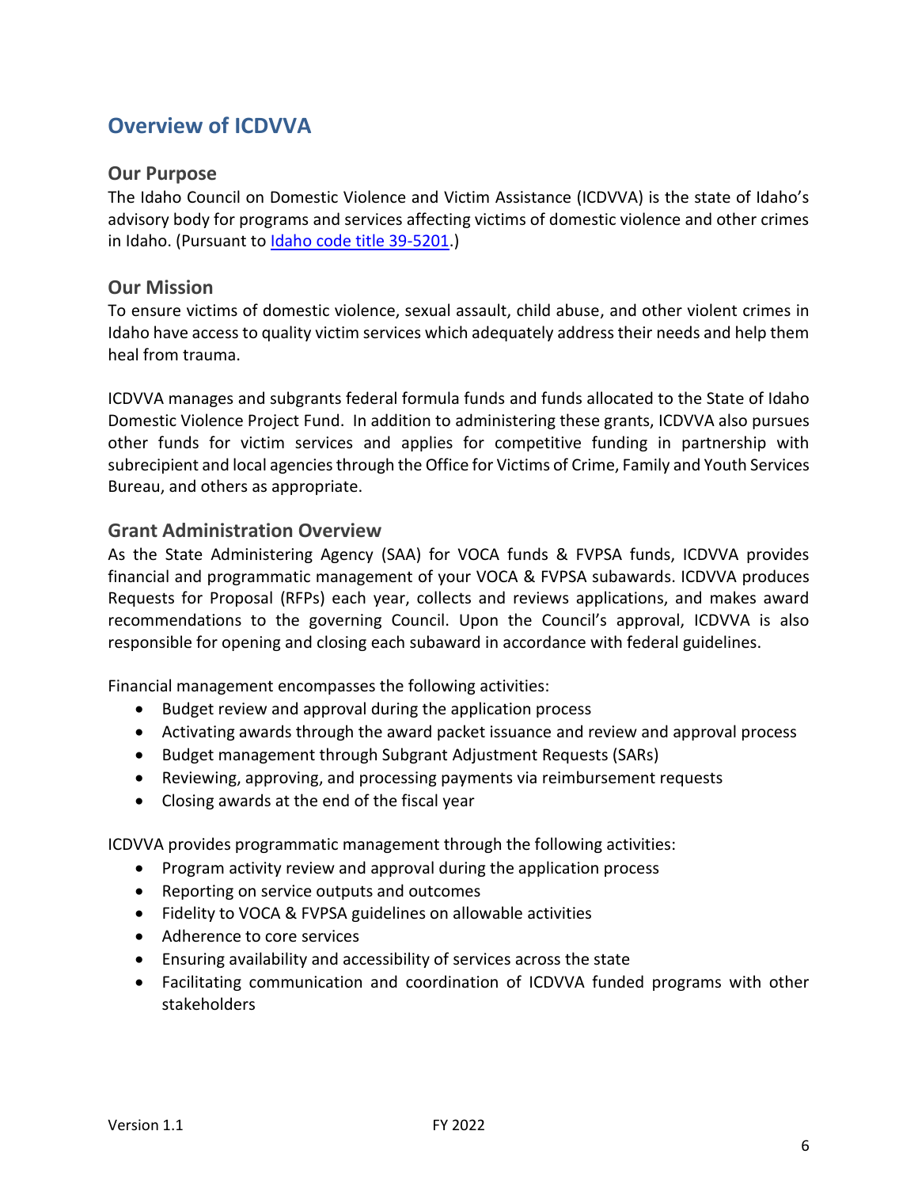## Overview of ICDVVA

### Our Purpose

The Idaho Council on Domestic Violence and Victim Assistance (ICDVVA) is the state of Idaho's advisory body for programs and services affecting victims of domestic violence and other crimes in Idaho. (Pursuant to [Idaho code title 39-5201](#).)

### Our Mission

To ensure victims of domestic violence, sexual assault, child abuse, and other violent crimes in Idaho have access to quality victim services which adequately address their needs and help them heal from trauma.

ICDVVA manages and subgrants federal formula funds and funds allocated to the State of Idaho Domestic Violence Project Fund. In addition to administering these grants, ICDVVA also pursues other funds for victim services and applies for competitive funding in partnership with subrecipient and local agencies through the Office for Victims of Crime, Family and Youth Services Bureau, and others as appropriate.

### Grant Administration Overview

As the State Administering Agency (SAA) for VOCA funds & FVPSA funds, ICDVVA provides financial and programmatic management of your VOCA & FVPSA subawards. ICDVVA produces Requests for Proposal (RFPs) each year, collects and reviews applications, and makes award recommendations to the governing Council. Upon the Council's approval, ICDVVA is also responsible for opening and closing each subaward in accordance with federal guidelines.

Financial management encompasses the following activities:

- Budget review and approval during the application process
- Activating awards through the award packet issuance and review and approval process
- Budget management through Subgrant Adjustment Requests (SARs)
- Reviewing, approving, and processing payments via reimbursement requests
- Closing awards at the end of the fiscal year

ICDVVA provides programmatic management through the following activities:

- Program activity review and approval during the application process
- Reporting on service outputs and outcomes
- Fidelity to VOCA & FVPSA guidelines on allowable activities
- Adherence to core services
- Ensuring availability and accessibility of services across the state
- Facilitating communication and coordination of ICDVVA funded programs with other stakeholders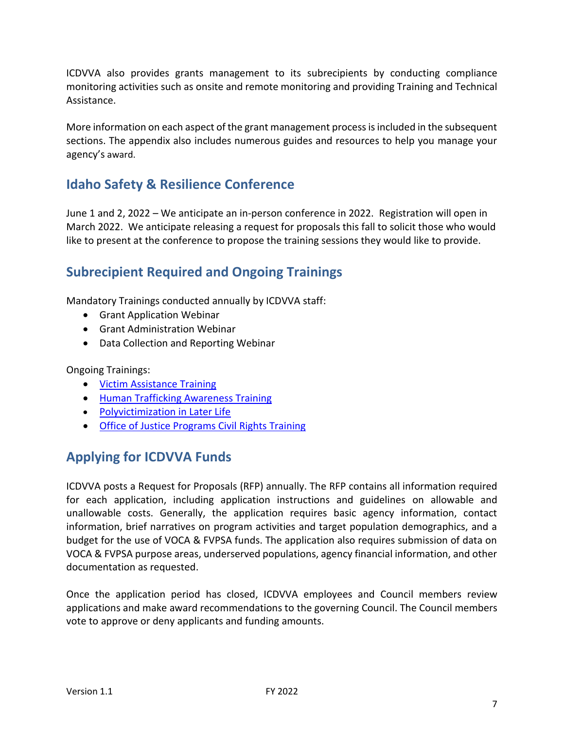ICDVVA also provides grants management to its subrecipients by conducting compliance monitoring activities such as onsite and remote monitoring and providing Training and Technical Assistance.

More information on each aspect of the grant management process is included in the subsequent sections. The appendix also includes numerous guides and resources to help you manage your agency's award.

## Idaho Safety & Resilience Conference

June 1 and 2, 2022 – We anticipate an in-person conference in 2022. Registration will open in March 2022. We anticipate releasing a request for proposals this fall to solicit those who would like to present at the conference to propose the training sessions they would like to provide.

## Subrecipient Required and Ongoing Trainings

Mandatory Trainings conducted annually by ICDVVA staff:

- Grant Application Webinar
- Grant Administration Webinar
- Data Collection and Reporting Webinar

Ongoing Trainings:

- Victim Assistance Training
- Human Trafficking Awareness Training
- Polyvictimization in Later Life
- Office of Justice Programs Civil Rights Training

## Applying for ICDVVA Funds

ICDVVA posts a Request for Proposals (RFP) annually. The RFP contains all information required for each application, including application instructions and guidelines on allowable and unallowable costs. Generally, the application requires basic agency information, contact information, brief narratives on program activities and target population demographics, and a budget for the use of VOCA & FVPSA funds. The application also requires submission of data on VOCA & FVPSA purpose areas, underserved populations, agency financial information, and other documentation as requested.

Once the application period has closed, ICDVVA employees and Council members review applications and make award recommendations to the governing Council. The Council members vote to approve or deny applicants and funding amounts.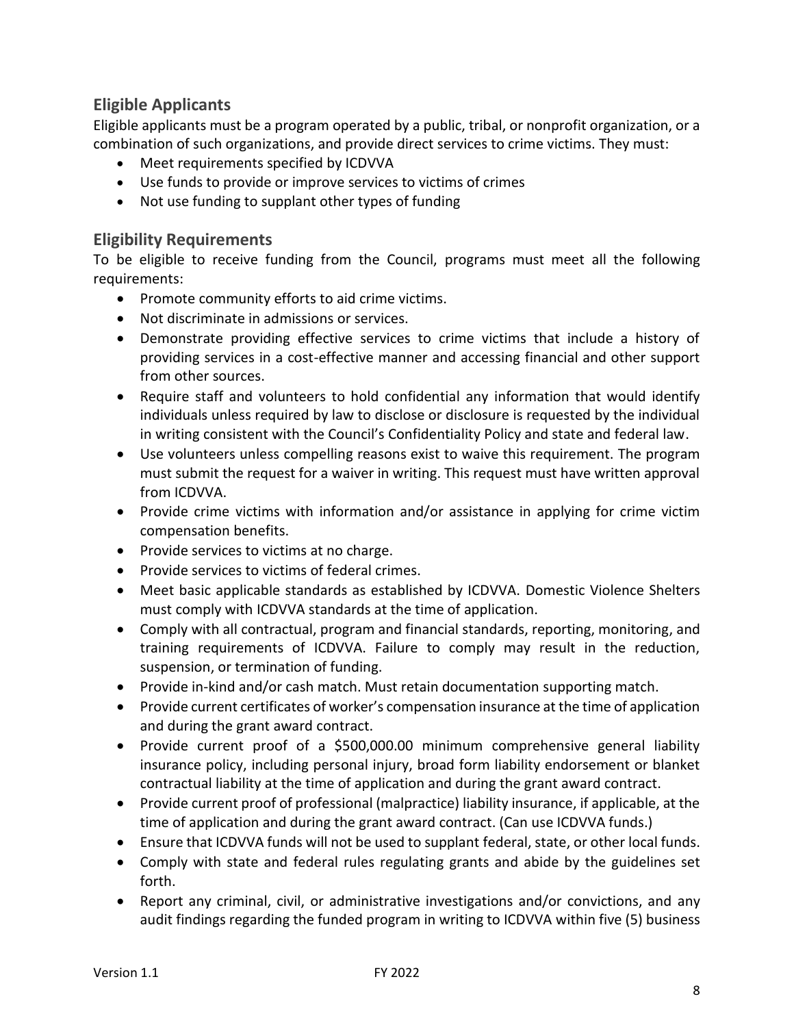## Eligible Applicants

Eligible applicants must be a program operated by a public, tribal, or nonprofit organization, or a combination of such organizations, and provide direct services to crime victims. They must:

- Meet requirements specified by ICDVVA
- Use funds to provide or improve services to victims of crimes
- Not use funding to supplant other types of funding

## Eligibility Requirements

To be eligible to receive funding from the Council, programs must meet all the following requirements:

- Promote community efforts to aid crime victims.
- Not discriminate in admissions or services.
- Demonstrate providing effective services to crime victims that include a history of providing services in a cost-effective manner and accessing financial and other support from other sources.
- Require staff and volunteers to hold confidential any information that would identify individuals unless required by law to disclose or disclosure is requested by the individual in writing consistent with the Council's Confidentiality Policy and state and federal law.
- Use volunteers unless compelling reasons exist to waive this requirement. The program must submit the request for a waiver in writing. This request must have written approval from ICDVVA.
- Provide crime victims with information and/or assistance in applying for crime victim compensation benefits.
- Provide services to victims at no charge.
- Provide services to victims of federal crimes.
- Meet basic applicable standards as established by ICDVVA. Domestic Violence Shelters must comply with ICDVVA standards at the time of application.
- Comply with all contractual, program and financial standards, reporting, monitoring, and training requirements of ICDVVA. Failure to comply may result in the reduction, suspension, or termination of funding.
- Provide in-kind and/or cash match. Must retain documentation supporting match.
- Provide current certificates of worker's compensation insurance at the time of application and during the grant award contract.
- Provide current proof of a $500,000.00 minimum comprehensive general liability insurance policy, including personal injury, broad form liability endorsement or blanket contractual liability at the time of application and during the grant award contract.
- Provide current proof of professional (malpractice) liability insurance, if applicable, at the time of application and during the grant award contract. (Can use ICDVVA funds.)
- Ensure that ICDVVA funds will not be used to supplant federal, state, or other local funds.
- Comply with state and federal rules regulating grants and abide by the guidelines set forth.
- Report any criminal, civil, or administrative investigations and/or convictions, and any audit findings regarding the funded program in writing to ICDVVA within five (5) business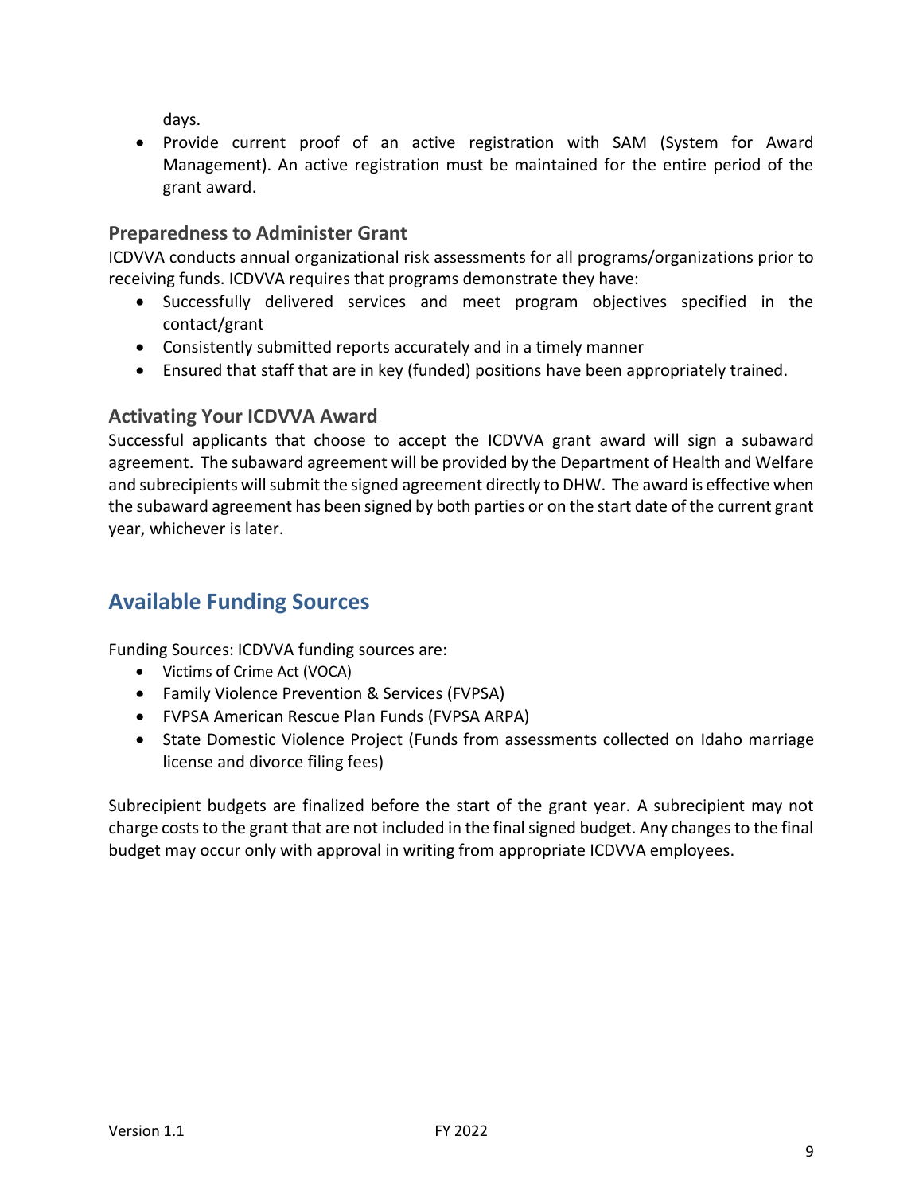days.

- Provide current proof of an active registration with SAM (System for Award Management). An active registration must be maintained for the entire period of the grant award.

### Preparedness to Administer Grant

ICDVVA conducts annual organizational risk assessments for all programs/organizations prior to receiving funds. ICDVVA requires that programs demonstrate they have:

- Successfully delivered services and meet program objectives specified in the contact/grant
- Consistently submitted reports accurately and in a timely manner
- Ensured that staff that are in key (funded) positions have been appropriately trained.

### Activating Your ICDVVA Award

Successful applicants that choose to accept the ICDVVA grant award will sign a subaward agreement. The subaward agreement will be provided by the Department of Health and Welfare and subrecipients will submit the signed agreement directly to DHW. The award is effective when the subaward agreement has been signed by both parties or on the start date of the current grant year, whichever is later.

## Available Funding Sources

Funding Sources: ICDVVA funding sources are:

- Victims of Crime Act (VOCA)
- Family Violence Prevention & Services (FVPSA)
- FVPSA American Rescue Plan Funds (FVPSA ARPA)
- State Domestic Violence Project (Funds from assessments collected on Idaho marriage license and divorce filing fees)

Subrecipient budgets are finalized before the start of the grant year. A subrecipient may not charge costs to the grant that are not included in the final signed budget. Any changes to the final budget may occur only with approval in writing from appropriate ICDVVA employees.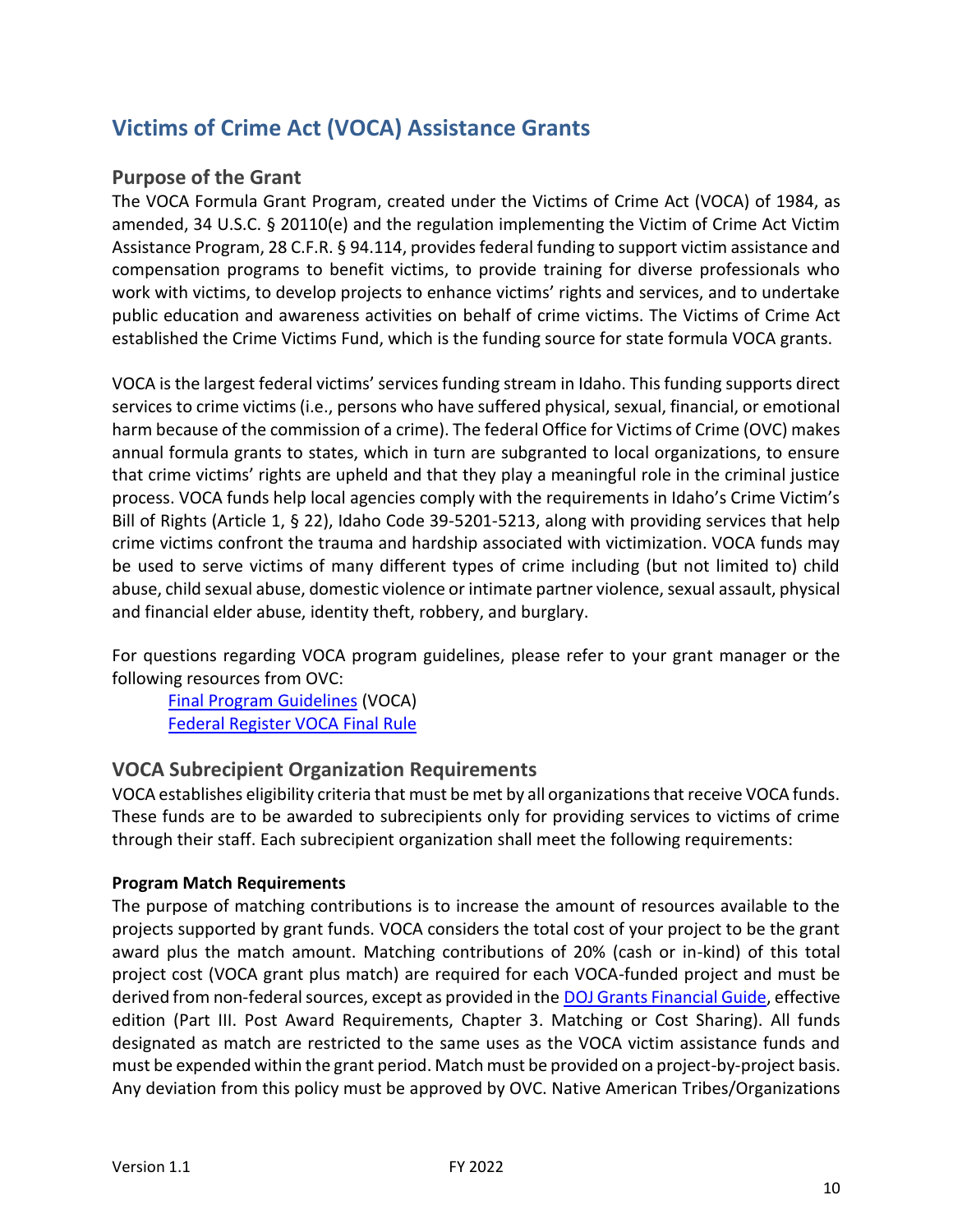# Victims of Crime Act (VOCA) Assistance Grants

## Purpose of the Grant

The VOCA Formula Grant Program, created under the Victims of Crime Act (VOCA) of 1984, as amended, 34 U.S.C. § 20110(e) and the regulation implementing the Victim of Crime Act Victim Assistance Program, 28 C.F.R. § 94.114, provides federal funding to support victim assistance and compensation programs to benefit victims, to provide training for diverse professionals who work with victims, to develop projects to enhance victims' rights and services, and to undertake public education and awareness activities on behalf of crime victims. The Victims of Crime Act established the Crime Victims Fund, which is the funding source for state formula VOCA grants.

VOCA is the largest federal victims' services funding stream in Idaho. This funding supports direct services to crime victims (i.e., persons who have suffered physical, sexual, financial, or emotional harm because of the commission of a crime). The federal Office for Victims of Crime (OVC) makes annual formula grants to states, which in turn are subgranted to local organizations, to ensure that crime victims' rights are upheld and that they play a meaningful role in the criminal justice process. VOCA funds help local agencies comply with the requirements in Idaho's Crime Victim's Bill of Rights (Article 1, § 22), Idaho Code 39-5201-5213, along with providing services that help crime victims confront the trauma and hardship associated with victimization. VOCA funds may be used to serve victims of many different types of crime including (but not limited to) child abuse, child sexual abuse, domestic violence or intimate partner violence, sexual assault, physical and financial elder abuse, identity theft, robbery, and burglary.

For questions regarding VOCA program guidelines, please refer to your grant manager or the following resources from OVC:

- Final Program Guidelines (VOCA)
- Federal Register VOCA Final Rule

## VOCA Subrecipient Organization Requirements

VOCA establishes eligibility criteria that must be met by all organizations that receive VOCA funds. These funds are to be awarded to subrecipients only for providing services to victims of crime through their staff. Each subrecipient organization shall meet the following requirements:

**Program Match Requirements**

The purpose of matching contributions is to increase the amount of resources available to the projects supported by grant funds. VOCA considers the total cost of your project to be the grant award plus the match amount. Matching contributions of 20% (cash or in-kind) of this total project cost (VOCA grant plus match) are required for each VOCA-funded project and must be derived from non-federal sources, except as provided in the DOJ Grants Financial Guide, effective edition (Part III. Post Award Requirements, Chapter 3. Matching or Cost Sharing). All funds designated as match are restricted to the same uses as the VOCA victim assistance funds and must be expended within the grant period. Match must be provided on a project-by-project basis. Any deviation from this policy must be approved by OVC. Native American Tribes/Organizations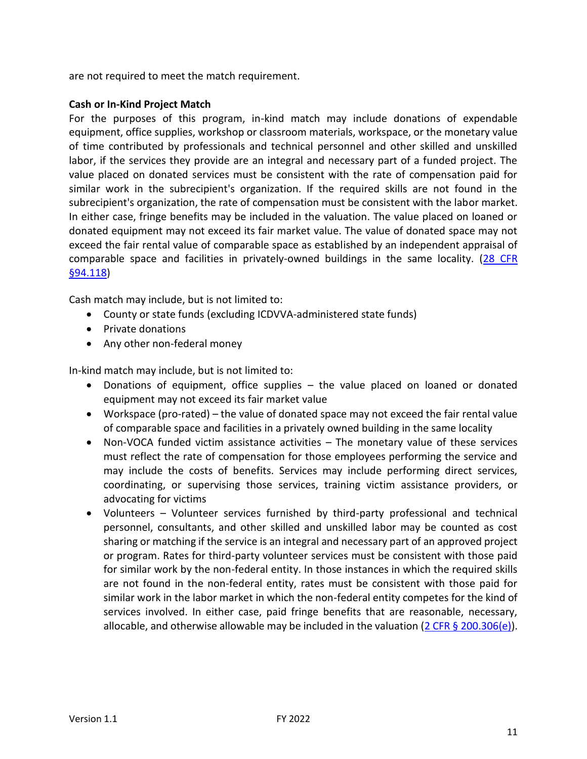are not required to meet the match requirement.

**Cash or In-Kind Project Match**

For the purposes of this program, in-kind match may include donations of expendable equipment, office supplies, workshop or classroom materials, workspace, or the monetary value of time contributed by professionals and technical personnel and other skilled and unskilled labor, if the services they provide are an integral and necessary part of a funded project. The value placed on donated services must be consistent with the rate of compensation paid for similar work in the subrecipient's organization. If the required skills are not found in the subrecipient's organization, the rate of compensation must be consistent with the labor market. In either case, fringe benefits may be included in the valuation. The value placed on loaned or donated equipment may not exceed its fair market value. The value of donated space may not exceed the fair rental value of comparable space as established by an independent appraisal of comparable space and facilities in privately-owned buildings in the same locality. (28 CFR §94.118)

Cash match may include, but is not limited to:

- County or state funds (excluding ICDVVA-administered state funds)
- Private donations
- Any other non-federal money

In-kind match may include, but is not limited to:

- Donations of equipment, office supplies – the value placed on loaned or donated equipment may not exceed its fair market value
- Workspace (pro-rated) – the value of donated space may not exceed the fair rental value of comparable space and facilities in a privately owned building in the same locality
- Non-VOCA funded victim assistance activities – The monetary value of these services must reflect the rate of compensation for those employees performing the service and may include the costs of benefits. Services may include performing direct services, coordinating, or supervising those services, training victim assistance providers, or advocating for victims
- Volunteers – Volunteer services furnished by third-party professional and technical personnel, consultants, and other skilled and unskilled labor may be counted as cost sharing or matching if the service is an integral and necessary part of an approved project or program. Rates for third-party volunteer services must be consistent with those paid for similar work by the non-federal entity. In those instances in which the required skills are not found in the non-federal entity, rates must be consistent with those paid for similar work in the labor market in which the non-federal entity competes for the kind of services involved. In either case, paid fringe benefits that are reasonable, necessary, allocable, and otherwise allowable may be included in the valuation (2 CFR § 200.306(e)).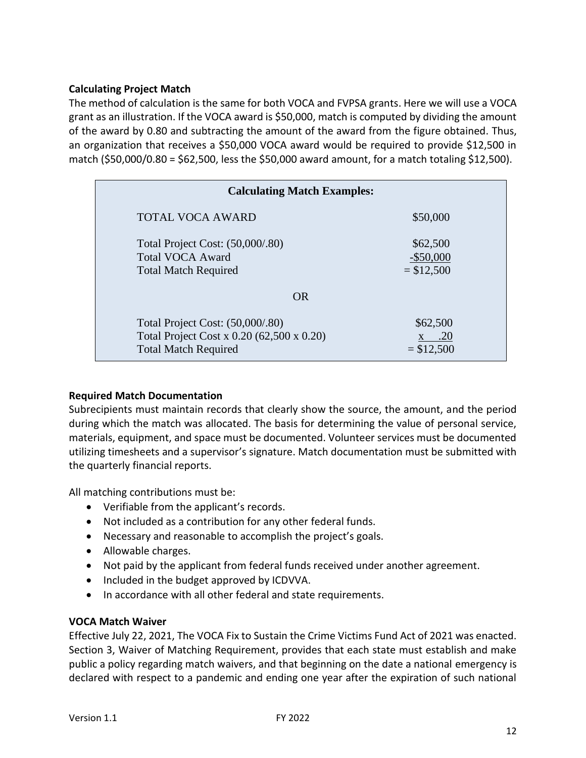**Calculating Project Match**

The method of calculation is the same for both VOCA and FVPSA grants. Here we will use a VOCA grant as an illustration. If the VOCA award is $50,000, match is computed by dividing the amount of the award by 0.80 and subtracting the amount of the award from the figure obtained. Thus, an organization that receives a $50,000 VOCA award would be required to provide $12,500 in match ($50,000/0.80 = $62,500, less the $50,000 award amount, for a match totaling $12,500).

| Calculating Match Examples: | |
|---|---|
| TOTAL VOCA AWARD | $50,000 |
| Total Project Cost: (50,000/.80) | $62,500 |
| Total VOCA Award | -$50,000 |
| Total Match Required | = $12,500 |
| OR | |
| Total Project Cost: (50,000/.80) | $62,500 |
| Total Project Cost x 0.20 (62,500 x 0.20) | x .20 |
| Total Match Required | = $12,500 |

**Required Match Documentation**

Subrecipients must maintain records that clearly show the source, the amount, and the period during which the match was allocated. The basis for determining the value of personal service, materials, equipment, and space must be documented. Volunteer services must be documented utilizing timesheets and a supervisor's signature. Match documentation must be submitted with the quarterly financial reports.

All matching contributions must be:

- Verifiable from the applicant's records.
- Not included as a contribution for any other federal funds.
- Necessary and reasonable to accomplish the project's goals.
- Allowable charges.
- Not paid by the applicant from federal funds received under another agreement.
- Included in the budget approved by ICDVVA.
- In accordance with all other federal and state requirements.

**VOCA Match Waiver**

Effective July 22, 2021, The VOCA Fix to Sustain the Crime Victims Fund Act of 2021 was enacted. Section 3, Waiver of Matching Requirement, provides that each state must establish and make public a policy regarding match waivers, and that beginning on the date a national emergency is declared with respect to a pandemic and ending one year after the expiration of such national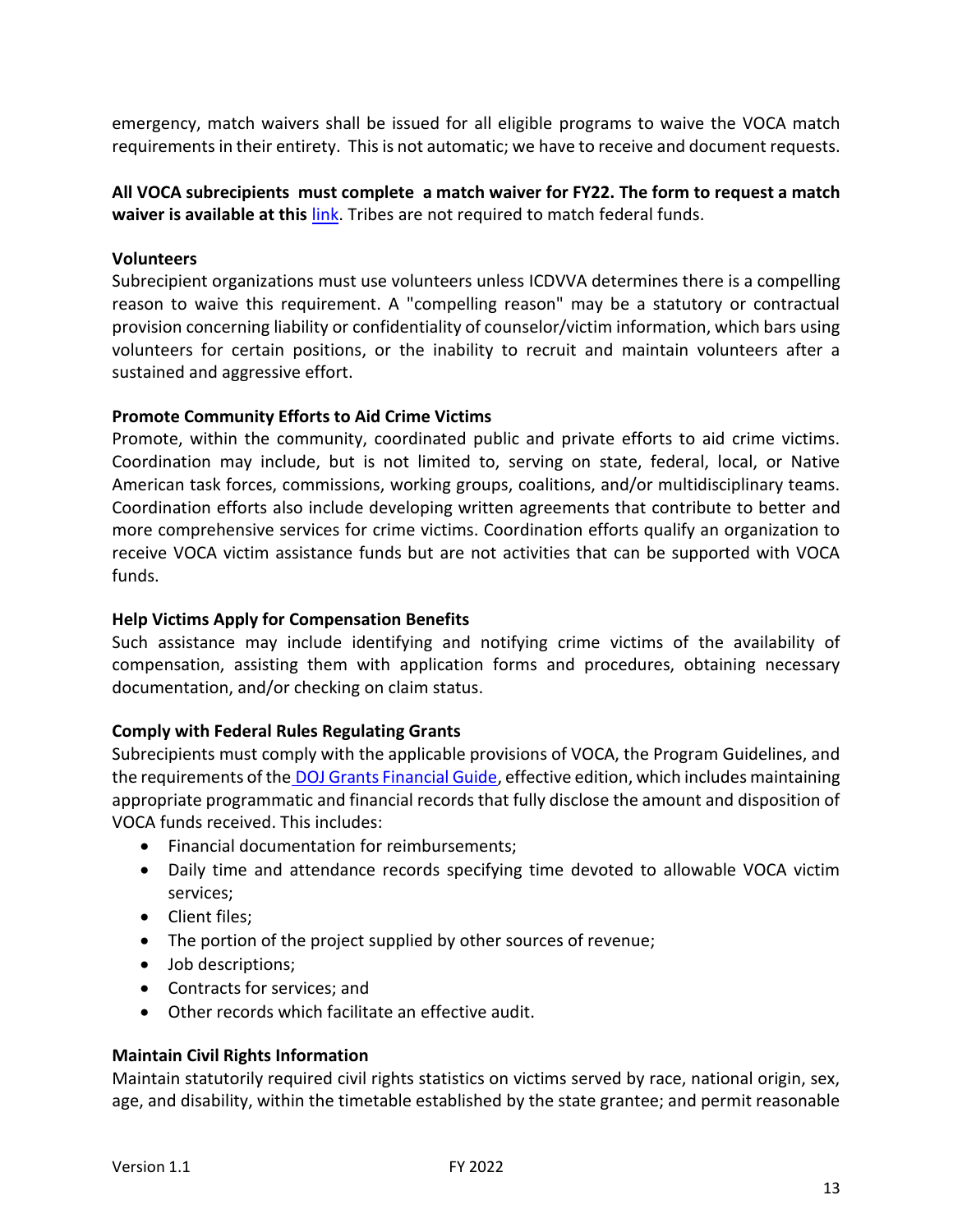emergency, match waivers shall be issued for all eligible programs to waive the VOCA match requirements in their entirety. This is not automatic; we have to receive and document requests.

**All VOCA subrecipients must complete a match waiver for FY22. The form to request a match waiver is available at this** link. Tribes are not required to match federal funds.

**Volunteers**

Subrecipient organizations must use volunteers unless ICDVVA determines there is a compelling reason to waive this requirement. A "compelling reason" may be a statutory or contractual provision concerning liability or confidentiality of counselor/victim information, which bars using volunteers for certain positions, or the inability to recruit and maintain volunteers after a sustained and aggressive effort.

**Promote Community Efforts to Aid Crime Victims**

Promote, within the community, coordinated public and private efforts to aid crime victims. Coordination may include, but is not limited to, serving on state, federal, local, or Native American task forces, commissions, working groups, coalitions, and/or multidisciplinary teams. Coordination efforts also include developing written agreements that contribute to better and more comprehensive services for crime victims. Coordination efforts qualify an organization to receive VOCA victim assistance funds but are not activities that can be supported with VOCA funds.

**Help Victims Apply for Compensation Benefits**

Such assistance may include identifying and notifying crime victims of the availability of compensation, assisting them with application forms and procedures, obtaining necessary documentation, and/or checking on claim status.

**Comply with Federal Rules Regulating Grants**

Subrecipients must comply with the applicable provisions of VOCA, the Program Guidelines, and the requirements of the DOJ Grants Financial Guide, effective edition, which includes maintaining appropriate programmatic and financial records that fully disclose the amount and disposition of VOCA funds received. This includes:

- Financial documentation for reimbursements;
- Daily time and attendance records specifying time devoted to allowable VOCA victim services;
- Client files;
- The portion of the project supplied by other sources of revenue;
- Job descriptions;
- Contracts for services; and
- Other records which facilitate an effective audit.

**Maintain Civil Rights Information**

Maintain statutorily required civil rights statistics on victims served by race, national origin, sex, age, and disability, within the timetable established by the state grantee; and permit reasonable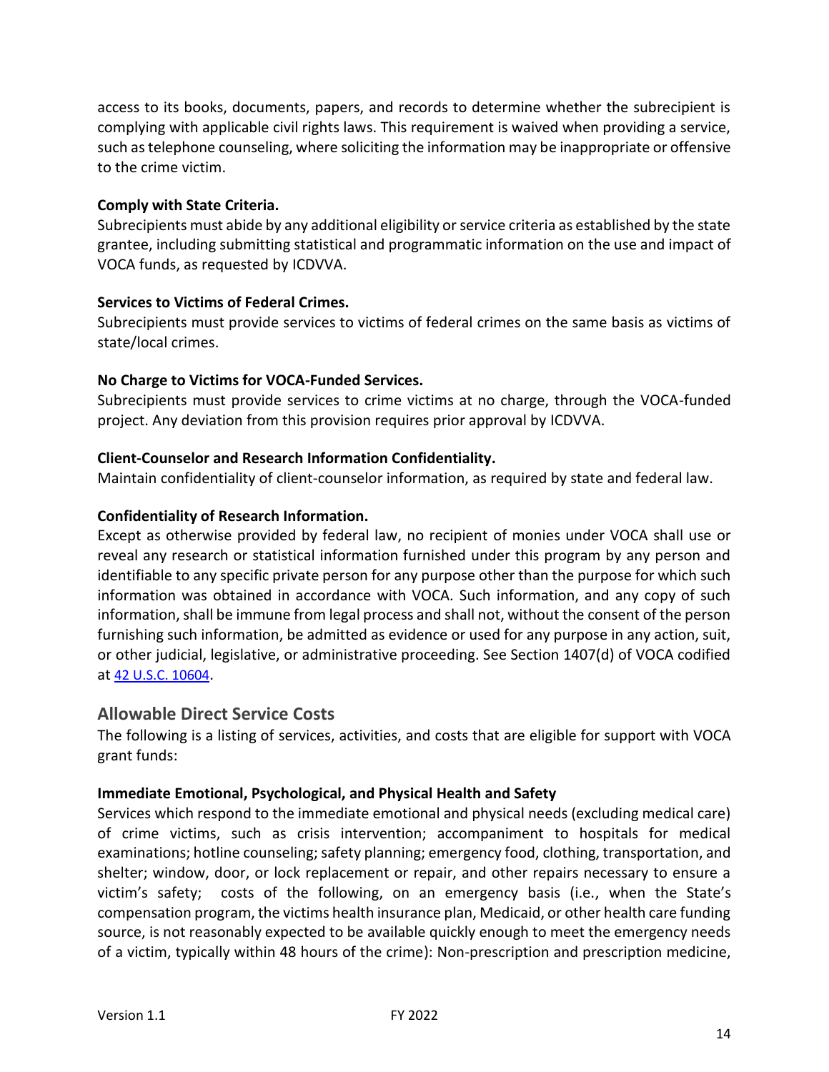access to its books, documents, papers, and records to determine whether the subrecipient is complying with applicable civil rights laws. This requirement is waived when providing a service, such as telephone counseling, where soliciting the information may be inappropriate or offensive to the crime victim.

**Comply with State Criteria.**
Subrecipients must abide by any additional eligibility or service criteria as established by the state grantee, including submitting statistical and programmatic information on the use and impact of VOCA funds, as requested by ICDVVA.

**Services to Victims of Federal Crimes.**
Subrecipients must provide services to victims of federal crimes on the same basis as victims of state/local crimes.

**No Charge to Victims for VOCA-Funded Services.**
Subrecipients must provide services to crime victims at no charge, through the VOCA-funded project. Any deviation from this provision requires prior approval by ICDVVA.

**Client-Counselor and Research Information Confidentiality.**
Maintain confidentiality of client-counselor information, as required by state and federal law.

**Confidentiality of Research Information.**
Except as otherwise provided by federal law, no recipient of monies under VOCA shall use or reveal any research or statistical information furnished under this program by any person and identifiable to any specific private person for any purpose other than the purpose for which such information was obtained in accordance with VOCA. Such information, and any copy of such information, shall be immune from legal process and shall not, without the consent of the person furnishing such information, be admitted as evidence or used for any purpose in any action, suit, or other judicial, legislative, or administrative proceeding. See Section 1407(d) of VOCA codified at [42 U.S.C. 10604](42 U.S.C. 10604).

## Allowable Direct Service Costs

The following is a listing of services, activities, and costs that are eligible for support with VOCA grant funds:

**Immediate Emotional, Psychological, and Physical Health and Safety**
Services which respond to the immediate emotional and physical needs (excluding medical care) of crime victims, such as crisis intervention; accompaniment to hospitals for medical examinations; hotline counseling; safety planning; emergency food, clothing, transportation, and shelter; window, door, or lock replacement or repair, and other repairs necessary to ensure a victim's safety; costs of the following, on an emergency basis (i.e., when the State's compensation program, the victims health insurance plan, Medicaid, or other health care funding source, is not reasonably expected to be available quickly enough to meet the emergency needs of a victim, typically within 48 hours of the crime): Non-prescription and prescription medicine,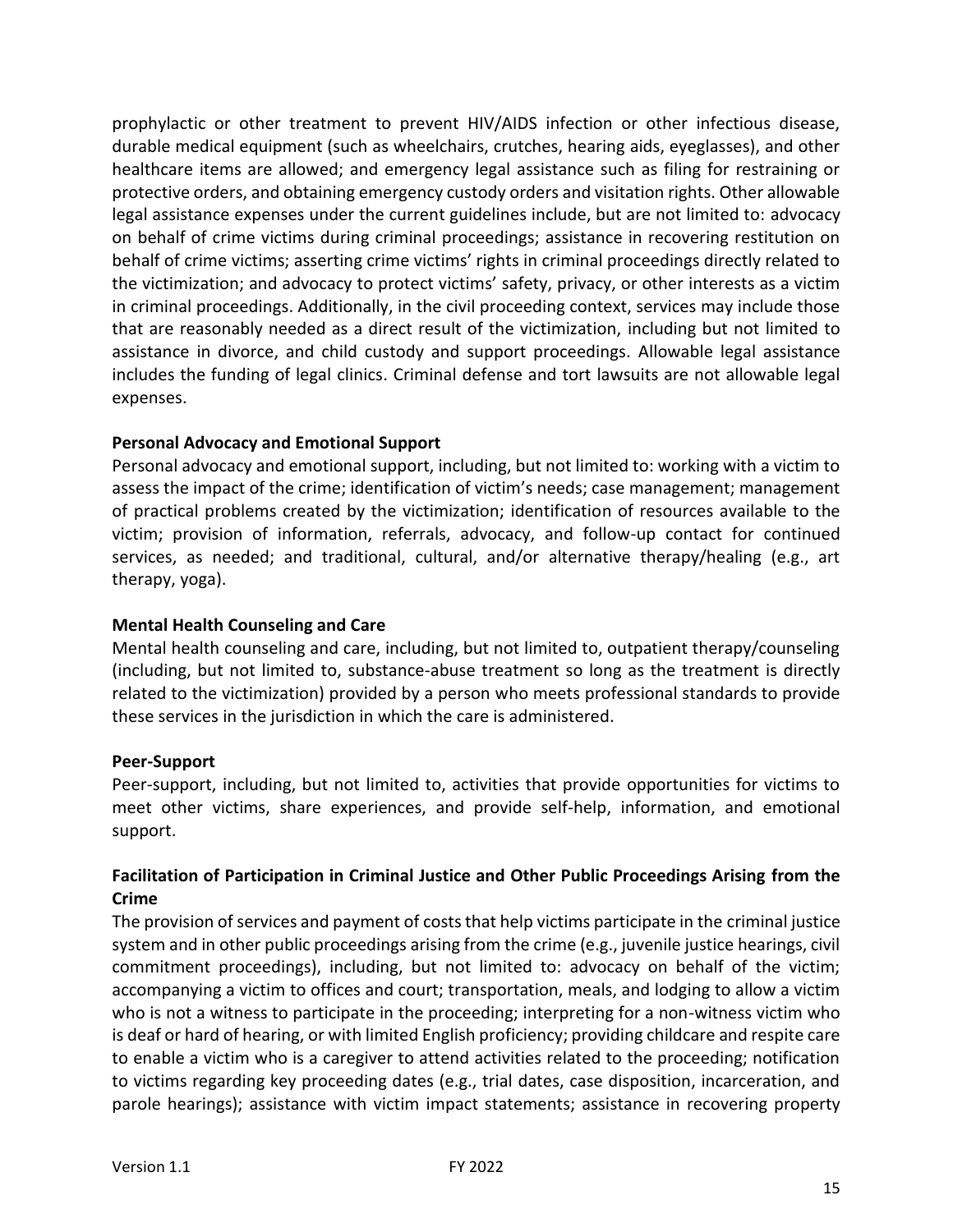prophylactic or other treatment to prevent HIV/AIDS infection or other infectious disease, durable medical equipment (such as wheelchairs, crutches, hearing aids, eyeglasses), and other healthcare items are allowed; and emergency legal assistance such as filing for restraining or protective orders, and obtaining emergency custody orders and visitation rights. Other allowable legal assistance expenses under the current guidelines include, but are not limited to: advocacy on behalf of crime victims during criminal proceedings; assistance in recovering restitution on behalf of crime victims; asserting crime victims' rights in criminal proceedings directly related to the victimization; and advocacy to protect victims' safety, privacy, or other interests as a victim in criminal proceedings. Additionally, in the civil proceeding context, services may include those that are reasonably needed as a direct result of the victimization, including but not limited to assistance in divorce, and child custody and support proceedings. Allowable legal assistance includes the funding of legal clinics. Criminal defense and tort lawsuits are not allowable legal expenses.

**Personal Advocacy and Emotional Support**

Personal advocacy and emotional support, including, but not limited to: working with a victim to assess the impact of the crime; identification of victim's needs; case management; management of practical problems created by the victimization; identification of resources available to the victim; provision of information, referrals, advocacy, and follow-up contact for continued services, as needed; and traditional, cultural, and/or alternative therapy/healing (e.g., art therapy, yoga).

**Mental Health Counseling and Care**

Mental health counseling and care, including, but not limited to, outpatient therapy/counseling (including, but not limited to, substance-abuse treatment so long as the treatment is directly related to the victimization) provided by a person who meets professional standards to provide these services in the jurisdiction in which the care is administered.

**Peer-Support**

Peer-support, including, but not limited to, activities that provide opportunities for victims to meet other victims, share experiences, and provide self-help, information, and emotional support.

**Facilitation of Participation in Criminal Justice and Other Public Proceedings Arising from the Crime**

The provision of services and payment of costs that help victims participate in the criminal justice system and in other public proceedings arising from the crime (e.g., juvenile justice hearings, civil commitment proceedings), including, but not limited to: advocacy on behalf of the victim; accompanying a victim to offices and court; transportation, meals, and lodging to allow a victim who is not a witness to participate in the proceeding; interpreting for a non-witness victim who is deaf or hard of hearing, or with limited English proficiency; providing childcare and respite care to enable a victim who is a caregiver to attend activities related to the proceeding; notification to victims regarding key proceeding dates (e.g., trial dates, case disposition, incarceration, and parole hearings); assistance with victim impact statements; assistance in recovering property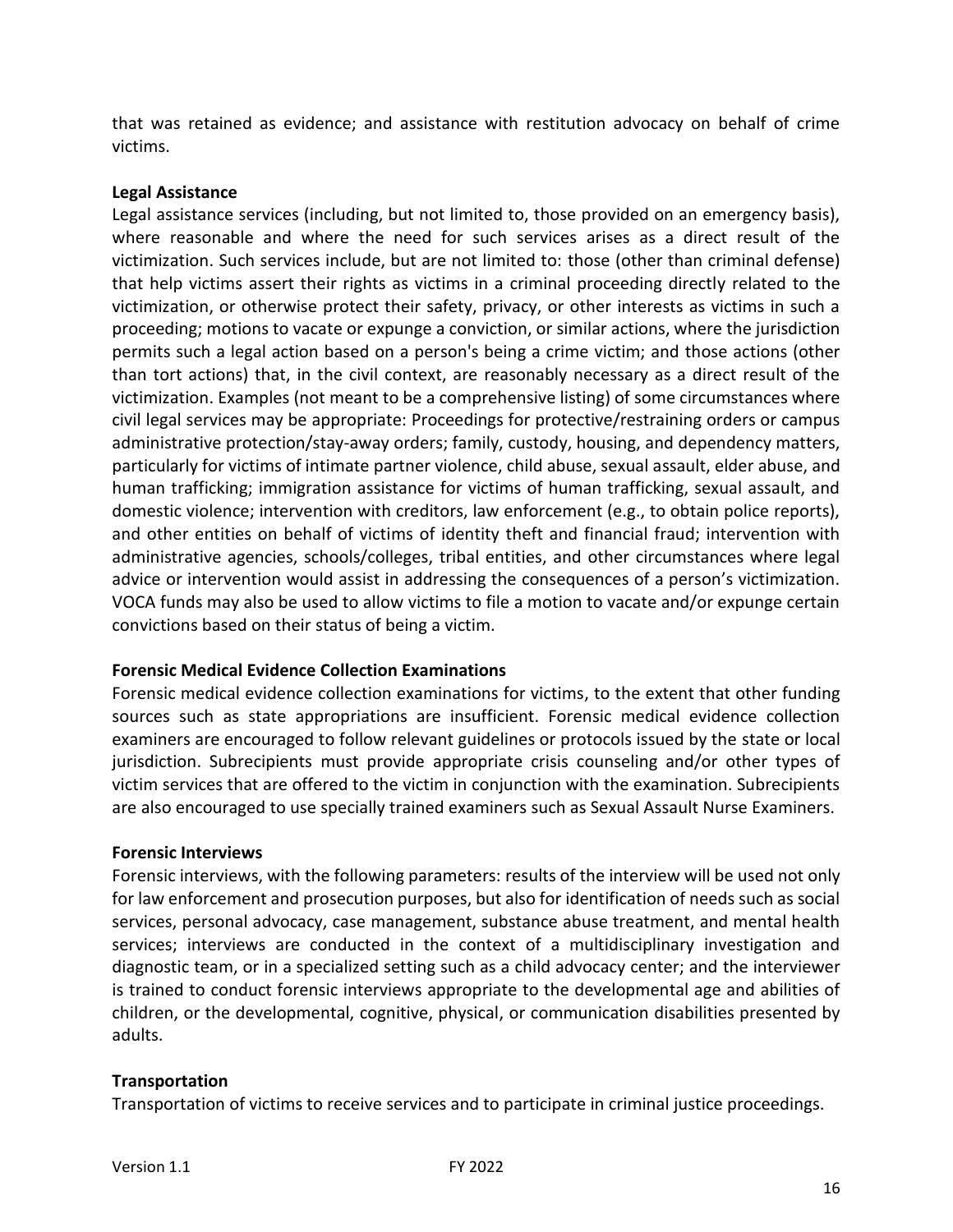that was retained as evidence; and assistance with restitution advocacy on behalf of crime victims.

**Legal Assistance**

Legal assistance services (including, but not limited to, those provided on an emergency basis), where reasonable and where the need for such services arises as a direct result of the victimization. Such services include, but are not limited to: those (other than criminal defense) that help victims assert their rights as victims in a criminal proceeding directly related to the victimization, or otherwise protect their safety, privacy, or other interests as victims in such a proceeding; motions to vacate or expunge a conviction, or similar actions, where the jurisdiction permits such a legal action based on a person's being a crime victim; and those actions (other than tort actions) that, in the civil context, are reasonably necessary as a direct result of the victimization. Examples (not meant to be a comprehensive listing) of some circumstances where civil legal services may be appropriate: Proceedings for protective/restraining orders or campus administrative protection/stay-away orders; family, custody, housing, and dependency matters, particularly for victims of intimate partner violence, child abuse, sexual assault, elder abuse, and human trafficking; immigration assistance for victims of human trafficking, sexual assault, and domestic violence; intervention with creditors, law enforcement (e.g., to obtain police reports), and other entities on behalf of victims of identity theft and financial fraud; intervention with administrative agencies, schools/colleges, tribal entities, and other circumstances where legal advice or intervention would assist in addressing the consequences of a person's victimization. VOCA funds may also be used to allow victims to file a motion to vacate and/or expunge certain convictions based on their status of being a victim.

**Forensic Medical Evidence Collection Examinations**

Forensic medical evidence collection examinations for victims, to the extent that other funding sources such as state appropriations are insufficient. Forensic medical evidence collection examiners are encouraged to follow relevant guidelines or protocols issued by the state or local jurisdiction. Subrecipients must provide appropriate crisis counseling and/or other types of victim services that are offered to the victim in conjunction with the examination. Subrecipients are also encouraged to use specially trained examiners such as Sexual Assault Nurse Examiners.

**Forensic Interviews**

Forensic interviews, with the following parameters: results of the interview will be used not only for law enforcement and prosecution purposes, but also for identification of needs such as social services, personal advocacy, case management, substance abuse treatment, and mental health services; interviews are conducted in the context of a multidisciplinary investigation and diagnostic team, or in a specialized setting such as a child advocacy center; and the interviewer is trained to conduct forensic interviews appropriate to the developmental age and abilities of children, or the developmental, cognitive, physical, or communication disabilities presented by adults.

**Transportation**

Transportation of victims to receive services and to participate in criminal justice proceedings.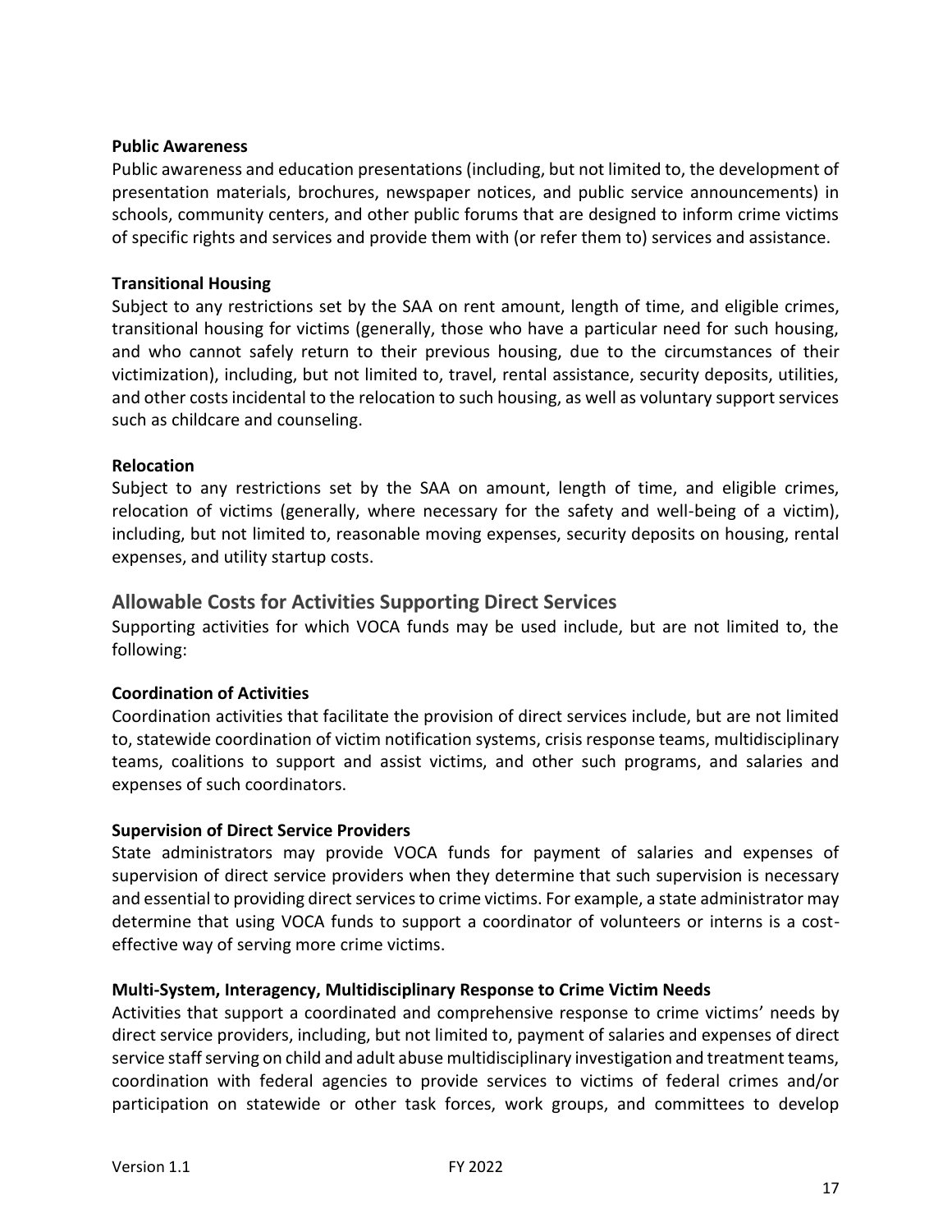**Public Awareness**
Public awareness and education presentations (including, but not limited to, the development of presentation materials, brochures, newspaper notices, and public service announcements) in schools, community centers, and other public forums that are designed to inform crime victims of specific rights and services and provide them with (or refer them to) services and assistance.

**Transitional Housing**
Subject to any restrictions set by the SAA on rent amount, length of time, and eligible crimes, transitional housing for victims (generally, those who have a particular need for such housing, and who cannot safely return to their previous housing, due to the circumstances of their victimization), including, but not limited to, travel, rental assistance, security deposits, utilities, and other costs incidental to the relocation to such housing, as well as voluntary support services such as childcare and counseling.

**Relocation**
Subject to any restrictions set by the SAA on amount, length of time, and eligible crimes, relocation of victims (generally, where necessary for the safety and well-being of a victim), including, but not limited to, reasonable moving expenses, security deposits on housing, rental expenses, and utility startup costs.

## Allowable Costs for Activities Supporting Direct Services

Supporting activities for which VOCA funds may be used include, but are not limited to, the following:

**Coordination of Activities**
Coordination activities that facilitate the provision of direct services include, but are not limited to, statewide coordination of victim notification systems, crisis response teams, multidisciplinary teams, coalitions to support and assist victims, and other such programs, and salaries and expenses of such coordinators.

**Supervision of Direct Service Providers**
State administrators may provide VOCA funds for payment of salaries and expenses of supervision of direct service providers when they determine that such supervision is necessary and essential to providing direct services to crime victims. For example, a state administrator may determine that using VOCA funds to support a coordinator of volunteers or interns is a cost-effective way of serving more crime victims.

**Multi-System, Interagency, Multidisciplinary Response to Crime Victim Needs**
Activities that support a coordinated and comprehensive response to crime victims' needs by direct service providers, including, but not limited to, payment of salaries and expenses of direct service staff serving on child and adult abuse multidisciplinary investigation and treatment teams, coordination with federal agencies to provide services to victims of federal crimes and/or participation on statewide or other task forces, work groups, and committees to develop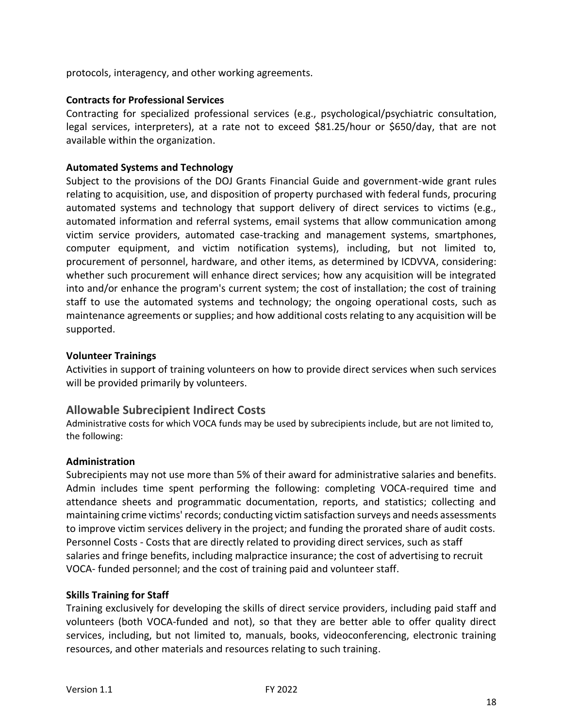protocols, interagency, and other working agreements.

**Contracts for Professional Services**

Contracting for specialized professional services (e.g., psychological/psychiatric consultation, legal services, interpreters), at a rate not to exceed $81.25/hour or $650/day, that are not available within the organization.

**Automated Systems and Technology**

Subject to the provisions of the DOJ Grants Financial Guide and government-wide grant rules relating to acquisition, use, and disposition of property purchased with federal funds, procuring automated systems and technology that support delivery of direct services to victims (e.g., automated information and referral systems, email systems that allow communication among victim service providers, automated case-tracking and management systems, smartphones, computer equipment, and victim notification systems), including, but not limited to, procurement of personnel, hardware, and other items, as determined by ICDVVA, considering: whether such procurement will enhance direct services; how any acquisition will be integrated into and/or enhance the program's current system; the cost of installation; the cost of training staff to use the automated systems and technology; the ongoing operational costs, such as maintenance agreements or supplies; and how additional costs relating to any acquisition will be supported.

**Volunteer Trainings**

Activities in support of training volunteers on how to provide direct services when such services will be provided primarily by volunteers.

## Allowable Subrecipient Indirect Costs

Administrative costs for which VOCA funds may be used by subrecipients include, but are not limited to, the following:

**Administration**

Subrecipients may not use more than 5% of their award for administrative salaries and benefits. Admin includes time spent performing the following: completing VOCA-required time and attendance sheets and programmatic documentation, reports, and statistics; collecting and maintaining crime victims' records; conducting victim satisfaction surveys and needs assessments to improve victim services delivery in the project; and funding the prorated share of audit costs. Personnel Costs - Costs that are directly related to providing direct services, such as staff salaries and fringe benefits, including malpractice insurance; the cost of advertising to recruit VOCA- funded personnel; and the cost of training paid and volunteer staff.

**Skills Training for Staff**

Training exclusively for developing the skills of direct service providers, including paid staff and volunteers (both VOCA-funded and not), so that they are better able to offer quality direct services, including, but not limited to, manuals, books, videoconferencing, electronic training resources, and other materials and resources relating to such training.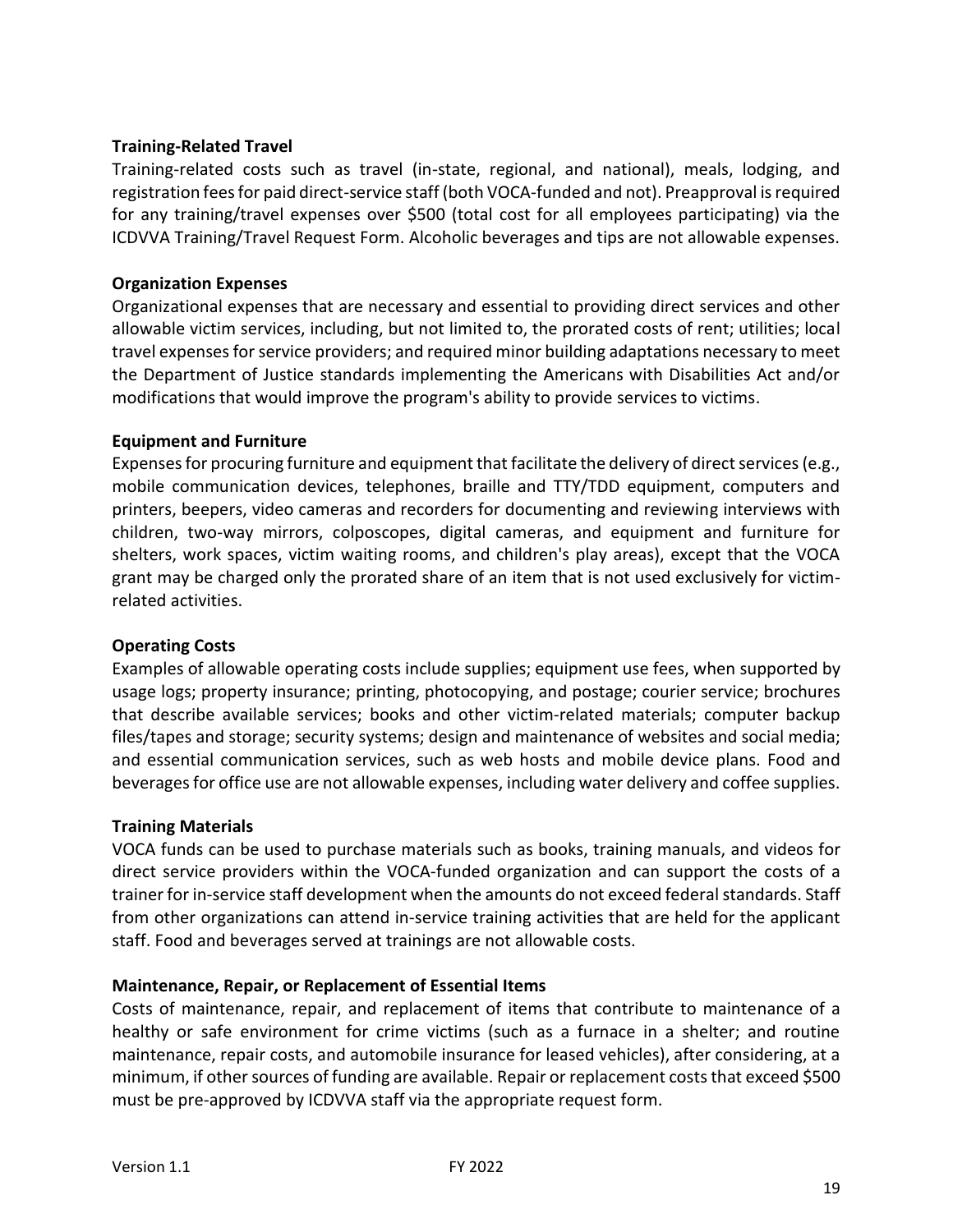**Training-Related Travel**

Training-related costs such as travel (in-state, regional, and national), meals, lodging, and registration fees for paid direct-service staff (both VOCA-funded and not). Preapproval is required for any training/travel expenses over $500 (total cost for all employees participating) via the ICDVVA Training/Travel Request Form. Alcoholic beverages and tips are not allowable expenses.

**Organization Expenses**

Organizational expenses that are necessary and essential to providing direct services and other allowable victim services, including, but not limited to, the prorated costs of rent; utilities; local travel expenses for service providers; and required minor building adaptations necessary to meet the Department of Justice standards implementing the Americans with Disabilities Act and/or modifications that would improve the program's ability to provide services to victims.

**Equipment and Furniture**

Expenses for procuring furniture and equipment that facilitate the delivery of direct services (e.g., mobile communication devices, telephones, braille and TTY/TDD equipment, computers and printers, beepers, video cameras and recorders for documenting and reviewing interviews with children, two-way mirrors, colposcopes, digital cameras, and equipment and furniture for shelters, work spaces, victim waiting rooms, and children's play areas), except that the VOCA grant may be charged only the prorated share of an item that is not used exclusively for victim-related activities.

**Operating Costs**

Examples of allowable operating costs include supplies; equipment use fees, when supported by usage logs; property insurance; printing, photocopying, and postage; courier service; brochures that describe available services; books and other victim-related materials; computer backup files/tapes and storage; security systems; design and maintenance of websites and social media; and essential communication services, such as web hosts and mobile device plans. Food and beverages for office use are not allowable expenses, including water delivery and coffee supplies.

**Training Materials**

VOCA funds can be used to purchase materials such as books, training manuals, and videos for direct service providers within the VOCA-funded organization and can support the costs of a trainer for in-service staff development when the amounts do not exceed federal standards. Staff from other organizations can attend in-service training activities that are held for the applicant staff. Food and beverages served at trainings are not allowable costs.

**Maintenance, Repair, or Replacement of Essential Items**

Costs of maintenance, repair, and replacement of items that contribute to maintenance of a healthy or safe environment for crime victims (such as a furnace in a shelter; and routine maintenance, repair costs, and automobile insurance for leased vehicles), after considering, at a minimum, if other sources of funding are available. Repair or replacement costs that exceed $500 must be pre-approved by ICDVVA staff via the appropriate request form.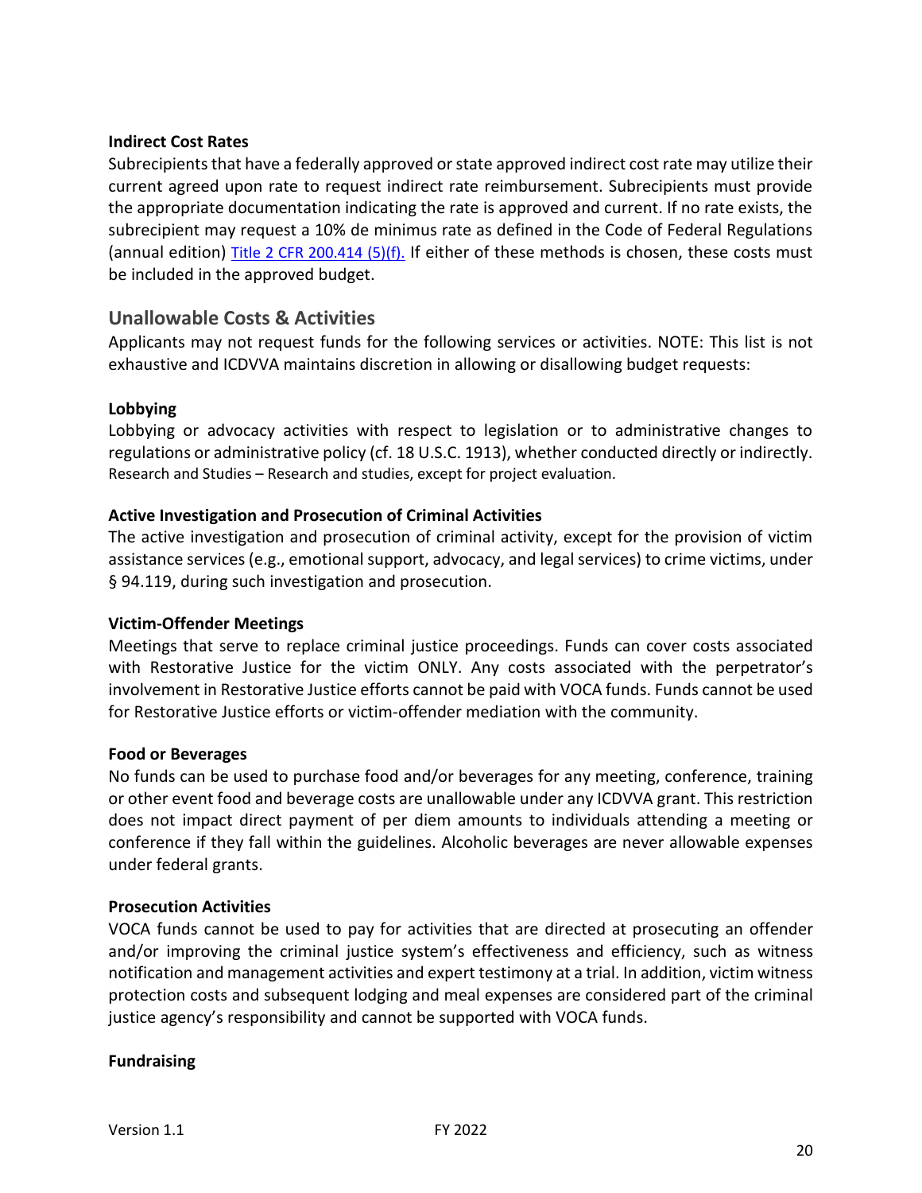**Indirect Cost Rates**

Subrecipients that have a federally approved or state approved indirect cost rate may utilize their current agreed upon rate to request indirect rate reimbursement. Subrecipients must provide the appropriate documentation indicating the rate is approved and current. If no rate exists, the subrecipient may request a 10% de minimus rate as defined in the Code of Federal Regulations (annual edition) Title 2 CFR 200.414 (5)(f). If either of these methods is chosen, these costs must be included in the approved budget.

## Unallowable Costs & Activities

Applicants may not request funds for the following services or activities. NOTE: This list is not exhaustive and ICDVVA maintains discretion in allowing or disallowing budget requests:

**Lobbying**

Lobbying or advocacy activities with respect to legislation or to administrative changes to regulations or administrative policy (cf. 18 U.S.C. 1913), whether conducted directly or indirectly. Research and Studies – Research and studies, except for project evaluation.

**Active Investigation and Prosecution of Criminal Activities**

The active investigation and prosecution of criminal activity, except for the provision of victim assistance services (e.g., emotional support, advocacy, and legal services) to crime victims, under § 94.119, during such investigation and prosecution.

**Victim-Offender Meetings**

Meetings that serve to replace criminal justice proceedings. Funds can cover costs associated with Restorative Justice for the victim ONLY. Any costs associated with the perpetrator's involvement in Restorative Justice efforts cannot be paid with VOCA funds. Funds cannot be used for Restorative Justice efforts or victim-offender mediation with the community.

**Food or Beverages**

No funds can be used to purchase food and/or beverages for any meeting, conference, training or other event food and beverage costs are unallowable under any ICDVVA grant. This restriction does not impact direct payment of per diem amounts to individuals attending a meeting or conference if they fall within the guidelines. Alcoholic beverages are never allowable expenses under federal grants.

**Prosecution Activities**

VOCA funds cannot be used to pay for activities that are directed at prosecuting an offender and/or improving the criminal justice system's effectiveness and efficiency, such as witness notification and management activities and expert testimony at a trial. In addition, victim witness protection costs and subsequent lodging and meal expenses are considered part of the criminal justice agency's responsibility and cannot be supported with VOCA funds.

**Fundraising**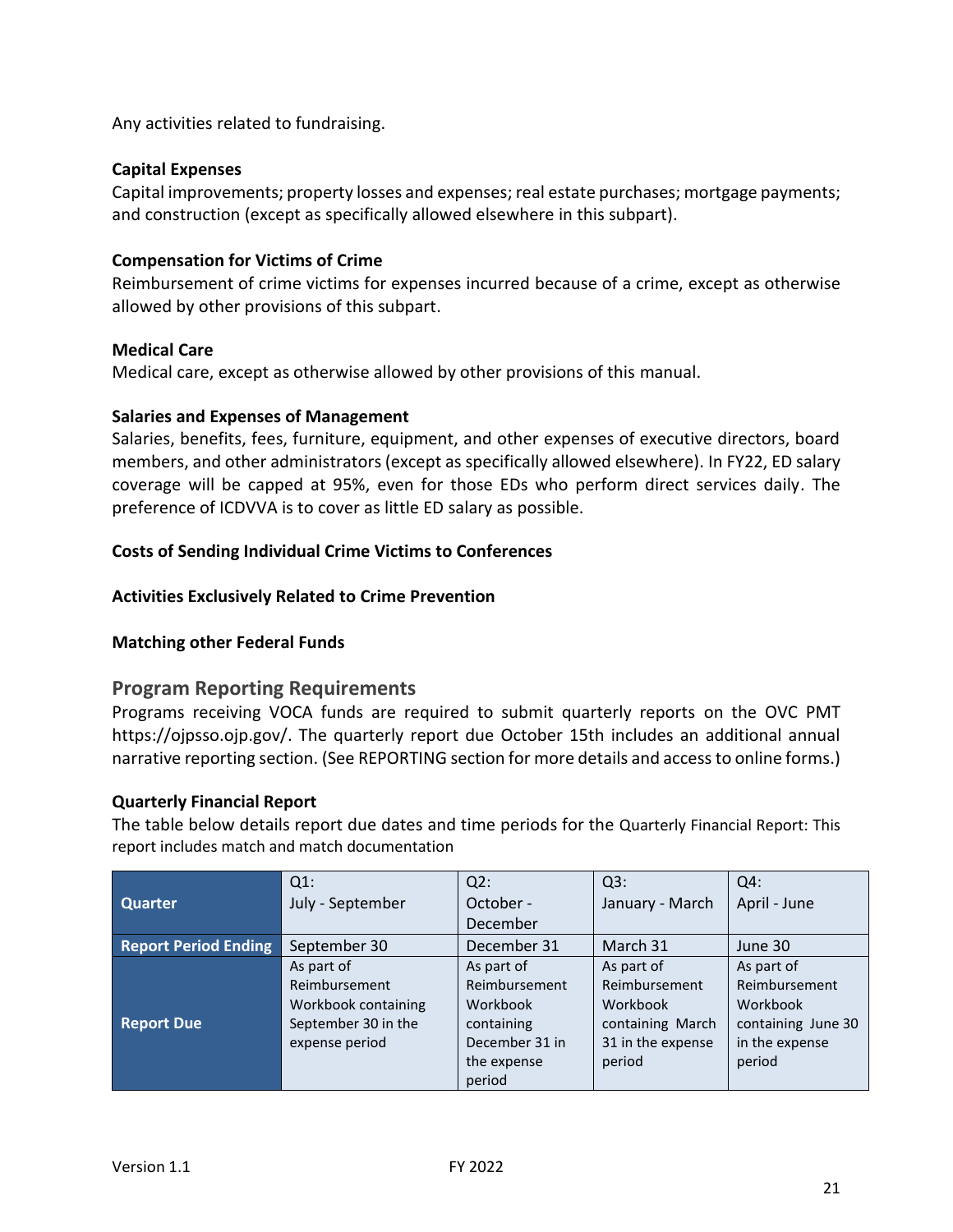Any activities related to fundraising.

**Capital Expenses**
Capital improvements; property losses and expenses; real estate purchases; mortgage payments; and construction (except as specifically allowed elsewhere in this subpart).

**Compensation for Victims of Crime**
Reimbursement of crime victims for expenses incurred because of a crime, except as otherwise allowed by other provisions of this subpart.

**Medical Care**
Medical care, except as otherwise allowed by other provisions of this manual.

**Salaries and Expenses of Management**
Salaries, benefits, fees, furniture, equipment, and other expenses of executive directors, board members, and other administrators (except as specifically allowed elsewhere). In FY22, ED salary coverage will be capped at 95%, even for those EDs who perform direct services daily. The preference of ICDVVA is to cover as little ED salary as possible.

**Costs of Sending Individual Crime Victims to Conferences**

**Activities Exclusively Related to Crime Prevention**

**Matching other Federal Funds**

## Program Reporting Requirements

Programs receiving VOCA funds are required to submit quarterly reports on the OVC PMT https://ojpsso.ojp.gov/. The quarterly report due October 15th includes an additional annual narrative reporting section. (See REPORTING section for more details and access to online forms.)

**Quarterly Financial Report**
The table below details report due dates and time periods for the Quarterly Financial Report: This report includes match and match documentation

| Quarter | Q1: July - September | Q2: October - December | Q3: January - March | Q4: April - June |
|---|---|---|---|---|
| Report Period Ending | September 30 | December 31 | March 31 | June 30 |
| Report Due | As part of Reimbursement Workbook containing September 30 in the expense period | As part of Reimbursement Workbook containing December 31 in the expense period | As part of Reimbursement Workbook containing March 31 in the expense period | As part of Reimbursement Workbook containing June 30 in the expense period |

Version 1.1 FY 2022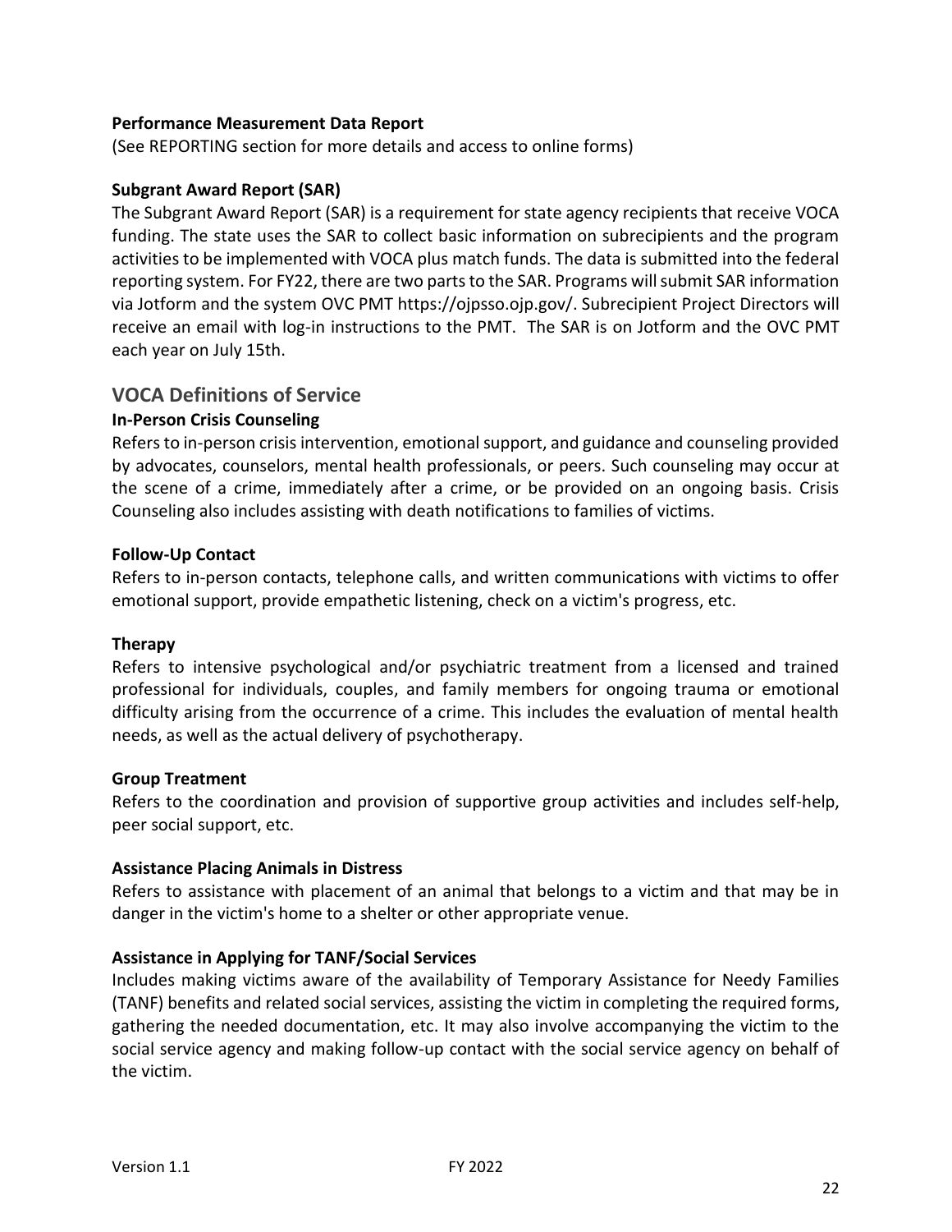**Performance Measurement Data Report**

(See REPORTING section for more details and access to online forms)

**Subgrant Award Report (SAR)**

The Subgrant Award Report (SAR) is a requirement for state agency recipients that receive VOCA funding. The state uses the SAR to collect basic information on subrecipients and the program activities to be implemented with VOCA plus match funds. The data is submitted into the federal reporting system. For FY22, there are two parts to the SAR. Programs will submit SAR information via Jotform and the system OVC PMT https://ojpsso.ojp.gov/. Subrecipient Project Directors will receive an email with log-in instructions to the PMT. The SAR is on Jotform and the OVC PMT each year on July 15th.

## VOCA Definitions of Service

**In-Person Crisis Counseling**

Refers to in-person crisis intervention, emotional support, and guidance and counseling provided by advocates, counselors, mental health professionals, or peers. Such counseling may occur at the scene of a crime, immediately after a crime, or be provided on an ongoing basis. Crisis Counseling also includes assisting with death notifications to families of victims.

**Follow-Up Contact**

Refers to in-person contacts, telephone calls, and written communications with victims to offer emotional support, provide empathetic listening, check on a victim's progress, etc.

**Therapy**

Refers to intensive psychological and/or psychiatric treatment from a licensed and trained professional for individuals, couples, and family members for ongoing trauma or emotional difficulty arising from the occurrence of a crime. This includes the evaluation of mental health needs, as well as the actual delivery of psychotherapy.

**Group Treatment**

Refers to the coordination and provision of supportive group activities and includes self-help, peer social support, etc.

**Assistance Placing Animals in Distress**

Refers to assistance with placement of an animal that belongs to a victim and that may be in danger in the victim's home to a shelter or other appropriate venue.

**Assistance in Applying for TANF/Social Services**

Includes making victims aware of the availability of Temporary Assistance for Needy Families (TANF) benefits and related social services, assisting the victim in completing the required forms, gathering the needed documentation, etc. It may also involve accompanying the victim to the social service agency and making follow-up contact with the social service agency on behalf of the victim.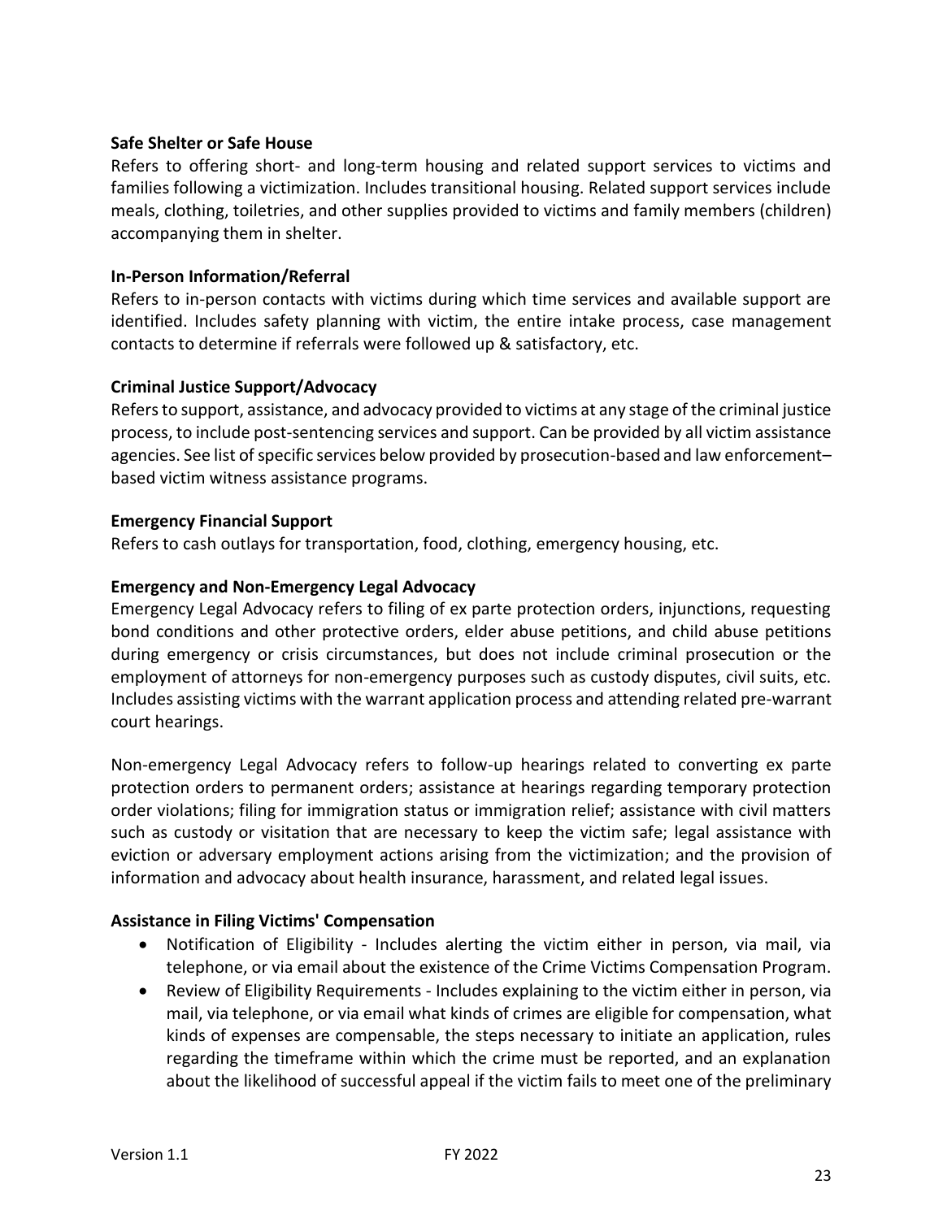**Safe Shelter or Safe House**

Refers to offering short- and long-term housing and related support services to victims and families following a victimization. Includes transitional housing. Related support services include meals, clothing, toiletries, and other supplies provided to victims and family members (children) accompanying them in shelter.

**In-Person Information/Referral**

Refers to in-person contacts with victims during which time services and available support are identified. Includes safety planning with victim, the entire intake process, case management contacts to determine if referrals were followed up & satisfactory, etc.

**Criminal Justice Support/Advocacy**

Refers to support, assistance, and advocacy provided to victims at any stage of the criminal justice process, to include post-sentencing services and support. Can be provided by all victim assistance agencies. See list of specific services below provided by prosecution-based and law enforcement–based victim witness assistance programs.

**Emergency Financial Support**

Refers to cash outlays for transportation, food, clothing, emergency housing, etc.

**Emergency and Non-Emergency Legal Advocacy**

Emergency Legal Advocacy refers to filing of ex parte protection orders, injunctions, requesting bond conditions and other protective orders, elder abuse petitions, and child abuse petitions during emergency or crisis circumstances, but does not include criminal prosecution or the employment of attorneys for non-emergency purposes such as custody disputes, civil suits, etc. Includes assisting victims with the warrant application process and attending related pre-warrant court hearings.

Non-emergency Legal Advocacy refers to follow-up hearings related to converting ex parte protection orders to permanent orders; assistance at hearings regarding temporary protection order violations; filing for immigration status or immigration relief; assistance with civil matters such as custody or visitation that are necessary to keep the victim safe; legal assistance with eviction or adversary employment actions arising from the victimization; and the provision of information and advocacy about health insurance, harassment, and related legal issues.

**Assistance in Filing Victims' Compensation**

- Notification of Eligibility - Includes alerting the victim either in person, via mail, via telephone, or via email about the existence of the Crime Victims Compensation Program.
- Review of Eligibility Requirements - Includes explaining to the victim either in person, via mail, via telephone, or via email what kinds of crimes are eligible for compensation, what kinds of expenses are compensable, the steps necessary to initiate an application, rules regarding the timeframe within which the crime must be reported, and an explanation about the likelihood of successful appeal if the victim fails to meet one of the preliminary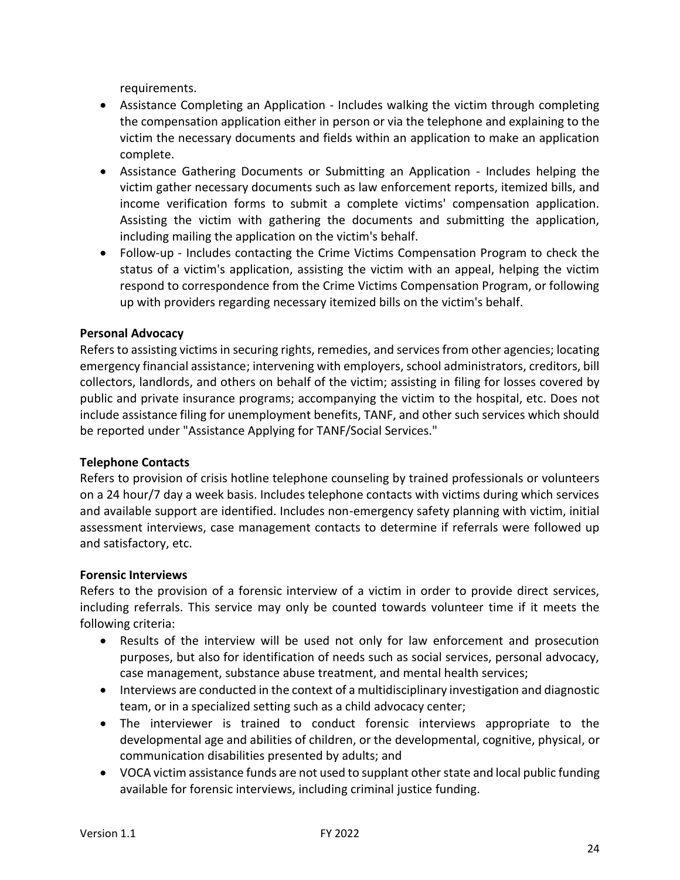requirements.

- Assistance Completing an Application - Includes walking the victim through completing the compensation application either in person or via the telephone and explaining to the victim the necessary documents and fields within an application to make an application complete.
- Assistance Gathering Documents or Submitting an Application - Includes helping the victim gather necessary documents such as law enforcement reports, itemized bills, and income verification forms to submit a complete victims' compensation application. Assisting the victim with gathering the documents and submitting the application, including mailing the application on the victim's behalf.
- Follow-up - Includes contacting the Crime Victims Compensation Program to check the status of a victim's application, assisting the victim with an appeal, helping the victim respond to correspondence from the Crime Victims Compensation Program, or following up with providers regarding necessary itemized bills on the victim's behalf.

**Personal Advocacy**

Refers to assisting victims in securing rights, remedies, and services from other agencies; locating emergency financial assistance; intervening with employers, school administrators, creditors, bill collectors, landlords, and others on behalf of the victim; assisting in filing for losses covered by public and private insurance programs; accompanying the victim to the hospital, etc. Does not include assistance filing for unemployment benefits, TANF, and other such services which should be reported under "Assistance Applying for TANF/Social Services."

**Telephone Contacts**

Refers to provision of crisis hotline telephone counseling by trained professionals or volunteers on a 24 hour/7 day a week basis. Includes telephone contacts with victims during which services and available support are identified. Includes non-emergency safety planning with victim, initial assessment interviews, case management contacts to determine if referrals were followed up and satisfactory, etc.

**Forensic Interviews**

Refers to the provision of a forensic interview of a victim in order to provide direct services, including referrals. This service may only be counted towards volunteer time if it meets the following criteria:

- Results of the interview will be used not only for law enforcement and prosecution purposes, but also for identification of needs such as social services, personal advocacy, case management, substance abuse treatment, and mental health services;
- Interviews are conducted in the context of a multidisciplinary investigation and diagnostic team, or in a specialized setting such as a child advocacy center;
- The interviewer is trained to conduct forensic interviews appropriate to the developmental age and abilities of children, or the developmental, cognitive, physical, or communication disabilities presented by adults; and
- VOCA victim assistance funds are not used to supplant other state and local public funding available for forensic interviews, including criminal justice funding.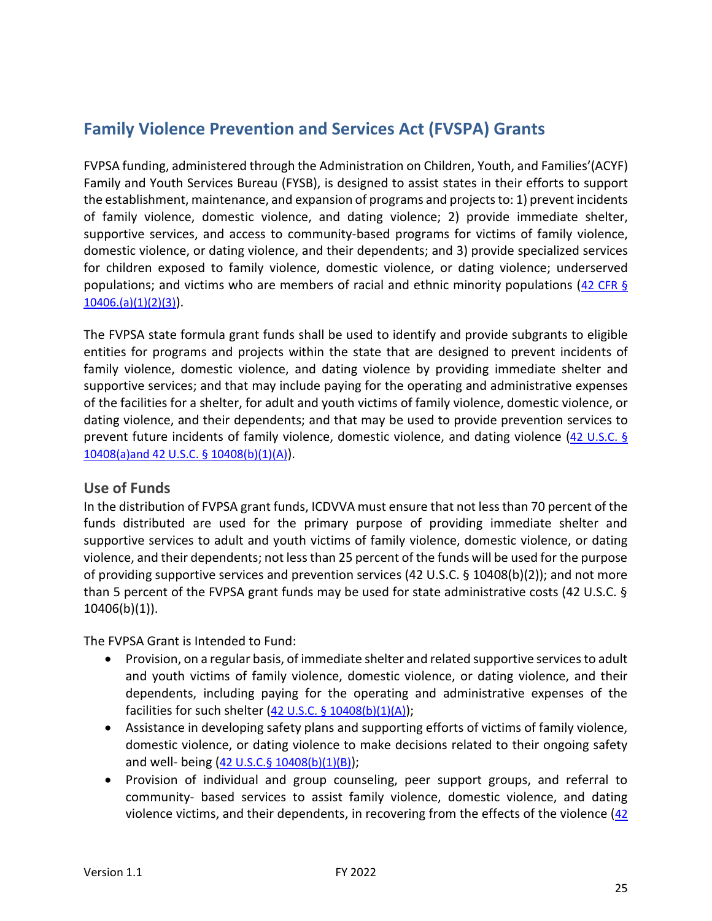## Family Violence Prevention and Services Act (FVSPA) Grants

FVPSA funding, administered through the Administration on Children, Youth, and Families'(ACYF) Family and Youth Services Bureau (FYSB), is designed to assist states in their efforts to support the establishment, maintenance, and expansion of programs and projects to: 1) prevent incidents of family violence, domestic violence, and dating violence; 2) provide immediate shelter, supportive services, and access to community-based programs for victims of family violence, domestic violence, or dating violence, and their dependents; and 3) provide specialized services for children exposed to family violence, domestic violence, or dating violence; underserved populations; and victims who are members of racial and ethnic minority populations (42 CFR § 10406.(a)(1)(2)(3)).

The FVPSA state formula grant funds shall be used to identify and provide subgrants to eligible entities for programs and projects within the state that are designed to prevent incidents of family violence, domestic violence, and dating violence by providing immediate shelter and supportive services; and that may include paying for the operating and administrative expenses of the facilities for a shelter, for adult and youth victims of family violence, domestic violence, or dating violence, and their dependents; and that may be used to provide prevention services to prevent future incidents of family violence, domestic violence, and dating violence (42 U.S.C. § 10408(a)and 42 U.S.C. § 10408(b)(1)(A)).

### Use of Funds

In the distribution of FVPSA grant funds, ICDVVA must ensure that not less than 70 percent of the funds distributed are used for the primary purpose of providing immediate shelter and supportive services to adult and youth victims of family violence, domestic violence, or dating violence, and their dependents; not less than 25 percent of the funds will be used for the purpose of providing supportive services and prevention services (42 U.S.C. § 10408(b)(2)); and not more than 5 percent of the FVPSA grant funds may be used for state administrative costs (42 U.S.C. § 10406(b)(1)).

The FVPSA Grant is Intended to Fund:

- Provision, on a regular basis, of immediate shelter and related supportive services to adult and youth victims of family violence, domestic violence, or dating violence, and their dependents, including paying for the operating and administrative expenses of the facilities for such shelter (42 U.S.C. § 10408(b)(1)(A));
- Assistance in developing safety plans and supporting efforts of victims of family violence, domestic violence, or dating violence to make decisions related to their ongoing safety and well- being (42 U.S.C.§ 10408(b)(1)(B));
- Provision of individual and group counseling, peer support groups, and referral to community- based services to assist family violence, domestic violence, and dating violence victims, and their dependents, in recovering from the effects of the violence (42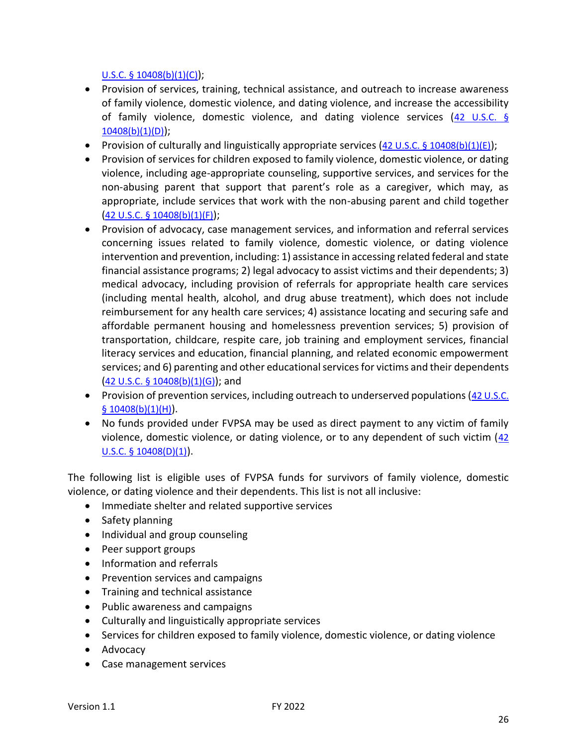U.S.C. § 10408(b)(1)(C));

- Provision of services, training, technical assistance, and outreach to increase awareness of family violence, domestic violence, and dating violence, and increase the accessibility of family violence, domestic violence, and dating violence services (42 U.S.C. § 10408(b)(1)(D));
- Provision of culturally and linguistically appropriate services (42 U.S.C. § 10408(b)(1)(E));
- Provision of services for children exposed to family violence, domestic violence, or dating violence, including age-appropriate counseling, supportive services, and services for the non-abusing parent that support that parent's role as a caregiver, which may, as appropriate, include services that work with the non-abusing parent and child together (42 U.S.C. § 10408(b)(1)(F));
- Provision of advocacy, case management services, and information and referral services concerning issues related to family violence, domestic violence, or dating violence intervention and prevention, including: 1) assistance in accessing related federal and state financial assistance programs; 2) legal advocacy to assist victims and their dependents; 3) medical advocacy, including provision of referrals for appropriate health care services (including mental health, alcohol, and drug abuse treatment), which does not include reimbursement for any health care services; 4) assistance locating and securing safe and affordable permanent housing and homelessness prevention services; 5) provision of transportation, childcare, respite care, job training and employment services, financial literacy services and education, financial planning, and related economic empowerment services; and 6) parenting and other educational services for victims and their dependents (42 U.S.C. § 10408(b)(1)(G)); and
- Provision of prevention services, including outreach to underserved populations (42 U.S.C. § 10408(b)(1)(H)).
- No funds provided under FVPSA may be used as direct payment to any victim of family violence, domestic violence, or dating violence, or to any dependent of such victim (42 U.S.C. § 10408(D)(1)).

The following list is eligible uses of FVPSA funds for survivors of family violence, domestic violence, or dating violence and their dependents. This list is not all inclusive:

- Immediate shelter and related supportive services
- Safety planning
- Individual and group counseling
- Peer support groups
- Information and referrals
- Prevention services and campaigns
- Training and technical assistance
- Public awareness and campaigns
- Culturally and linguistically appropriate services
- Services for children exposed to family violence, domestic violence, or dating violence
- Advocacy
- Case management services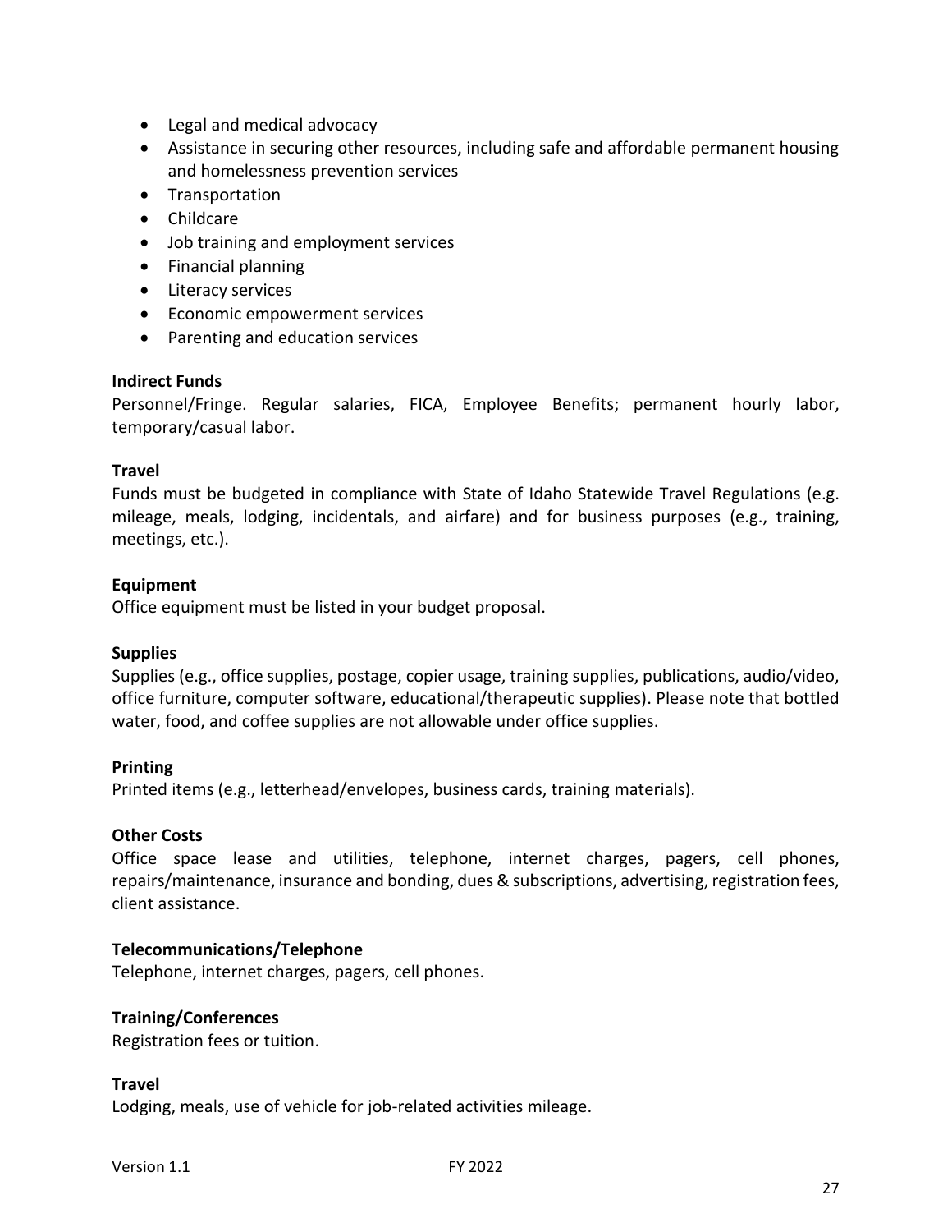- Legal and medical advocacy
- Assistance in securing other resources, including safe and affordable permanent housing and homelessness prevention services
- Transportation
- Childcare
- Job training and employment services
- Financial planning
- Literacy services
- Economic empowerment services
- Parenting and education services

**Indirect Funds**
Personnel/Fringe. Regular salaries, FICA, Employee Benefits; permanent hourly labor, temporary/casual labor.

**Travel**
Funds must be budgeted in compliance with State of Idaho Statewide Travel Regulations (e.g. mileage, meals, lodging, incidentals, and airfare) and for business purposes (e.g., training, meetings, etc.).

**Equipment**
Office equipment must be listed in your budget proposal.

**Supplies**
Supplies (e.g., office supplies, postage, copier usage, training supplies, publications, audio/video, office furniture, computer software, educational/therapeutic supplies). Please note that bottled water, food, and coffee supplies are not allowable under office supplies.

**Printing**
Printed items (e.g., letterhead/envelopes, business cards, training materials).

**Other Costs**
Office space lease and utilities, telephone, internet charges, pagers, cell phones, repairs/maintenance, insurance and bonding, dues & subscriptions, advertising, registration fees, client assistance.

**Telecommunications/Telephone**
Telephone, internet charges, pagers, cell phones.

**Training/Conferences**
Registration fees or tuition.

**Travel**
Lodging, meals, use of vehicle for job-related activities mileage.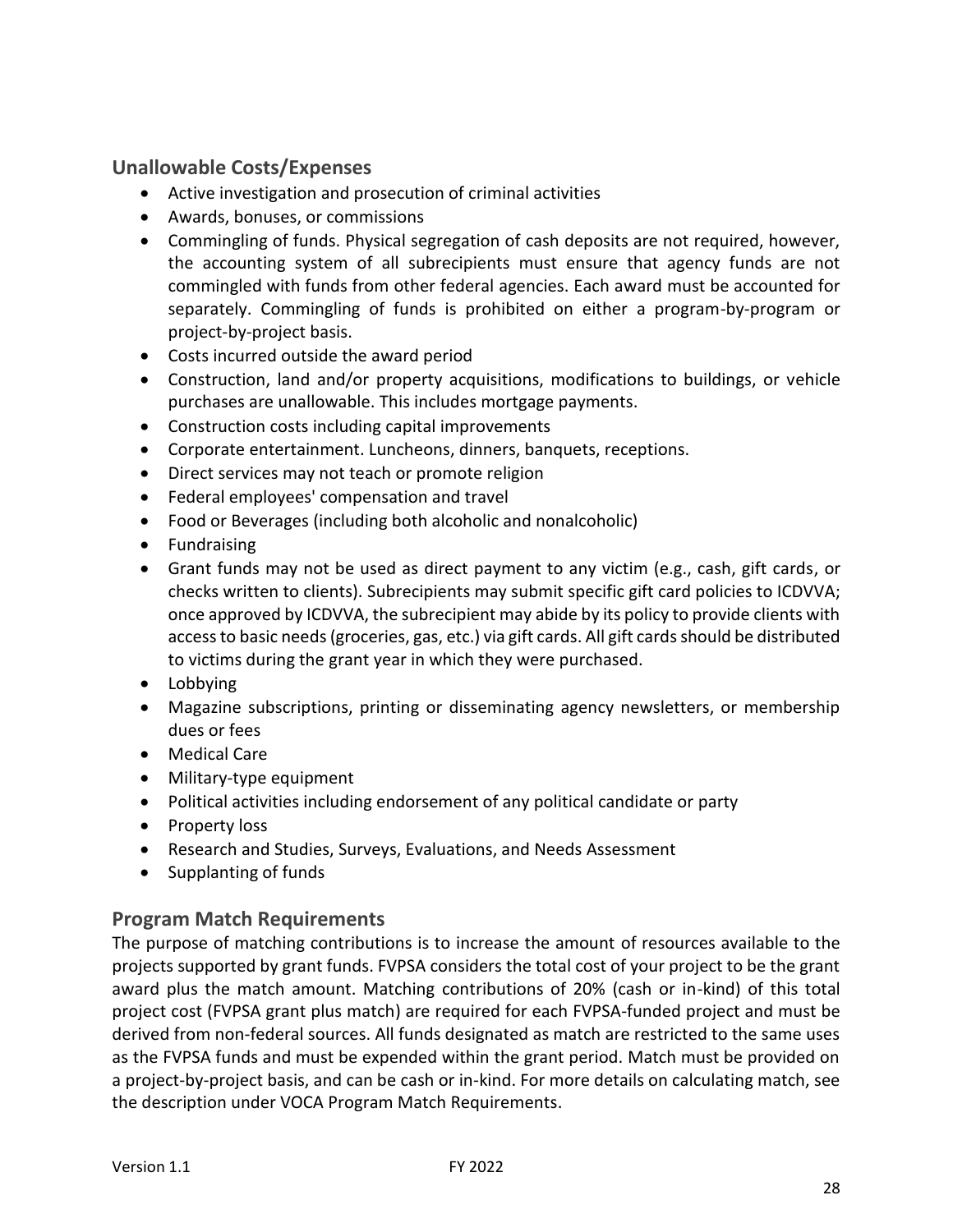### Unallowable Costs/Expenses

- Active investigation and prosecution of criminal activities
- Awards, bonuses, or commissions
- Commingling of funds. Physical segregation of cash deposits are not required, however, the accounting system of all subrecipients must ensure that agency funds are not commingled with funds from other federal agencies. Each award must be accounted for separately. Commingling of funds is prohibited on either a program-by-program or project-by-project basis.
- Costs incurred outside the award period
- Construction, land and/or property acquisitions, modifications to buildings, or vehicle purchases are unallowable. This includes mortgage payments.
- Construction costs including capital improvements
- Corporate entertainment. Luncheons, dinners, banquets, receptions.
- Direct services may not teach or promote religion
- Federal employees' compensation and travel
- Food or Beverages (including both alcoholic and nonalcoholic)
- Fundraising
- Grant funds may not be used as direct payment to any victim (e.g., cash, gift cards, or checks written to clients). Subrecipients may submit specific gift card policies to ICDVVA; once approved by ICDVVA, the subrecipient may abide by its policy to provide clients with access to basic needs (groceries, gas, etc.) via gift cards. All gift cards should be distributed to victims during the grant year in which they were purchased.
- Lobbying
- Magazine subscriptions, printing or disseminating agency newsletters, or membership dues or fees
- Medical Care
- Military-type equipment
- Political activities including endorsement of any political candidate or party
- Property loss
- Research and Studies, Surveys, Evaluations, and Needs Assessment
- Supplanting of funds

### Program Match Requirements

The purpose of matching contributions is to increase the amount of resources available to the projects supported by grant funds. FVPSA considers the total cost of your project to be the grant award plus the match amount. Matching contributions of 20% (cash or in-kind) of this total project cost (FVPSA grant plus match) are required for each FVPSA-funded project and must be derived from non-federal sources. All funds designated as match are restricted to the same uses as the FVPSA funds and must be expended within the grant period. Match must be provided on a project-by-project basis, and can be cash or in-kind. For more details on calculating match, see the description under VOCA Program Match Requirements.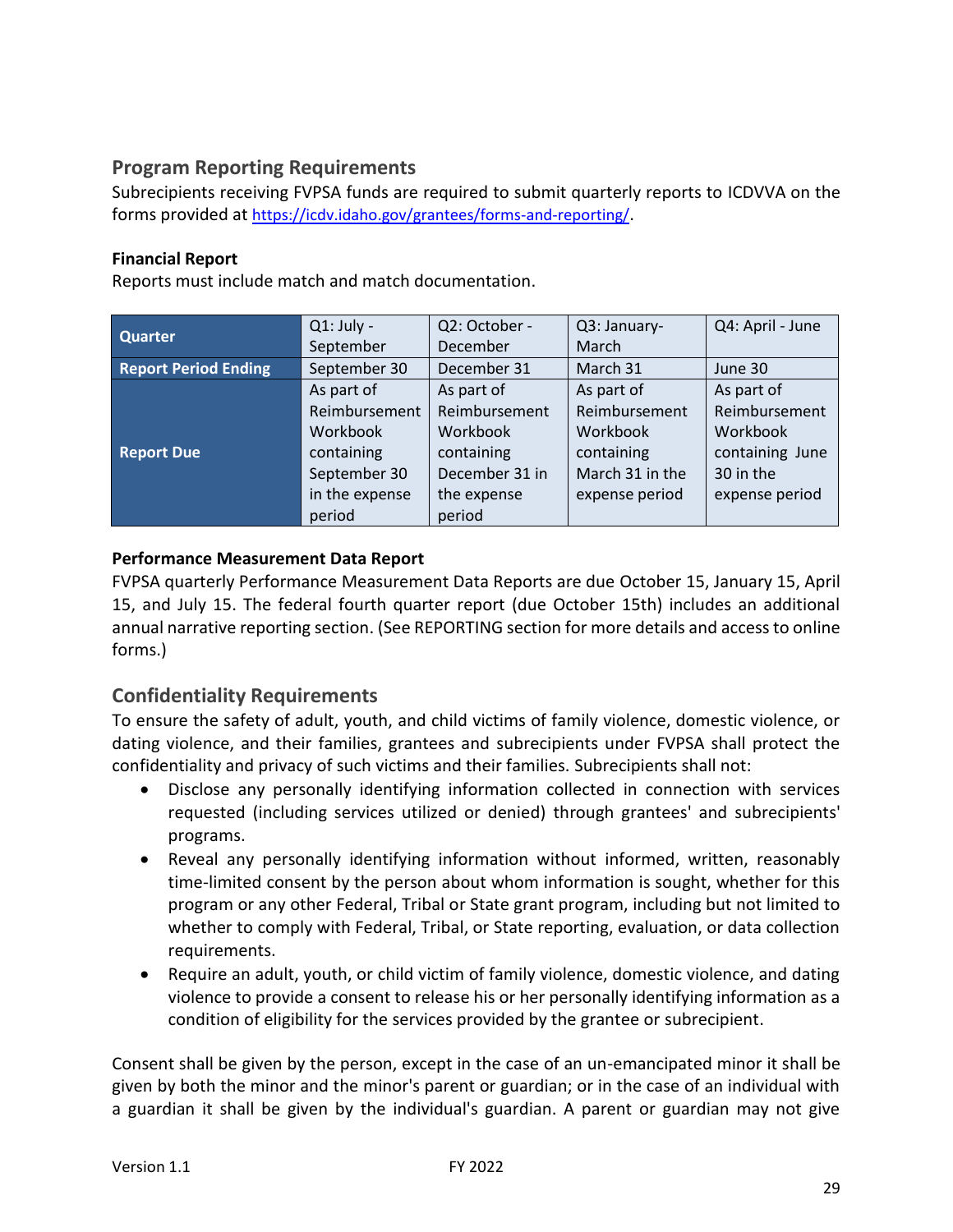## Program Reporting Requirements

Subrecipients receiving FVPSA funds are required to submit quarterly reports to ICDVVA on the forms provided at https://icdv.idaho.gov/grantees/forms-and-reporting/.

**Financial Report**

Reports must include match and match documentation.

| Quarter | Q1: July - September | Q2: October - December | Q3: January-March | Q4: April - June |
|---|---|---|---|---|
| Report Period Ending | September 30 | December 31 | March 31 | June 30 |
| Report Due | As part of Reimbursement Workbook containing September 30 in the expense period | As part of Reimbursement Workbook containing December 31 in the expense period | As part of Reimbursement Workbook containing March 31 in the expense period | As part of Reimbursement Workbook containing June 30 in the expense period |

**Performance Measurement Data Report**

FVPSA quarterly Performance Measurement Data Reports are due October 15, January 15, April 15, and July 15. The federal fourth quarter report (due October 15th) includes an additional annual narrative reporting section. (See REPORTING section for more details and access to online forms.)

## Confidentiality Requirements

To ensure the safety of adult, youth, and child victims of family violence, domestic violence, or dating violence, and their families, grantees and subrecipients under FVPSA shall protect the confidentiality and privacy of such victims and their families. Subrecipients shall not:

- Disclose any personally identifying information collected in connection with services requested (including services utilized or denied) through grantees' and subrecipients' programs.
- Reveal any personally identifying information without informed, written, reasonably time-limited consent by the person about whom information is sought, whether for this program or any other Federal, Tribal or State grant program, including but not limited to whether to comply with Federal, Tribal, or State reporting, evaluation, or data collection requirements.
- Require an adult, youth, or child victim of family violence, domestic violence, and dating violence to provide a consent to release his or her personally identifying information as a condition of eligibility for the services provided by the grantee or subrecipient.

Consent shall be given by the person, except in the case of an un-emancipated minor it shall be given by both the minor and the minor's parent or guardian; or in the case of an individual with a guardian it shall be given by the individual's guardian. A parent or guardian may not give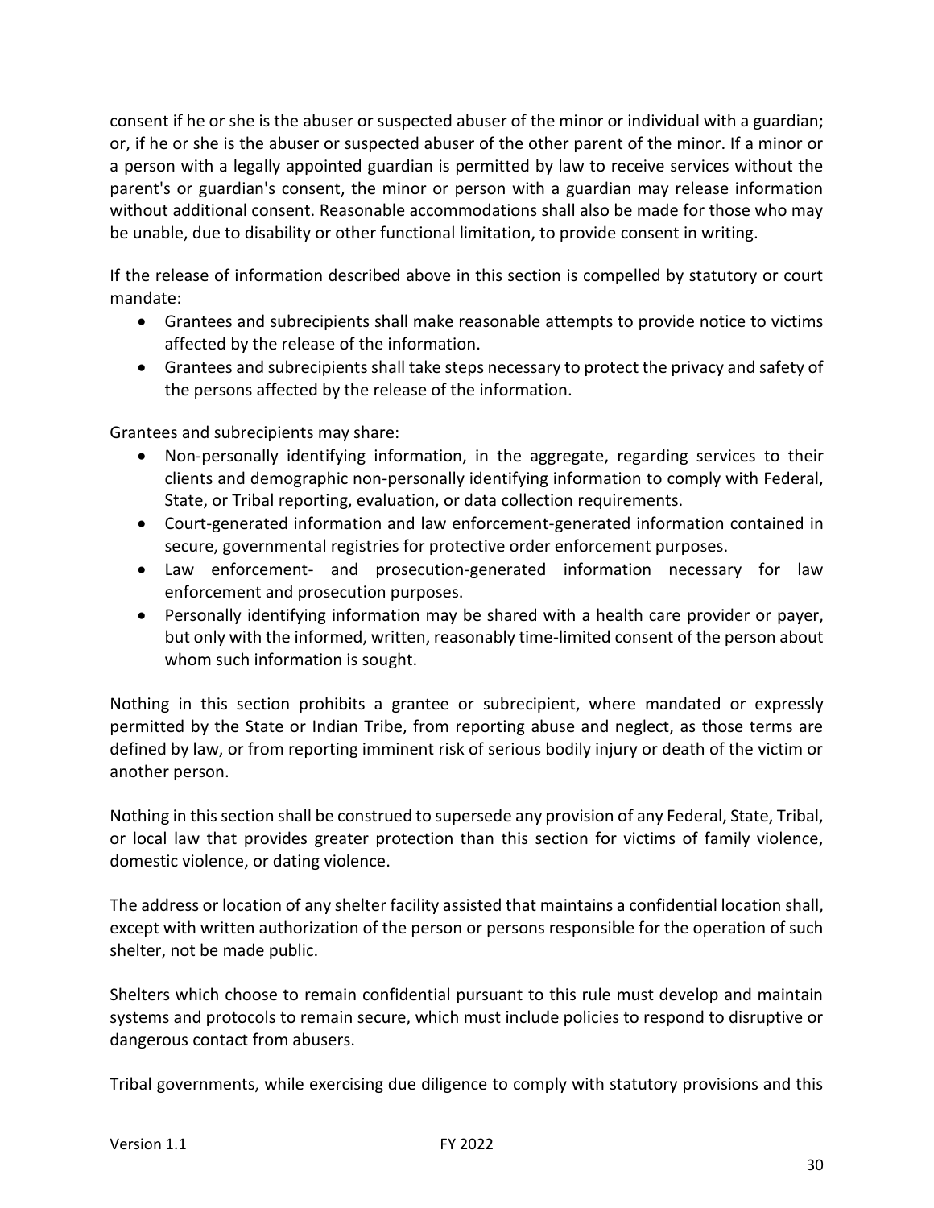consent if he or she is the abuser or suspected abuser of the minor or individual with a guardian; or, if he or she is the abuser or suspected abuser of the other parent of the minor. If a minor or a person with a legally appointed guardian is permitted by law to receive services without the parent's or guardian's consent, the minor or person with a guardian may release information without additional consent. Reasonable accommodations shall also be made for those who may be unable, due to disability or other functional limitation, to provide consent in writing.

If the release of information described above in this section is compelled by statutory or court mandate:

- Grantees and subrecipients shall make reasonable attempts to provide notice to victims affected by the release of the information.
- Grantees and subrecipients shall take steps necessary to protect the privacy and safety of the persons affected by the release of the information.

Grantees and subrecipients may share:

- Non-personally identifying information, in the aggregate, regarding services to their clients and demographic non-personally identifying information to comply with Federal, State, or Tribal reporting, evaluation, or data collection requirements.
- Court-generated information and law enforcement-generated information contained in secure, governmental registries for protective order enforcement purposes.
- Law enforcement- and prosecution-generated information necessary for law enforcement and prosecution purposes.
- Personally identifying information may be shared with a health care provider or payer, but only with the informed, written, reasonably time-limited consent of the person about whom such information is sought.

Nothing in this section prohibits a grantee or subrecipient, where mandated or expressly permitted by the State or Indian Tribe, from reporting abuse and neglect, as those terms are defined by law, or from reporting imminent risk of serious bodily injury or death of the victim or another person.

Nothing in this section shall be construed to supersede any provision of any Federal, State, Tribal, or local law that provides greater protection than this section for victims of family violence, domestic violence, or dating violence.

The address or location of any shelter facility assisted that maintains a confidential location shall, except with written authorization of the person or persons responsible for the operation of such shelter, not be made public.

Shelters which choose to remain confidential pursuant to this rule must develop and maintain systems and protocols to remain secure, which must include policies to respond to disruptive or dangerous contact from abusers.

Tribal governments, while exercising due diligence to comply with statutory provisions and this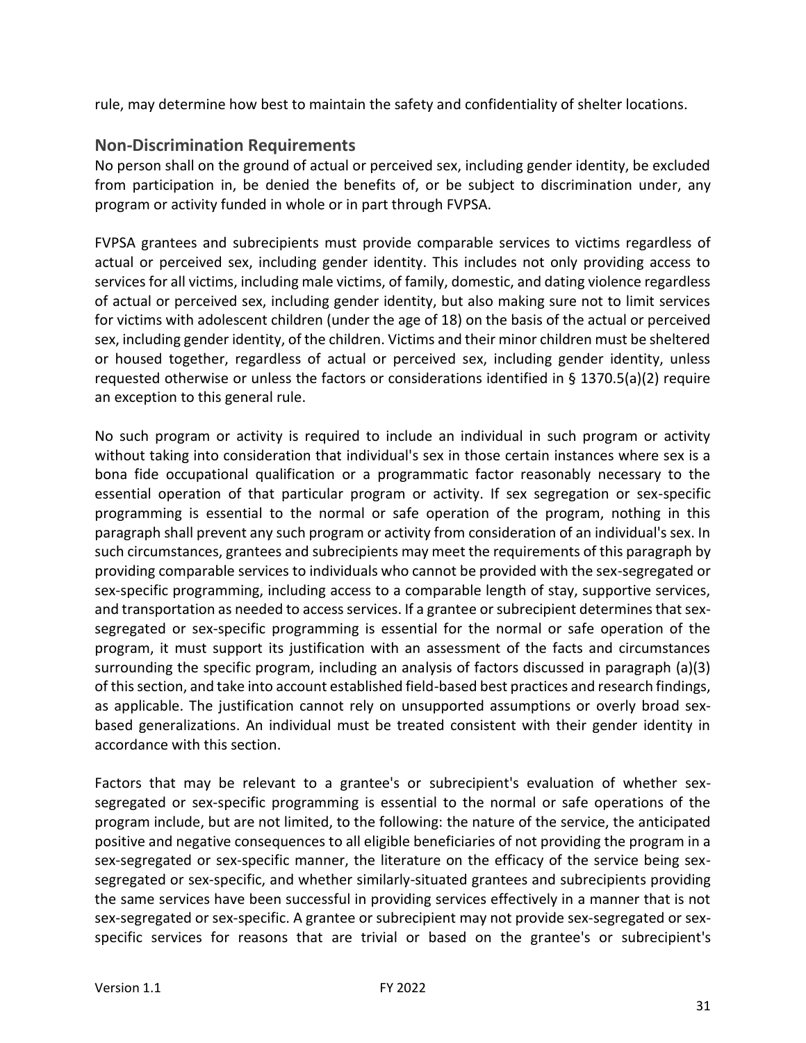rule, may determine how best to maintain the safety and confidentiality of shelter locations.

## Non-Discrimination Requirements

No person shall on the ground of actual or perceived sex, including gender identity, be excluded from participation in, be denied the benefits of, or be subject to discrimination under, any program or activity funded in whole or in part through FVPSA.

FVPSA grantees and subrecipients must provide comparable services to victims regardless of actual or perceived sex, including gender identity. This includes not only providing access to services for all victims, including male victims, of family, domestic, and dating violence regardless of actual or perceived sex, including gender identity, but also making sure not to limit services for victims with adolescent children (under the age of 18) on the basis of the actual or perceived sex, including gender identity, of the children. Victims and their minor children must be sheltered or housed together, regardless of actual or perceived sex, including gender identity, unless requested otherwise or unless the factors or considerations identified in § 1370.5(a)(2) require an exception to this general rule.

No such program or activity is required to include an individual in such program or activity without taking into consideration that individual's sex in those certain instances where sex is a bona fide occupational qualification or a programmatic factor reasonably necessary to the essential operation of that particular program or activity. If sex segregation or sex-specific programming is essential to the normal or safe operation of the program, nothing in this paragraph shall prevent any such program or activity from consideration of an individual's sex. In such circumstances, grantees and subrecipients may meet the requirements of this paragraph by providing comparable services to individuals who cannot be provided with the sex-segregated or sex-specific programming, including access to a comparable length of stay, supportive services, and transportation as needed to access services. If a grantee or subrecipient determines that sex-segregated or sex-specific programming is essential for the normal or safe operation of the program, it must support its justification with an assessment of the facts and circumstances surrounding the specific program, including an analysis of factors discussed in paragraph (a)(3) of this section, and take into account established field-based best practices and research findings, as applicable. The justification cannot rely on unsupported assumptions or overly broad sex-based generalizations. An individual must be treated consistent with their gender identity in accordance with this section.

Factors that may be relevant to a grantee's or subrecipient's evaluation of whether sex-segregated or sex-specific programming is essential to the normal or safe operations of the program include, but are not limited, to the following: the nature of the service, the anticipated positive and negative consequences to all eligible beneficiaries of not providing the program in a sex-segregated or sex-specific manner, the literature on the efficacy of the service being sex-segregated or sex-specific, and whether similarly-situated grantees and subrecipients providing the same services have been successful in providing services effectively in a manner that is not sex-segregated or sex-specific. A grantee or subrecipient may not provide sex-segregated or sex-specific services for reasons that are trivial or based on the grantee's or subrecipient's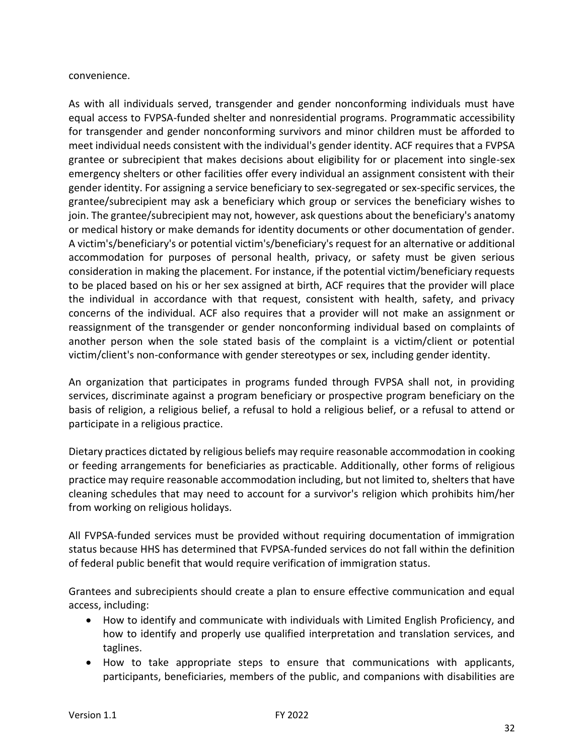convenience.

As with all individuals served, transgender and gender nonconforming individuals must have equal access to FVPSA-funded shelter and nonresidential programs. Programmatic accessibility for transgender and gender nonconforming survivors and minor children must be afforded to meet individual needs consistent with the individual's gender identity. ACF requires that a FVPSA grantee or subrecipient that makes decisions about eligibility for or placement into single-sex emergency shelters or other facilities offer every individual an assignment consistent with their gender identity. For assigning a service beneficiary to sex-segregated or sex-specific services, the grantee/subrecipient may ask a beneficiary which group or services the beneficiary wishes to join. The grantee/subrecipient may not, however, ask questions about the beneficiary's anatomy or medical history or make demands for identity documents or other documentation of gender. A victim's/beneficiary's or potential victim's/beneficiary's request for an alternative or additional accommodation for purposes of personal health, privacy, or safety must be given serious consideration in making the placement. For instance, if the potential victim/beneficiary requests to be placed based on his or her sex assigned at birth, ACF requires that the provider will place the individual in accordance with that request, consistent with health, safety, and privacy concerns of the individual. ACF also requires that a provider will not make an assignment or reassignment of the transgender or gender nonconforming individual based on complaints of another person when the sole stated basis of the complaint is a victim/client or potential victim/client's non-conformance with gender stereotypes or sex, including gender identity.

An organization that participates in programs funded through FVPSA shall not, in providing services, discriminate against a program beneficiary or prospective program beneficiary on the basis of religion, a religious belief, a refusal to hold a religious belief, or a refusal to attend or participate in a religious practice.

Dietary practices dictated by religious beliefs may require reasonable accommodation in cooking or feeding arrangements for beneficiaries as practicable. Additionally, other forms of religious practice may require reasonable accommodation including, but not limited to, shelters that have cleaning schedules that may need to account for a survivor's religion which prohibits him/her from working on religious holidays.

All FVPSA-funded services must be provided without requiring documentation of immigration status because HHS has determined that FVPSA-funded services do not fall within the definition of federal public benefit that would require verification of immigration status.

Grantees and subrecipients should create a plan to ensure effective communication and equal access, including:

- How to identify and communicate with individuals with Limited English Proficiency, and how to identify and properly use qualified interpretation and translation services, and taglines.
- How to take appropriate steps to ensure that communications with applicants, participants, beneficiaries, members of the public, and companions with disabilities are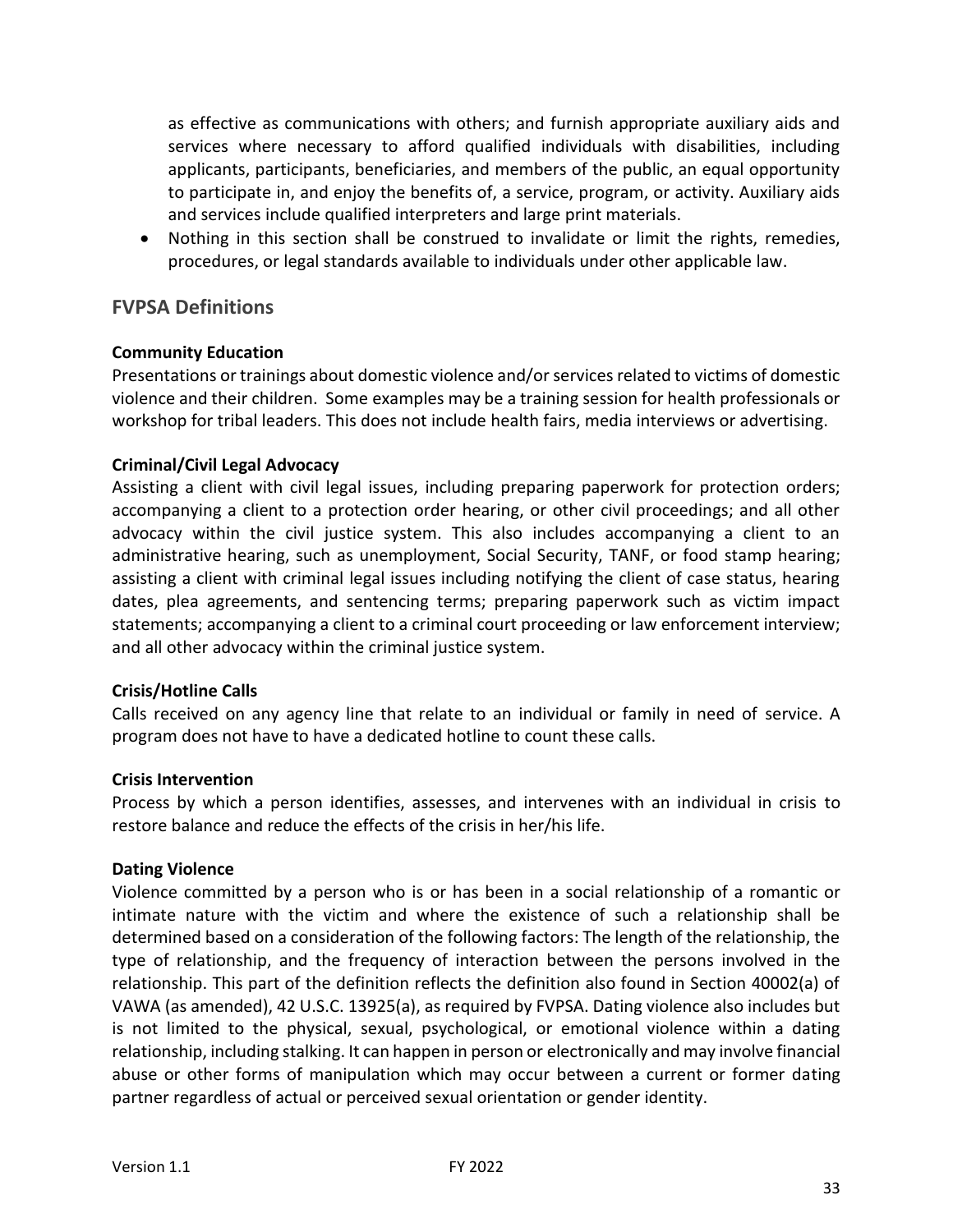as effective as communications with others; and furnish appropriate auxiliary aids and services where necessary to afford qualified individuals with disabilities, including applicants, participants, beneficiaries, and members of the public, an equal opportunity to participate in, and enjoy the benefits of, a service, program, or activity. Auxiliary aids and services include qualified interpreters and large print materials.

- Nothing in this section shall be construed to invalidate or limit the rights, remedies, procedures, or legal standards available to individuals under other applicable law.

## FVPSA Definitions

**Community Education**

Presentations or trainings about domestic violence and/or services related to victims of domestic violence and their children. Some examples may be a training session for health professionals or workshop for tribal leaders. This does not include health fairs, media interviews or advertising.

**Criminal/Civil Legal Advocacy**

Assisting a client with civil legal issues, including preparing paperwork for protection orders; accompanying a client to a protection order hearing, or other civil proceedings; and all other advocacy within the civil justice system. This also includes accompanying a client to an administrative hearing, such as unemployment, Social Security, TANF, or food stamp hearing; assisting a client with criminal legal issues including notifying the client of case status, hearing dates, plea agreements, and sentencing terms; preparing paperwork such as victim impact statements; accompanying a client to a criminal court proceeding or law enforcement interview; and all other advocacy within the criminal justice system.

**Crisis/Hotline Calls**

Calls received on any agency line that relate to an individual or family in need of service. A program does not have to have a dedicated hotline to count these calls.

**Crisis Intervention**

Process by which a person identifies, assesses, and intervenes with an individual in crisis to restore balance and reduce the effects of the crisis in her/his life.

**Dating Violence**

Violence committed by a person who is or has been in a social relationship of a romantic or intimate nature with the victim and where the existence of such a relationship shall be determined based on a consideration of the following factors: The length of the relationship, the type of relationship, and the frequency of interaction between the persons involved in the relationship. This part of the definition reflects the definition also found in Section 40002(a) of VAWA (as amended), 42 U.S.C. 13925(a), as required by FVPSA. Dating violence also includes but is not limited to the physical, sexual, psychological, or emotional violence within a dating relationship, including stalking. It can happen in person or electronically and may involve financial abuse or other forms of manipulation which may occur between a current or former dating partner regardless of actual or perceived sexual orientation or gender identity.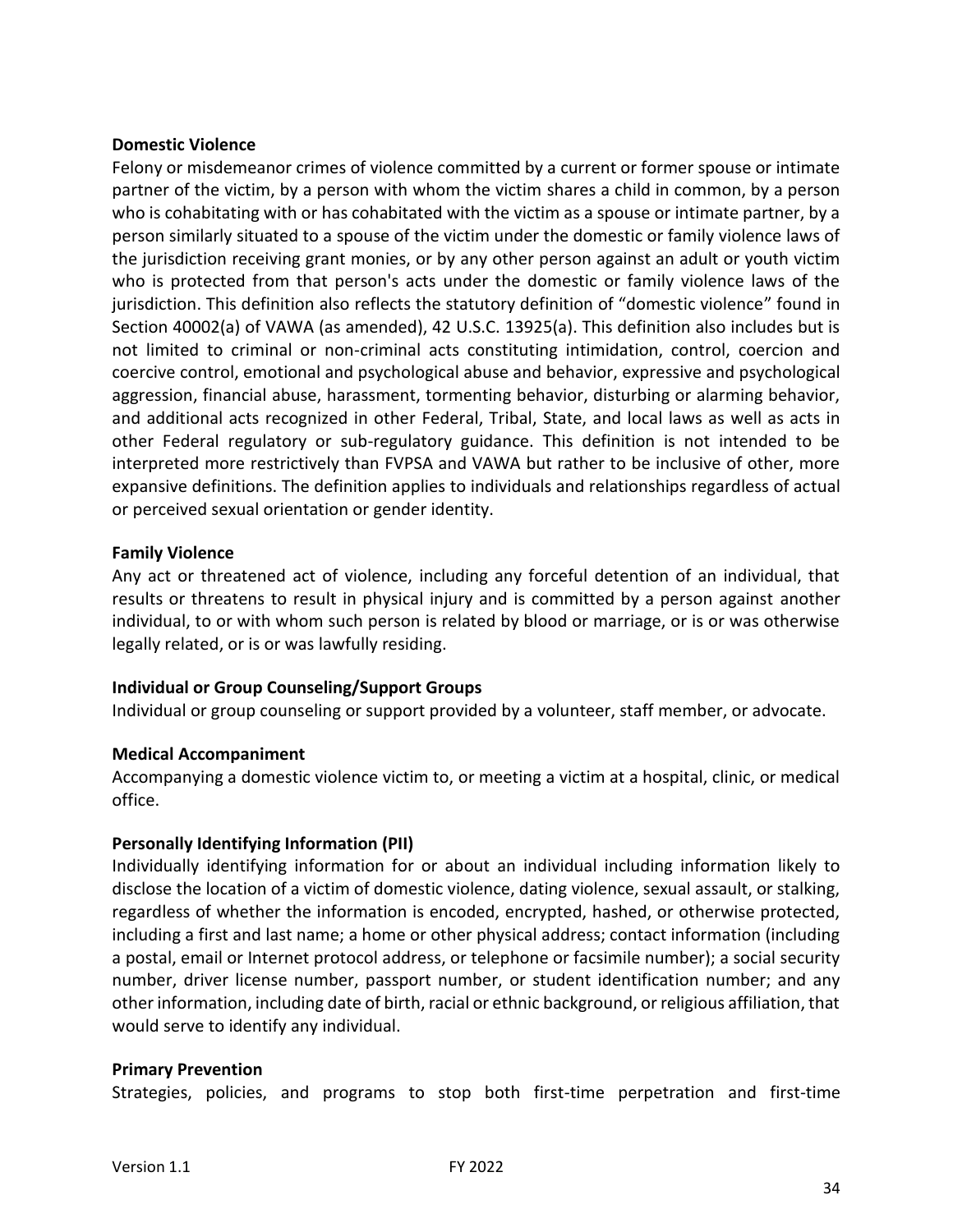**Domestic Violence**

Felony or misdemeanor crimes of violence committed by a current or former spouse or intimate partner of the victim, by a person with whom the victim shares a child in common, by a person who is cohabitating with or has cohabitated with the victim as a spouse or intimate partner, by a person similarly situated to a spouse of the victim under the domestic or family violence laws of the jurisdiction receiving grant monies, or by any other person against an adult or youth victim who is protected from that person's acts under the domestic or family violence laws of the jurisdiction. This definition also reflects the statutory definition of "domestic violence" found in Section 40002(a) of VAWA (as amended), 42 U.S.C. 13925(a). This definition also includes but is not limited to criminal or non-criminal acts constituting intimidation, control, coercion and coercive control, emotional and psychological abuse and behavior, expressive and psychological aggression, financial abuse, harassment, tormenting behavior, disturbing or alarming behavior, and additional acts recognized in other Federal, Tribal, State, and local laws as well as acts in other Federal regulatory or sub-regulatory guidance. This definition is not intended to be interpreted more restrictively than FVPSA and VAWA but rather to be inclusive of other, more expansive definitions. The definition applies to individuals and relationships regardless of actual or perceived sexual orientation or gender identity.

**Family Violence**

Any act or threatened act of violence, including any forceful detention of an individual, that results or threatens to result in physical injury and is committed by a person against another individual, to or with whom such person is related by blood or marriage, or is or was otherwise legally related, or is or was lawfully residing.

**Individual or Group Counseling/Support Groups**

Individual or group counseling or support provided by a volunteer, staff member, or advocate.

**Medical Accompaniment**

Accompanying a domestic violence victim to, or meeting a victim at a hospital, clinic, or medical office.

**Personally Identifying Information (PII)**

Individually identifying information for or about an individual including information likely to disclose the location of a victim of domestic violence, dating violence, sexual assault, or stalking, regardless of whether the information is encoded, encrypted, hashed, or otherwise protected, including a first and last name; a home or other physical address; contact information (including a postal, email or Internet protocol address, or telephone or facsimile number); a social security number, driver license number, passport number, or student identification number; and any other information, including date of birth, racial or ethnic background, or religious affiliation, that would serve to identify any individual.

**Primary Prevention**

Strategies, policies, and programs to stop both first-time perpetration and first-time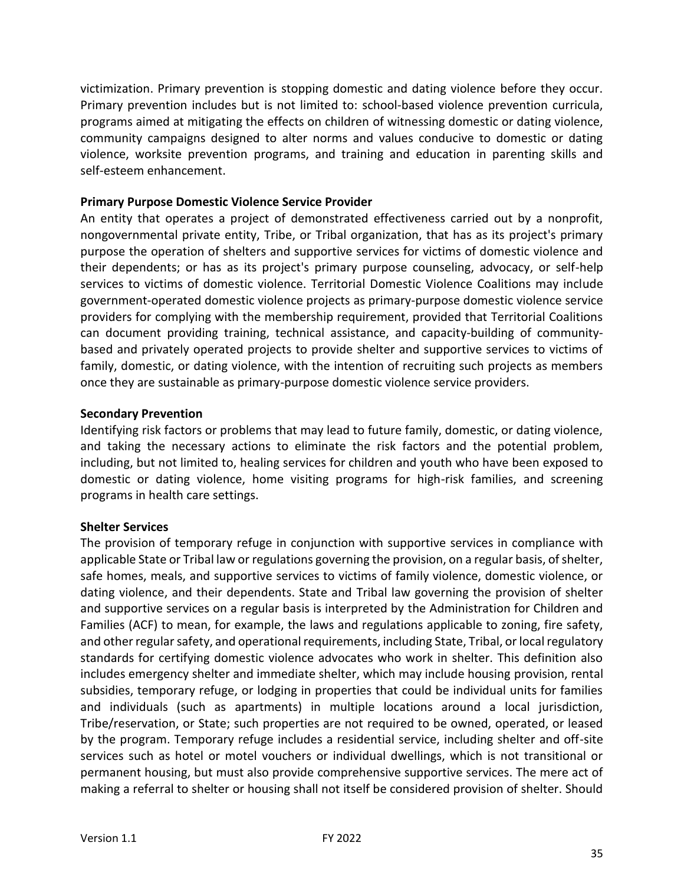victimization. Primary prevention is stopping domestic and dating violence before they occur. Primary prevention includes but is not limited to: school-based violence prevention curricula, programs aimed at mitigating the effects on children of witnessing domestic or dating violence, community campaigns designed to alter norms and values conducive to domestic or dating violence, worksite prevention programs, and training and education in parenting skills and self-esteem enhancement.

**Primary Purpose Domestic Violence Service Provider**
An entity that operates a project of demonstrated effectiveness carried out by a nonprofit, nongovernmental private entity, Tribe, or Tribal organization, that has as its project's primary purpose the operation of shelters and supportive services for victims of domestic violence and their dependents; or has as its project's primary purpose counseling, advocacy, or self-help services to victims of domestic violence. Territorial Domestic Violence Coalitions may include government-operated domestic violence projects as primary-purpose domestic violence service providers for complying with the membership requirement, provided that Territorial Coalitions can document providing training, technical assistance, and capacity-building of community-based and privately operated projects to provide shelter and supportive services to victims of family, domestic, or dating violence, with the intention of recruiting such projects as members once they are sustainable as primary-purpose domestic violence service providers.

**Secondary Prevention**
Identifying risk factors or problems that may lead to future family, domestic, or dating violence, and taking the necessary actions to eliminate the risk factors and the potential problem, including, but not limited to, healing services for children and youth who have been exposed to domestic or dating violence, home visiting programs for high-risk families, and screening programs in health care settings.

**Shelter Services**
The provision of temporary refuge in conjunction with supportive services in compliance with applicable State or Tribal law or regulations governing the provision, on a regular basis, of shelter, safe homes, meals, and supportive services to victims of family violence, domestic violence, or dating violence, and their dependents. State and Tribal law governing the provision of shelter and supportive services on a regular basis is interpreted by the Administration for Children and Families (ACF) to mean, for example, the laws and regulations applicable to zoning, fire safety, and other regular safety, and operational requirements, including State, Tribal, or local regulatory standards for certifying domestic violence advocates who work in shelter. This definition also includes emergency shelter and immediate shelter, which may include housing provision, rental subsidies, temporary refuge, or lodging in properties that could be individual units for families and individuals (such as apartments) in multiple locations around a local jurisdiction, Tribe/reservation, or State; such properties are not required to be owned, operated, or leased by the program. Temporary refuge includes a residential service, including shelter and off-site services such as hotel or motel vouchers or individual dwellings, which is not transitional or permanent housing, but must also provide comprehensive supportive services. The mere act of making a referral to shelter or housing shall not itself be considered provision of shelter. Should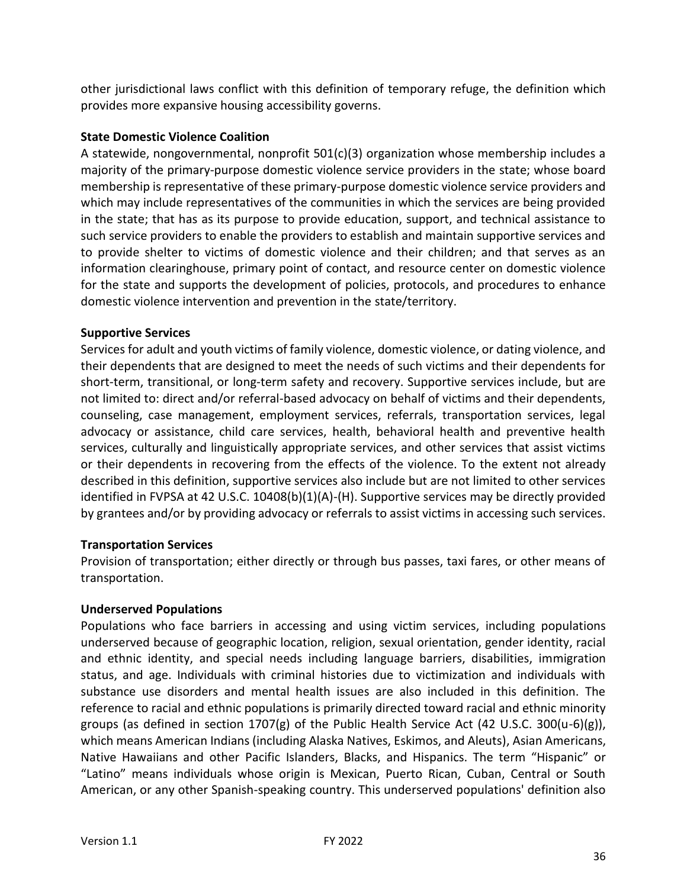other jurisdictional laws conflict with this definition of temporary refuge, the definition which provides more expansive housing accessibility governs.

**State Domestic Violence Coalition**

A statewide, nongovernmental, nonprofit 501(c)(3) organization whose membership includes a majority of the primary-purpose domestic violence service providers in the state; whose board membership is representative of these primary-purpose domestic violence service providers and which may include representatives of the communities in which the services are being provided in the state; that has as its purpose to provide education, support, and technical assistance to such service providers to enable the providers to establish and maintain supportive services and to provide shelter to victims of domestic violence and their children; and that serves as an information clearinghouse, primary point of contact, and resource center on domestic violence for the state and supports the development of policies, protocols, and procedures to enhance domestic violence intervention and prevention in the state/territory.

**Supportive Services**

Services for adult and youth victims of family violence, domestic violence, or dating violence, and their dependents that are designed to meet the needs of such victims and their dependents for short-term, transitional, or long-term safety and recovery. Supportive services include, but are not limited to: direct and/or referral-based advocacy on behalf of victims and their dependents, counseling, case management, employment services, referrals, transportation services, legal advocacy or assistance, child care services, health, behavioral health and preventive health services, culturally and linguistically appropriate services, and other services that assist victims or their dependents in recovering from the effects of the violence. To the extent not already described in this definition, supportive services also include but are not limited to other services identified in FVPSA at 42 U.S.C. 10408(b)(1)(A)-(H). Supportive services may be directly provided by grantees and/or by providing advocacy or referrals to assist victims in accessing such services.

**Transportation Services**

Provision of transportation; either directly or through bus passes, taxi fares, or other means of transportation.

**Underserved Populations**

Populations who face barriers in accessing and using victim services, including populations underserved because of geographic location, religion, sexual orientation, gender identity, racial and ethnic identity, and special needs including language barriers, disabilities, immigration status, and age. Individuals with criminal histories due to victimization and individuals with substance use disorders and mental health issues are also included in this definition. The reference to racial and ethnic populations is primarily directed toward racial and ethnic minority groups (as defined in section 1707(g) of the Public Health Service Act (42 U.S.C. 300(u-6)(g)), which means American Indians (including Alaska Natives, Eskimos, and Aleuts), Asian Americans, Native Hawaiians and other Pacific Islanders, Blacks, and Hispanics. The term "Hispanic" or "Latino" means individuals whose origin is Mexican, Puerto Rican, Cuban, Central or South American, or any other Spanish-speaking country. This underserved populations' definition also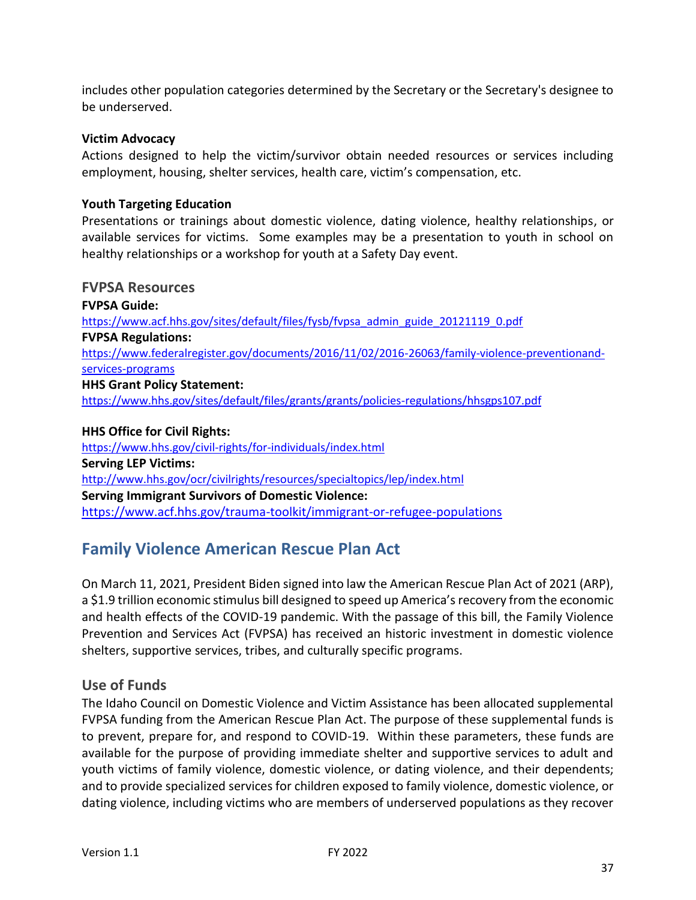includes other population categories determined by the Secretary or the Secretary's designee to be underserved.

**Victim Advocacy**
Actions designed to help the victim/survivor obtain needed resources or services including employment, housing, shelter services, health care, victim's compensation, etc.

**Youth Targeting Education**
Presentations or trainings about domestic violence, dating violence, healthy relationships, or available services for victims. Some examples may be a presentation to youth in school on healthy relationships or a workshop for youth at a Safety Day event.

### FVPSA Resources

**FVPSA Guide:**
https://www.acf.hhs.gov/sites/default/files/fysb/fvpsa_admin_guide_20121119_0.pdf
**FVPSA Regulations:**
https://www.federalregister.gov/documents/2016/11/02/2016-26063/family-violence-preventionand-services-programs
**HHS Grant Policy Statement:**
https://www.hhs.gov/sites/default/files/grants/grants/policies-regulations/hhsgps107.pdf

**HHS Office for Civil Rights:**
https://www.hhs.gov/civil-rights/for-individuals/index.html
**Serving LEP Victims:**
http://www.hhs.gov/ocr/civilrights/resources/specialtopics/lep/index.html
**Serving Immigrant Survivors of Domestic Violence:**
https://www.acf.hhs.gov/trauma-toolkit/immigrant-or-refugee-populations

## Family Violence American Rescue Plan Act

On March 11, 2021, President Biden signed into law the American Rescue Plan Act of 2021 (ARP), a $1.9 trillion economic stimulus bill designed to speed up America's recovery from the economic and health effects of the COVID-19 pandemic. With the passage of this bill, the Family Violence Prevention and Services Act (FVPSA) has received an historic investment in domestic violence shelters, supportive services, tribes, and culturally specific programs.

### Use of Funds

The Idaho Council on Domestic Violence and Victim Assistance has been allocated supplemental FVPSA funding from the American Rescue Plan Act. The purpose of these supplemental funds is to prevent, prepare for, and respond to COVID-19. Within these parameters, these funds are available for the purpose of providing immediate shelter and supportive services to adult and youth victims of family violence, domestic violence, or dating violence, and their dependents; and to provide specialized services for children exposed to family violence, domestic violence, or dating violence, including victims who are members of underserved populations as they recover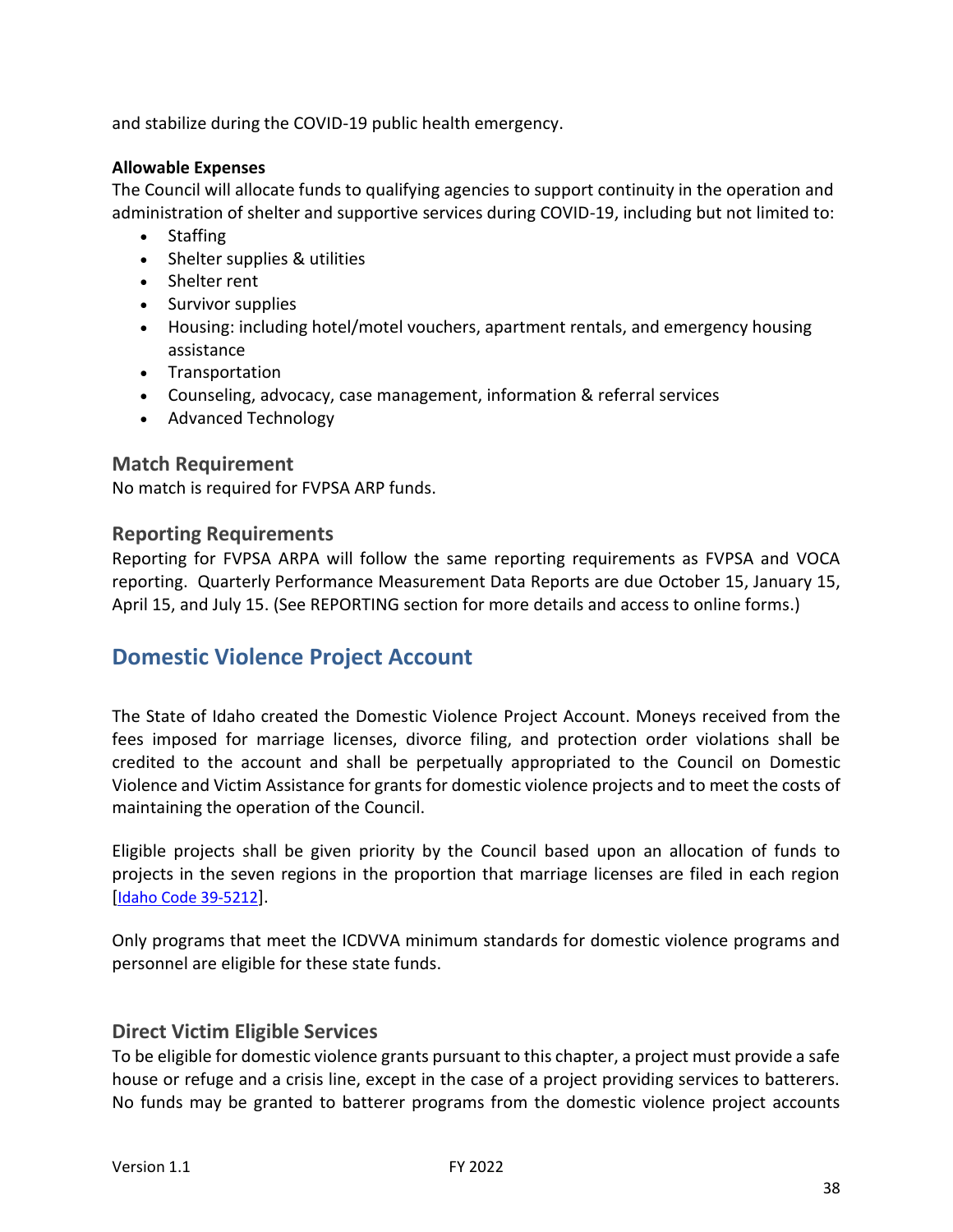and stabilize during the COVID-19 public health emergency.

**Allowable Expenses**

The Council will allocate funds to qualifying agencies to support continuity in the operation and administration of shelter and supportive services during COVID-19, including but not limited to:

- Staffing
- Shelter supplies & utilities
- Shelter rent
- Survivor supplies
- Housing: including hotel/motel vouchers, apartment rentals, and emergency housing assistance
- Transportation
- Counseling, advocacy, case management, information & referral services
- Advanced Technology

### Match Requirement

No match is required for FVPSA ARP funds.

### Reporting Requirements

Reporting for FVPSA ARPA will follow the same reporting requirements as FVPSA and VOCA reporting. Quarterly Performance Measurement Data Reports are due October 15, January 15, April 15, and July 15. (See REPORTING section for more details and access to online forms.)

## Domestic Violence Project Account

The State of Idaho created the Domestic Violence Project Account. Moneys received from the fees imposed for marriage licenses, divorce filing, and protection order violations shall be credited to the account and shall be perpetually appropriated to the Council on Domestic Violence and Victim Assistance for grants for domestic violence projects and to meet the costs of maintaining the operation of the Council.

Eligible projects shall be given priority by the Council based upon an allocation of funds to projects in the seven regions in the proportion that marriage licenses are filed in each region [Idaho Code 39-5212].

Only programs that meet the ICDVVA minimum standards for domestic violence programs and personnel are eligible for these state funds.

### Direct Victim Eligible Services

To be eligible for domestic violence grants pursuant to this chapter, a project must provide a safe house or refuge and a crisis line, except in the case of a project providing services to batterers. No funds may be granted to batterer programs from the domestic violence project accounts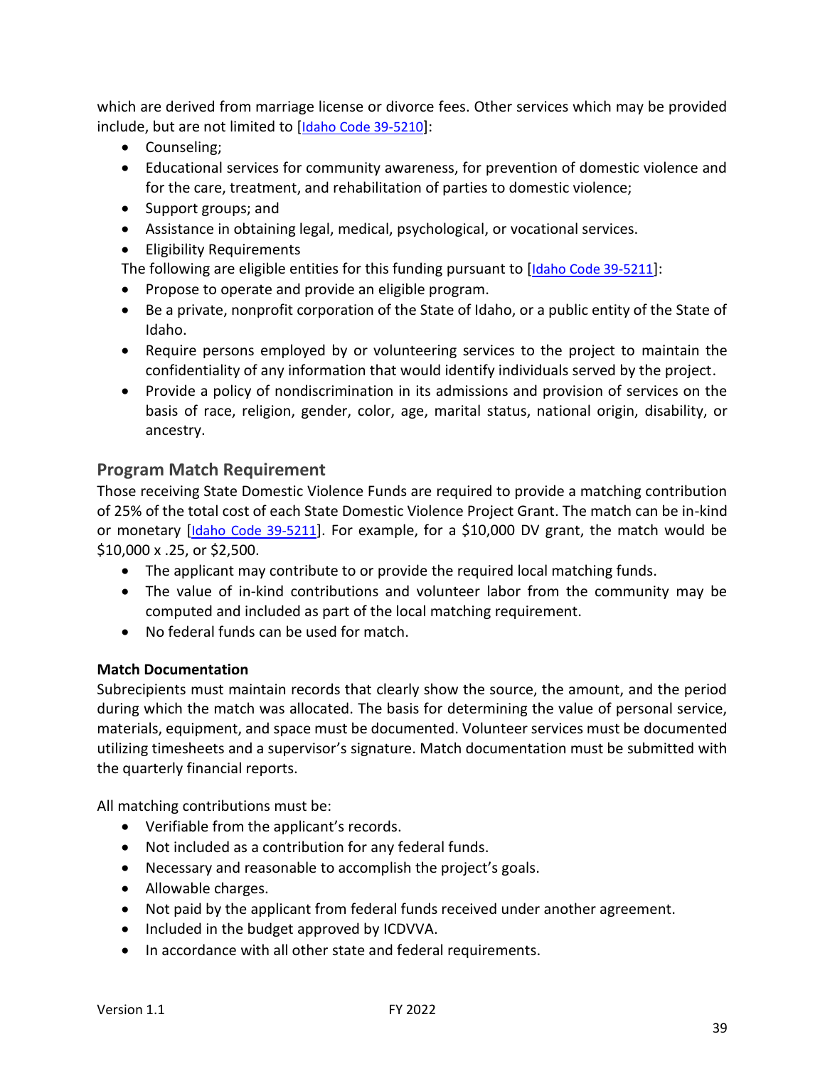which are derived from marriage license or divorce fees. Other services which may be provided include, but are not limited to [Idaho Code 39-5210]:

- Counseling;
- Educational services for community awareness, for prevention of domestic violence and for the care, treatment, and rehabilitation of parties to domestic violence;
- Support groups; and
- Assistance in obtaining legal, medical, psychological, or vocational services.
- Eligibility Requirements

The following are eligible entities for this funding pursuant to [Idaho Code 39-5211]:

- Propose to operate and provide an eligible program.
- Be a private, nonprofit corporation of the State of Idaho, or a public entity of the State of Idaho.
- Require persons employed by or volunteering services to the project to maintain the confidentiality of any information that would identify individuals served by the project.
- Provide a policy of nondiscrimination in its admissions and provision of services on the basis of race, religion, gender, color, age, marital status, national origin, disability, or ancestry.

## Program Match Requirement

Those receiving State Domestic Violence Funds are required to provide a matching contribution of 25% of the total cost of each State Domestic Violence Project Grant. The match can be in-kind or monetary [Idaho Code 39-5211]. For example, for a $10,000 DV grant, the match would be $10,000 x .25, or $2,500.

- The applicant may contribute to or provide the required local matching funds.
- The value of in-kind contributions and volunteer labor from the community may be computed and included as part of the local matching requirement.
- No federal funds can be used for match.

**Match Documentation**

Subrecipients must maintain records that clearly show the source, the amount, and the period during which the match was allocated. The basis for determining the value of personal service, materials, equipment, and space must be documented. Volunteer services must be documented utilizing timesheets and a supervisor's signature. Match documentation must be submitted with the quarterly financial reports.

All matching contributions must be:

- Verifiable from the applicant's records.
- Not included as a contribution for any federal funds.
- Necessary and reasonable to accomplish the project's goals.
- Allowable charges.
- Not paid by the applicant from federal funds received under another agreement.
- Included in the budget approved by ICDVVA.
- In accordance with all other state and federal requirements.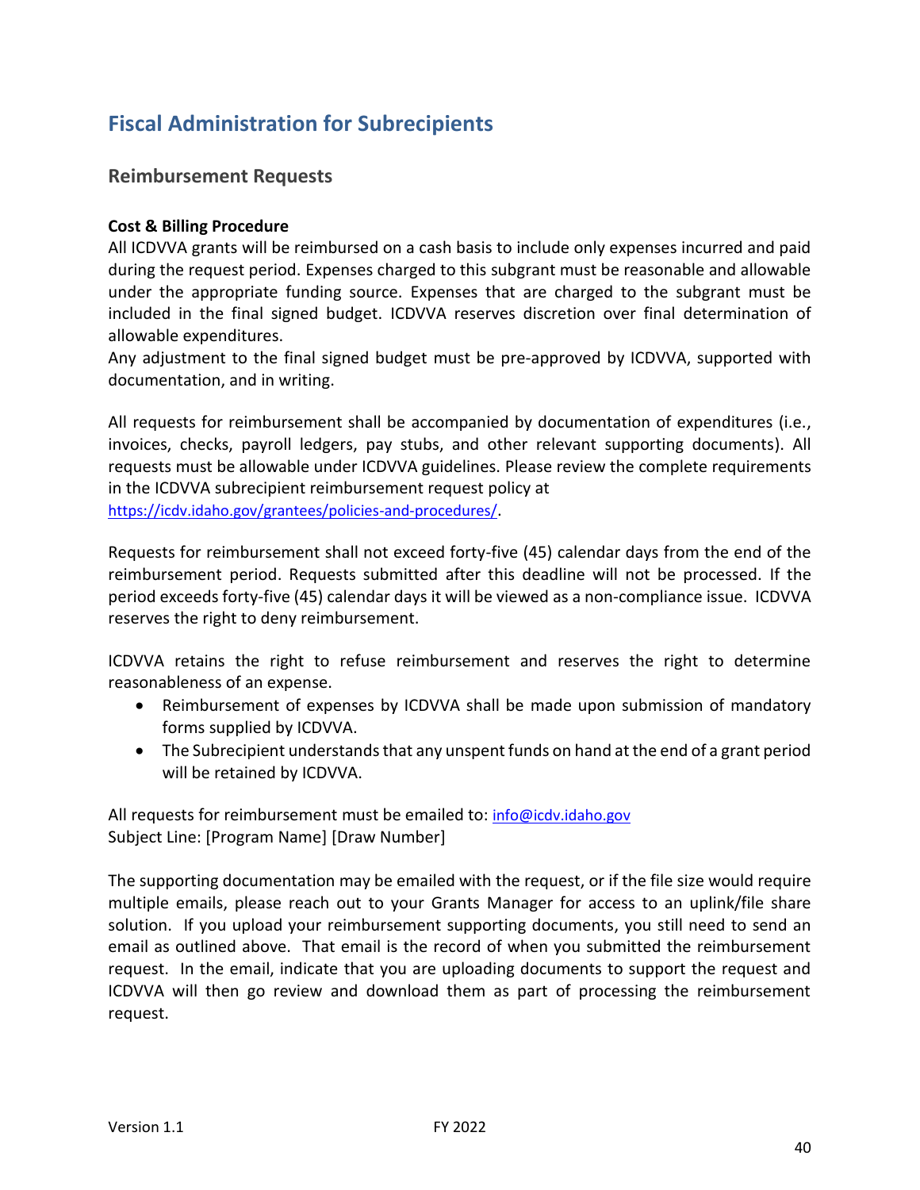# Fiscal Administration for Subrecipients

## Reimbursement Requests

**Cost & Billing Procedure**

All ICDVVA grants will be reimbursed on a cash basis to include only expenses incurred and paid during the request period. Expenses charged to this subgrant must be reasonable and allowable under the appropriate funding source. Expenses that are charged to the subgrant must be included in the final signed budget. ICDVVA reserves discretion over final determination of allowable expenditures.

Any adjustment to the final signed budget must be pre-approved by ICDVVA, supported with documentation, and in writing.

All requests for reimbursement shall be accompanied by documentation of expenditures (i.e., invoices, checks, payroll ledgers, pay stubs, and other relevant supporting documents). All requests must be allowable under ICDVVA guidelines. Please review the complete requirements in the ICDVVA subrecipient reimbursement request policy at https://icdv.idaho.gov/grantees/policies-and-procedures/.

Requests for reimbursement shall not exceed forty-five (45) calendar days from the end of the reimbursement period. Requests submitted after this deadline will not be processed. If the period exceeds forty-five (45) calendar days it will be viewed as a non-compliance issue. ICDVVA reserves the right to deny reimbursement.

ICDVVA retains the right to refuse reimbursement and reserves the right to determine reasonableness of an expense.

- Reimbursement of expenses by ICDVVA shall be made upon submission of mandatory forms supplied by ICDVVA.
- The Subrecipient understands that any unspent funds on hand at the end of a grant period will be retained by ICDVVA.

All requests for reimbursement must be emailed to: info@icdv.idaho.gov
Subject Line: [Program Name] [Draw Number]

The supporting documentation may be emailed with the request, or if the file size would require multiple emails, please reach out to your Grants Manager for access to an uplink/file share solution. If you upload your reimbursement supporting documents, you still need to send an email as outlined above. That email is the record of when you submitted the reimbursement request. In the email, indicate that you are uploading documents to support the request and ICDVVA will then go review and download them as part of processing the reimbursement request.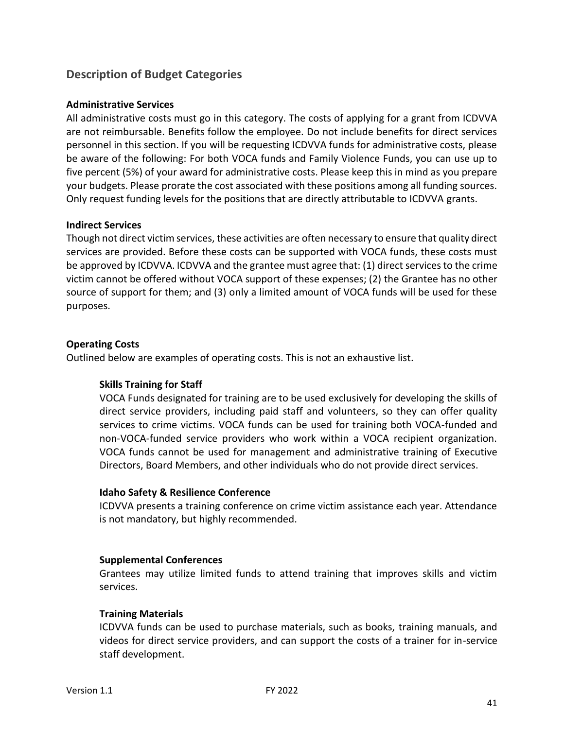## Description of Budget Categories

**Administrative Services**

All administrative costs must go in this category. The costs of applying for a grant from ICDVVA are not reimbursable. Benefits follow the employee. Do not include benefits for direct services personnel in this section. If you will be requesting ICDVVA funds for administrative costs, please be aware of the following: For both VOCA funds and Family Violence Funds, you can use up to five percent (5%) of your award for administrative costs. Please keep this in mind as you prepare your budgets. Please prorate the cost associated with these positions among all funding sources. Only request funding levels for the positions that are directly attributable to ICDVVA grants.

**Indirect Services**

Though not direct victim services, these activities are often necessary to ensure that quality direct services are provided. Before these costs can be supported with VOCA funds, these costs must be approved by ICDVVA. ICDVVA and the grantee must agree that: (1) direct services to the crime victim cannot be offered without VOCA support of these expenses; (2) the Grantee has no other source of support for them; and (3) only a limited amount of VOCA funds will be used for these purposes.

**Operating Costs**

Outlined below are examples of operating costs. This is not an exhaustive list.

**Skills Training for Staff**

VOCA Funds designated for training are to be used exclusively for developing the skills of direct service providers, including paid staff and volunteers, so they can offer quality services to crime victims. VOCA funds can be used for training both VOCA-funded and non-VOCA-funded service providers who work within a VOCA recipient organization. VOCA funds cannot be used for management and administrative training of Executive Directors, Board Members, and other individuals who do not provide direct services.

**Idaho Safety & Resilience Conference**

ICDVVA presents a training conference on crime victim assistance each year. Attendance is not mandatory, but highly recommended.

**Supplemental Conferences**

Grantees may utilize limited funds to attend training that improves skills and victim services.

**Training Materials**

ICDVVA funds can be used to purchase materials, such as books, training manuals, and videos for direct service providers, and can support the costs of a trainer for in-service staff development.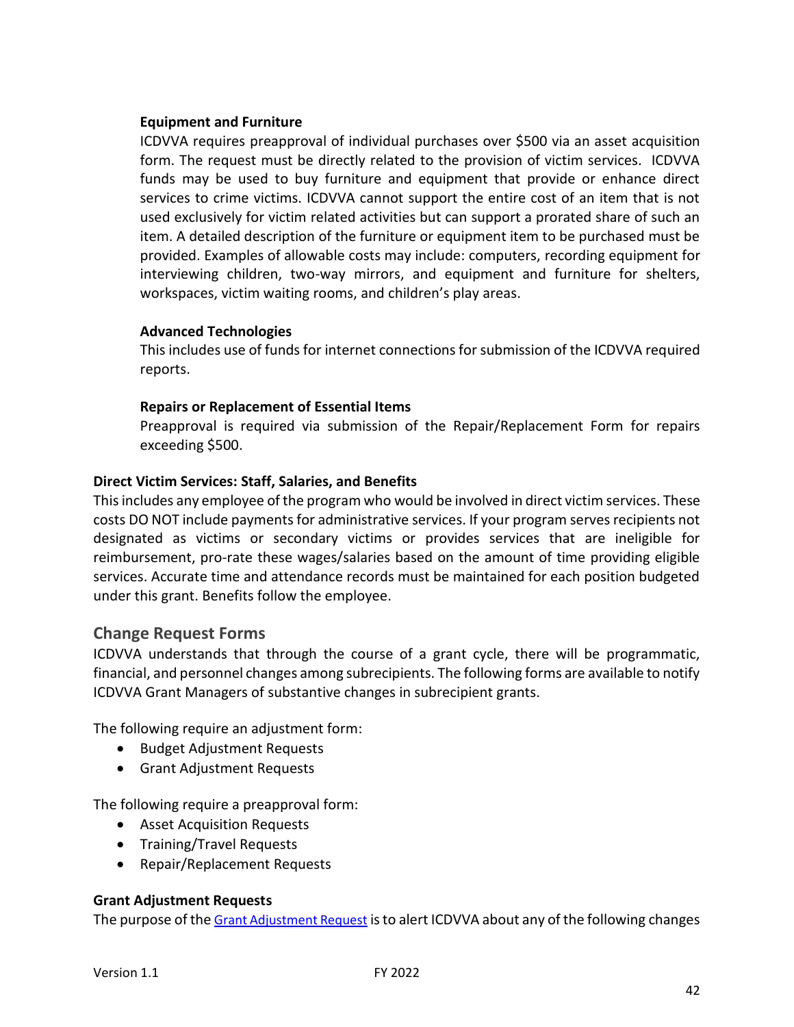**Equipment and Furniture**

ICDVVA requires preapproval of individual purchases over $500 via an asset acquisition form. The request must be directly related to the provision of victim services. ICDVVA funds may be used to buy furniture and equipment that provide or enhance direct services to crime victims. ICDVVA cannot support the entire cost of an item that is not used exclusively for victim related activities but can support a prorated share of such an item. A detailed description of the furniture or equipment item to be purchased must be provided. Examples of allowable costs may include: computers, recording equipment for interviewing children, two-way mirrors, and equipment and furniture for shelters, workspaces, victim waiting rooms, and children's play areas.

**Advanced Technologies**

This includes use of funds for internet connections for submission of the ICDVVA required reports.

**Repairs or Replacement of Essential Items**

Preapproval is required via submission of the Repair/Replacement Form for repairs exceeding $500.

**Direct Victim Services: Staff, Salaries, and Benefits**

This includes any employee of the program who would be involved in direct victim services. These costs DO NOT include payments for administrative services. If your program serves recipients not designated as victims or secondary victims or provides services that are ineligible for reimbursement, pro-rate these wages/salaries based on the amount of time providing eligible services. Accurate time and attendance records must be maintained for each position budgeted under this grant. Benefits follow the employee.

## Change Request Forms

ICDVVA understands that through the course of a grant cycle, there will be programmatic, financial, and personnel changes among subrecipients. The following forms are available to notify ICDVVA Grant Managers of substantive changes in subrecipient grants.

The following require an adjustment form:

- Budget Adjustment Requests
- Grant Adjustment Requests

The following require a preapproval form:

- Asset Acquisition Requests
- Training/Travel Requests
- Repair/Replacement Requests

**Grant Adjustment Requests**

The purpose of the Grant Adjustment Request is to alert ICDVVA about any of the following changes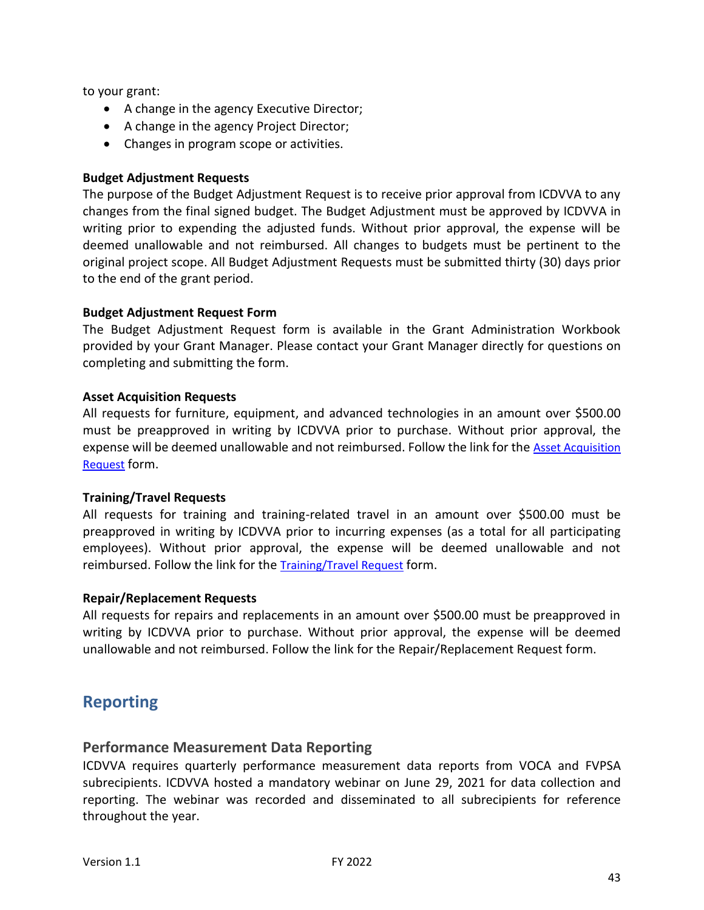to your grant:

- A change in the agency Executive Director;
- A change in the agency Project Director;
- Changes in program scope or activities.

**Budget Adjustment Requests**

The purpose of the Budget Adjustment Request is to receive prior approval from ICDVVA to any changes from the final signed budget. The Budget Adjustment must be approved by ICDVVA in writing prior to expending the adjusted funds. Without prior approval, the expense will be deemed unallowable and not reimbursed. All changes to budgets must be pertinent to the original project scope. All Budget Adjustment Requests must be submitted thirty (30) days prior to the end of the grant period.

**Budget Adjustment Request Form**

The Budget Adjustment Request form is available in the Grant Administration Workbook provided by your Grant Manager. Please contact your Grant Manager directly for questions on completing and submitting the form.

**Asset Acquisition Requests**

All requests for furniture, equipment, and advanced technologies in an amount over $500.00 must be preapproved in writing by ICDVVA prior to purchase. Without prior approval, the expense will be deemed unallowable and not reimbursed. Follow the link for the Asset Acquisition Request form.

**Training/Travel Requests**

All requests for training and training-related travel in an amount over $500.00 must be preapproved in writing by ICDVVA prior to incurring expenses (as a total for all participating employees). Without prior approval, the expense will be deemed unallowable and not reimbursed. Follow the link for the Training/Travel Request form.

**Repair/Replacement Requests**

All requests for repairs and replacements in an amount over $500.00 must be preapproved in writing by ICDVVA prior to purchase. Without prior approval, the expense will be deemed unallowable and not reimbursed. Follow the link for the Repair/Replacement Request form.

# Reporting

## Performance Measurement Data Reporting

ICDVVA requires quarterly performance measurement data reports from VOCA and FVPSA subrecipients. ICDVVA hosted a mandatory webinar on June 29, 2021 for data collection and reporting. The webinar was recorded and disseminated to all subrecipients for reference throughout the year.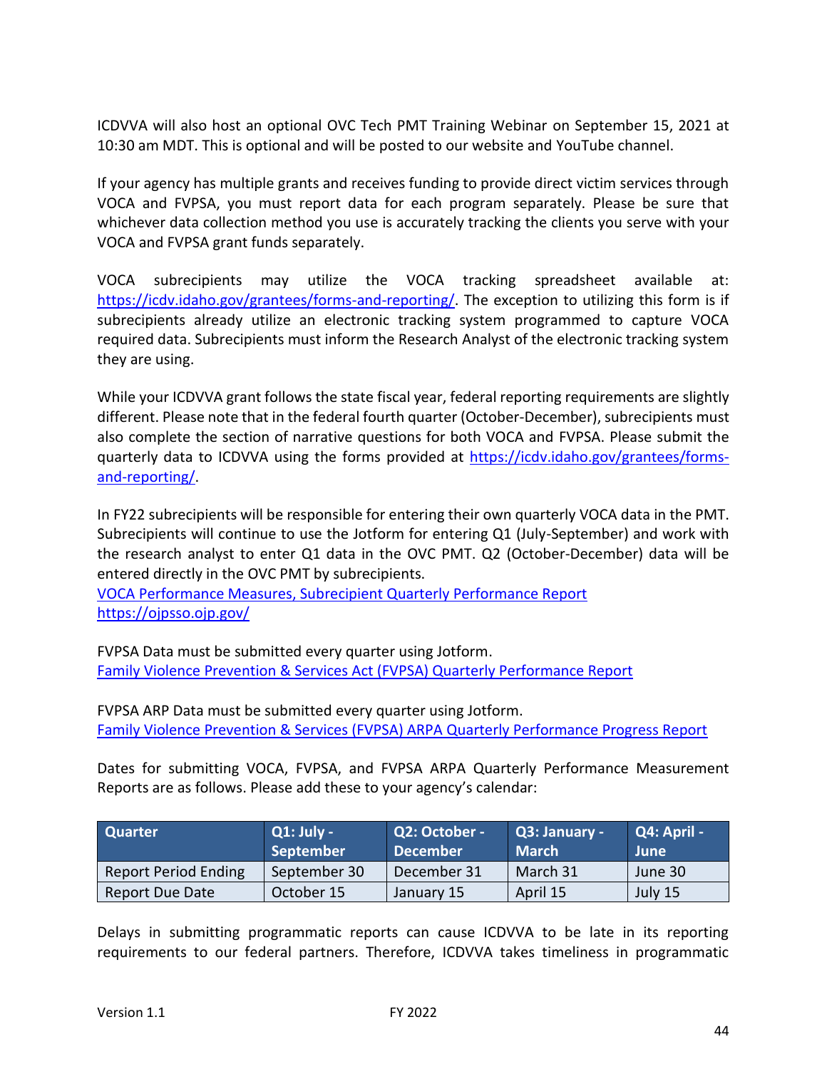ICDVVA will also host an optional OVC Tech PMT Training Webinar on September 15, 2021 at 10:30 am MDT. This is optional and will be posted to our website and YouTube channel.

If your agency has multiple grants and receives funding to provide direct victim services through VOCA and FVPSA, you must report data for each program separately. Please be sure that whichever data collection method you use is accurately tracking the clients you serve with your VOCA and FVPSA grant funds separately.

VOCA subrecipients may utilize the VOCA tracking spreadsheet available at: [https://icdv.idaho.gov/grantees/forms-and-reporting/](https://icdv.idaho.gov/grantees/forms-and-reporting/). The exception to utilizing this form is if subrecipients already utilize an electronic tracking system programmed to capture VOCA required data. Subrecipients must inform the Research Analyst of the electronic tracking system they are using.

While your ICDVVA grant follows the state fiscal year, federal reporting requirements are slightly different. Please note that in the federal fourth quarter (October-December), subrecipients must also complete the section of narrative questions for both VOCA and FVPSA. Please submit the quarterly data to ICDVVA using the forms provided at [https://icdv.idaho.gov/grantees/forms-and-reporting/](https://icdv.idaho.gov/grantees/forms-and-reporting/).

In FY22 subrecipients will be responsible for entering their own quarterly VOCA data in the PMT. Subrecipients will continue to use the Jotform for entering Q1 (July-September) and work with the research analyst to enter Q1 data in the OVC PMT. Q2 (October-December) data will be entered directly in the OVC PMT by subrecipients.
VOCA Performance Measures, Subrecipient Quarterly Performance Report
[https://ojpsso.ojp.gov/](https://ojpsso.ojp.gov/)

FVPSA Data must be submitted every quarter using Jotform.
Family Violence Prevention & Services Act (FVPSA) Quarterly Performance Report

FVPSA ARP Data must be submitted every quarter using Jotform.
Family Violence Prevention & Services (FVPSA) ARPA Quarterly Performance Progress Report

Dates for submitting VOCA, FVPSA, and FVPSA ARPA Quarterly Performance Measurement Reports are as follows. Please add these to your agency's calendar:

| Quarter | Q1: July - September | Q2: October - December | Q3: January - March | Q4: April - June |
|---|---|---|---|---|
| Report Period Ending | September 30 | December 31 | March 31 | June 30 |
| Report Due Date | October 15 | January 15 | April 15 | July 15 |

Delays in submitting programmatic reports can cause ICDVVA to be late in its reporting requirements to our federal partners. Therefore, ICDVVA takes timeliness in programmatic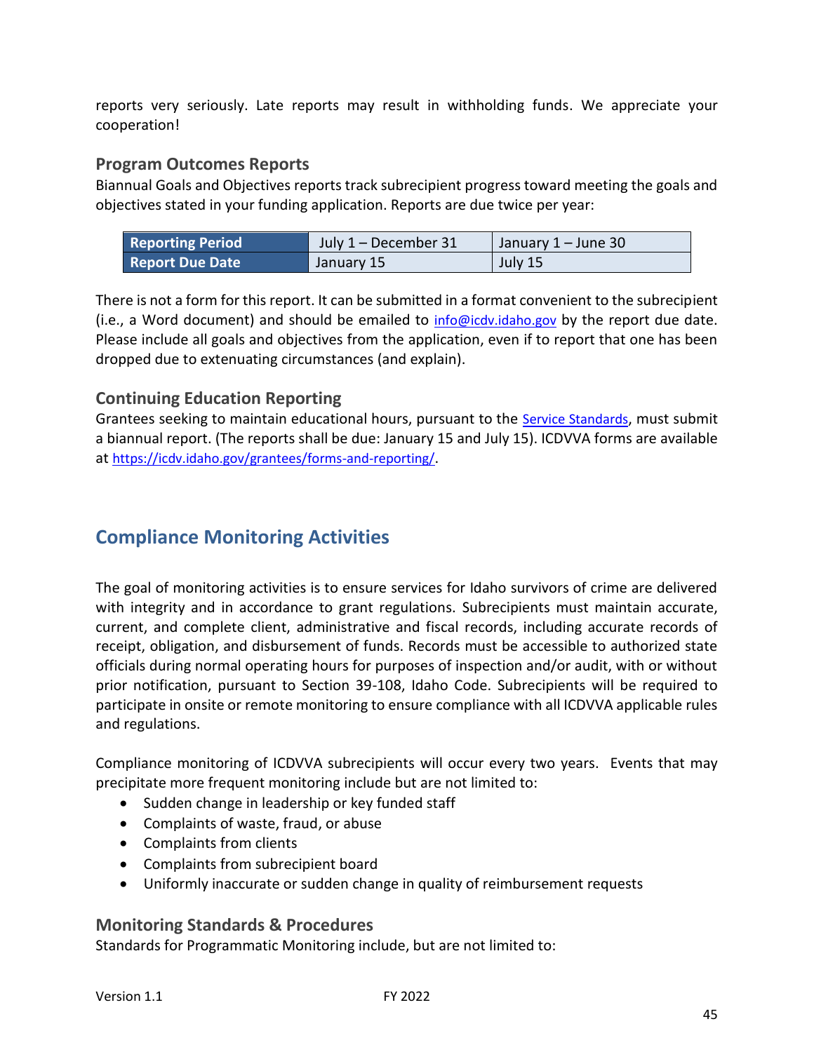reports very seriously. Late reports may result in withholding funds. We appreciate your cooperation!

### Program Outcomes Reports

Biannual Goals and Objectives reports track subrecipient progress toward meeting the goals and objectives stated in your funding application. Reports are due twice per year:

| **Reporting Period** | July 1 – December 31 | January 1 – June 30 |
|---|---|---|
| **Report Due Date** | January 15 | July 15 |

There is not a form for this report. It can be submitted in a format convenient to the subrecipient (i.e., a Word document) and should be emailed to info@icdv.idaho.gov by the report due date. Please include all goals and objectives from the application, even if to report that one has been dropped due to extenuating circumstances (and explain).

### Continuing Education Reporting

Grantees seeking to maintain educational hours, pursuant to the Service Standards, must submit a biannual report. (The reports shall be due: January 15 and July 15). ICDVVA forms are available at https://icdv.idaho.gov/grantees/forms-and-reporting/.

## Compliance Monitoring Activities

The goal of monitoring activities is to ensure services for Idaho survivors of crime are delivered with integrity and in accordance to grant regulations. Subrecipients must maintain accurate, current, and complete client, administrative and fiscal records, including accurate records of receipt, obligation, and disbursement of funds. Records must be accessible to authorized state officials during normal operating hours for purposes of inspection and/or audit, with or without prior notification, pursuant to Section 39-108, Idaho Code. Subrecipients will be required to participate in onsite or remote monitoring to ensure compliance with all ICDVVA applicable rules and regulations.

Compliance monitoring of ICDVVA subrecipients will occur every two years. Events that may precipitate more frequent monitoring include but are not limited to:

- Sudden change in leadership or key funded staff
- Complaints of waste, fraud, or abuse
- Complaints from clients
- Complaints from subrecipient board
- Uniformly inaccurate or sudden change in quality of reimbursement requests

### Monitoring Standards & Procedures

Standards for Programmatic Monitoring include, but are not limited to: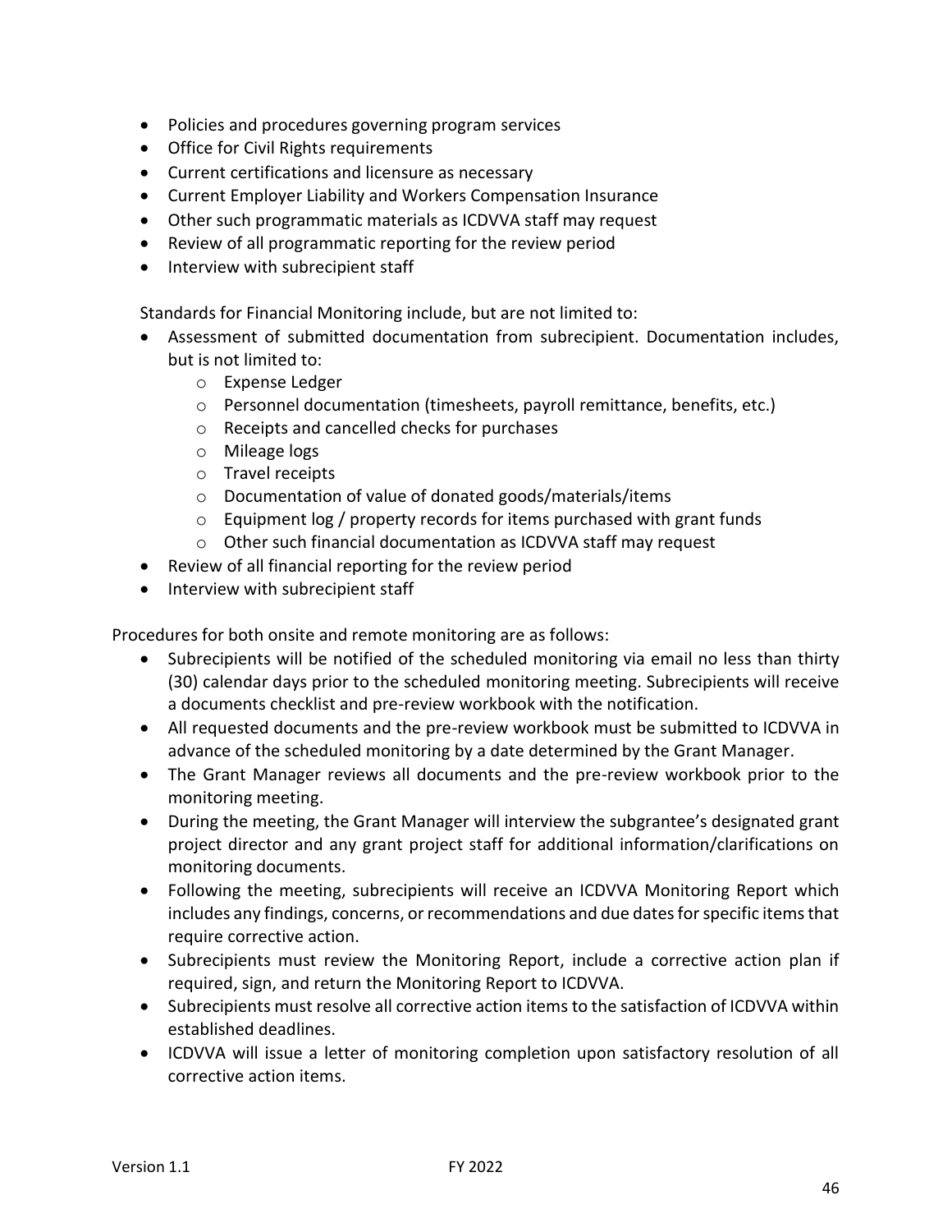- Policies and procedures governing program services
- Office for Civil Rights requirements
- Current certifications and licensure as necessary
- Current Employer Liability and Workers Compensation Insurance
- Other such programmatic materials as ICDVVA staff may request
- Review of all programmatic reporting for the review period
- Interview with subrecipient staff

Standards for Financial Monitoring include, but are not limited to:

- Assessment of submitted documentation from subrecipient. Documentation includes, but is not limited to:
  - Expense Ledger
  - Personnel documentation (timesheets, payroll remittance, benefits, etc.)
  - Receipts and cancelled checks for purchases
  - Mileage logs
  - Travel receipts
  - Documentation of value of donated goods/materials/items
  - Equipment log / property records for items purchased with grant funds
  - Other such financial documentation as ICDVVA staff may request
- Review of all financial reporting for the review period
- Interview with subrecipient staff

Procedures for both onsite and remote monitoring are as follows:

- Subrecipients will be notified of the scheduled monitoring via email no less than thirty (30) calendar days prior to the scheduled monitoring meeting. Subrecipients will receive a documents checklist and pre-review workbook with the notification.
- All requested documents and the pre-review workbook must be submitted to ICDVVA in advance of the scheduled monitoring by a date determined by the Grant Manager.
- The Grant Manager reviews all documents and the pre-review workbook prior to the monitoring meeting.
- During the meeting, the Grant Manager will interview the subgrantee's designated grant project director and any grant project staff for additional information/clarifications on monitoring documents.
- Following the meeting, subrecipients will receive an ICDVVA Monitoring Report which includes any findings, concerns, or recommendations and due dates for specific items that require corrective action.
- Subrecipients must review the Monitoring Report, include a corrective action plan if required, sign, and return the Monitoring Report to ICDVVA.
- Subrecipients must resolve all corrective action items to the satisfaction of ICDVVA within established deadlines.
- ICDVVA will issue a letter of monitoring completion upon satisfactory resolution of all corrective action items.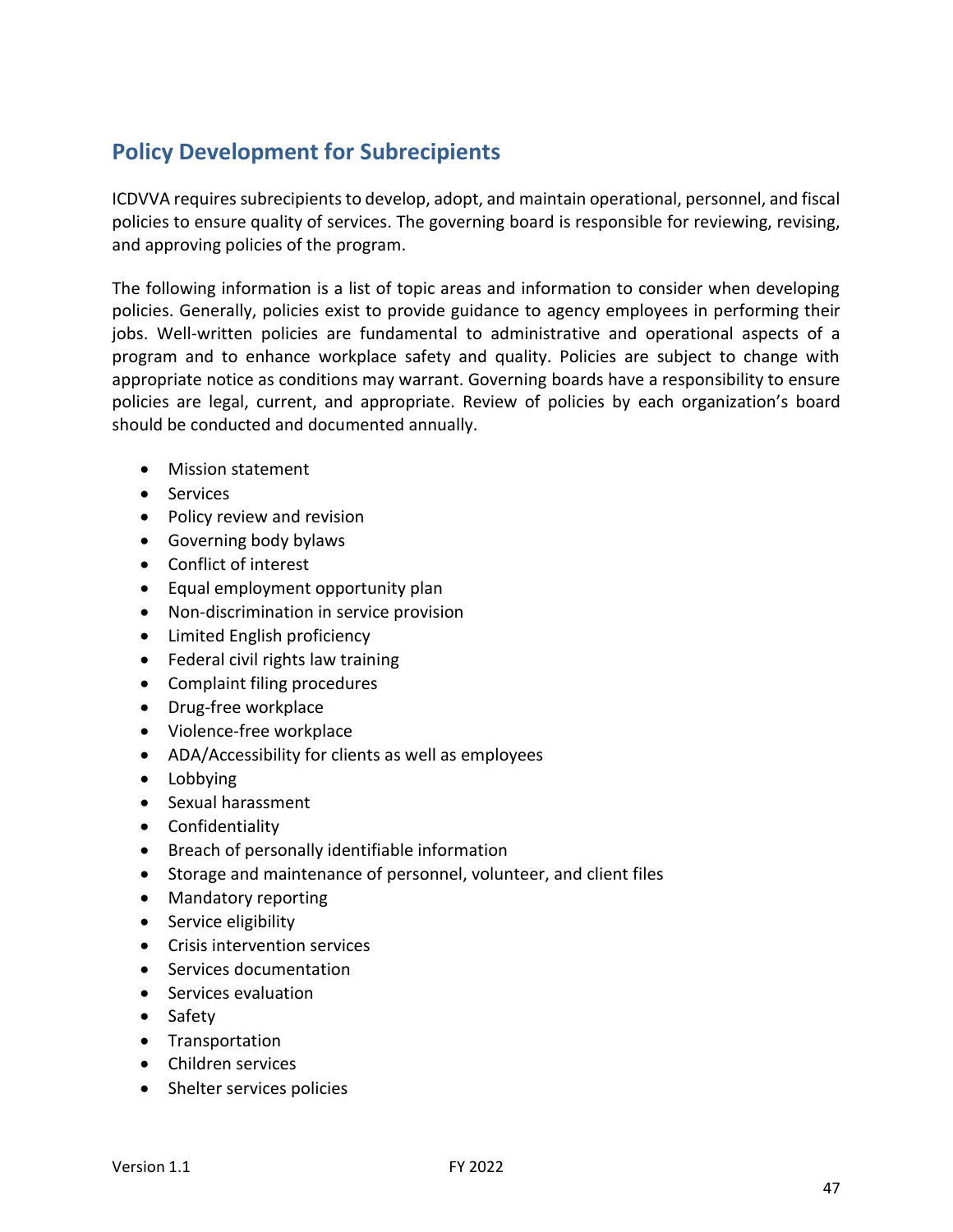## Policy Development for Subrecipients

ICDVVA requires subrecipients to develop, adopt, and maintain operational, personnel, and fiscal policies to ensure quality of services. The governing board is responsible for reviewing, revising, and approving policies of the program.

The following information is a list of topic areas and information to consider when developing policies. Generally, policies exist to provide guidance to agency employees in performing their jobs. Well-written policies are fundamental to administrative and operational aspects of a program and to enhance workplace safety and quality. Policies are subject to change with appropriate notice as conditions may warrant. Governing boards have a responsibility to ensure policies are legal, current, and appropriate. Review of policies by each organization's board should be conducted and documented annually.

- Mission statement
- Services
- Policy review and revision
- Governing body bylaws
- Conflict of interest
- Equal employment opportunity plan
- Non-discrimination in service provision
- Limited English proficiency
- Federal civil rights law training
- Complaint filing procedures
- Drug-free workplace
- Violence-free workplace
- ADA/Accessibility for clients as well as employees
- Lobbying
- Sexual harassment
- Confidentiality
- Breach of personally identifiable information
- Storage and maintenance of personnel, volunteer, and client files
- Mandatory reporting
- Service eligibility
- Crisis intervention services
- Services documentation
- Services evaluation
- Safety
- Transportation
- Children services
- Shelter services policies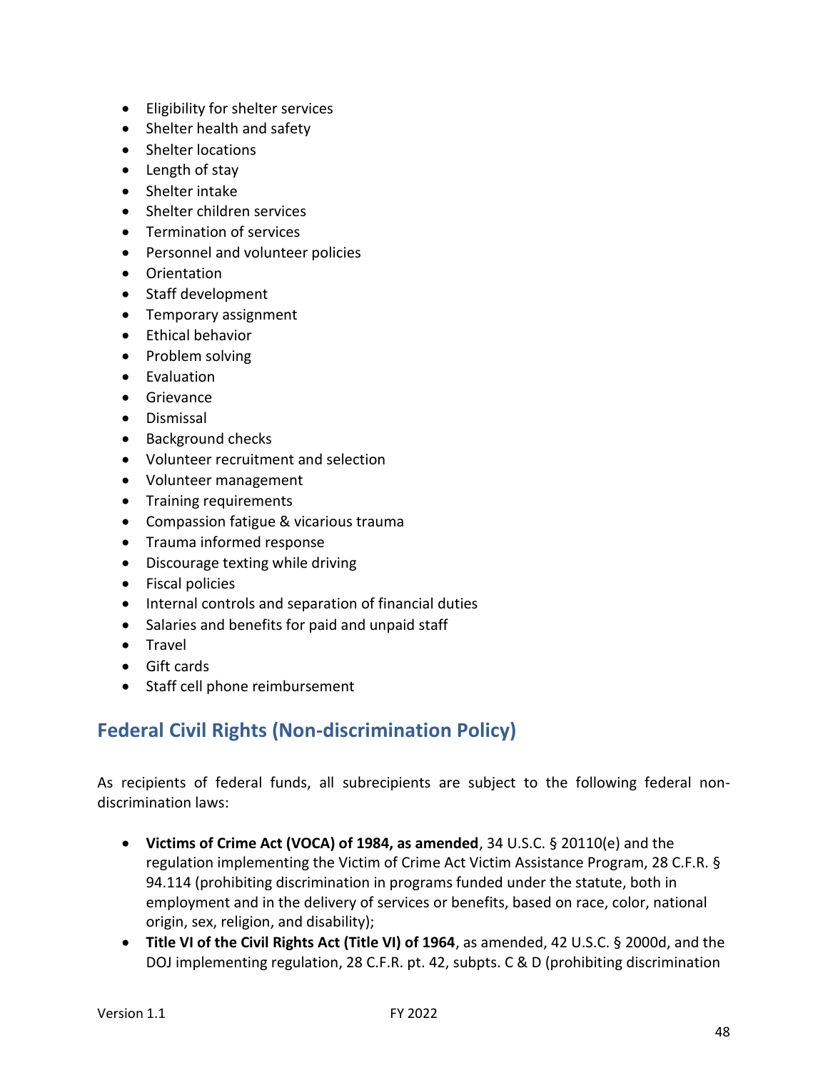- Eligibility for shelter services
- Shelter health and safety
- Shelter locations
- Length of stay
- Shelter intake
- Shelter children services
- Termination of services
- Personnel and volunteer policies
- Orientation
- Staff development
- Temporary assignment
- Ethical behavior
- Problem solving
- Evaluation
- Grievance
- Dismissal
- Background checks
- Volunteer recruitment and selection
- Volunteer management
- Training requirements
- Compassion fatigue & vicarious trauma
- Trauma informed response
- Discourage texting while driving
- Fiscal policies
- Internal controls and separation of financial duties
- Salaries and benefits for paid and unpaid staff
- Travel
- Gift cards
- Staff cell phone reimbursement

## Federal Civil Rights (Non-discrimination Policy)

As recipients of federal funds, all subrecipients are subject to the following federal non-discrimination laws:

- **Victims of Crime Act (VOCA) of 1984, as amended**, 34 U.S.C. § 20110(e) and the regulation implementing the Victim of Crime Act Victim Assistance Program, 28 C.F.R. § 94.114 (prohibiting discrimination in programs funded under the statute, both in employment and in the delivery of services or benefits, based on race, color, national origin, sex, religion, and disability);
- **Title VI of the Civil Rights Act (Title VI) of 1964**, as amended, 42 U.S.C. § 2000d, and the DOJ implementing regulation, 28 C.F.R. pt. 42, subpts. C & D (prohibiting discrimination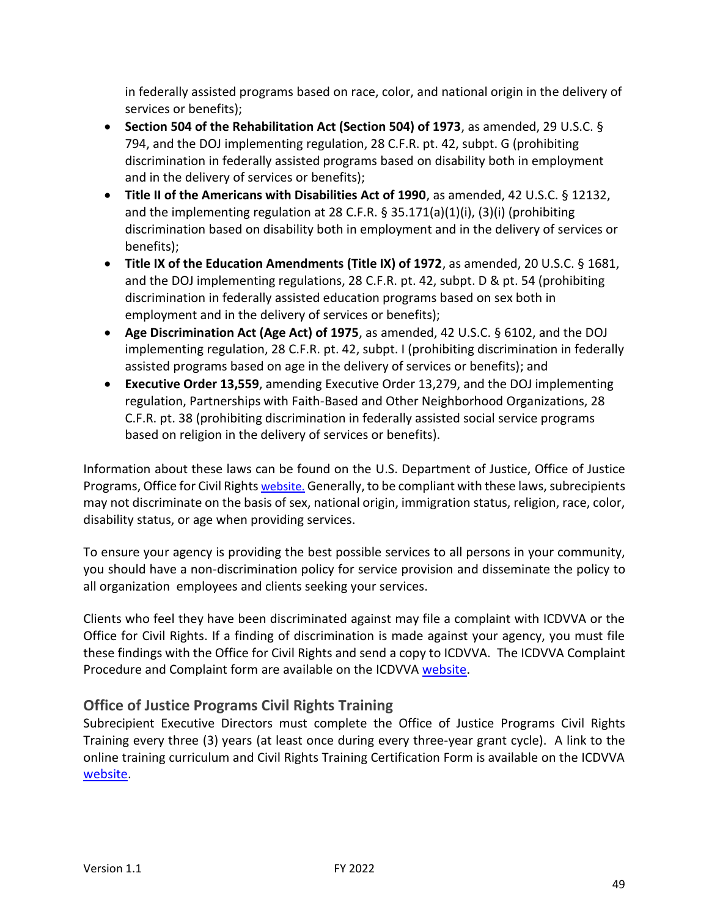in federally assisted programs based on race, color, and national origin in the delivery of services or benefits);

- **Section 504 of the Rehabilitation Act (Section 504) of 1973**, as amended, 29 U.S.C. § 794, and the DOJ implementing regulation, 28 C.F.R. pt. 42, subpt. G (prohibiting discrimination in federally assisted programs based on disability both in employment and in the delivery of services or benefits);
- **Title II of the Americans with Disabilities Act of 1990**, as amended, 42 U.S.C. § 12132, and the implementing regulation at 28 C.F.R. § 35.171(a)(1)(i), (3)(i) (prohibiting discrimination based on disability both in employment and in the delivery of services or benefits);
- **Title IX of the Education Amendments (Title IX) of 1972**, as amended, 20 U.S.C. § 1681, and the DOJ implementing regulations, 28 C.F.R. pt. 42, subpt. D & pt. 54 (prohibiting discrimination in federally assisted education programs based on sex both in employment and in the delivery of services or benefits);
- **Age Discrimination Act (Age Act) of 1975**, as amended, 42 U.S.C. § 6102, and the DOJ implementing regulation, 28 C.F.R. pt. 42, subpt. I (prohibiting discrimination in federally assisted programs based on age in the delivery of services or benefits); and
- **Executive Order 13,559**, amending Executive Order 13,279, and the DOJ implementing regulation, Partnerships with Faith-Based and Other Neighborhood Organizations, 28 C.F.R. pt. 38 (prohibiting discrimination in federally assisted social service programs based on religion in the delivery of services or benefits).

Information about these laws can be found on the U.S. Department of Justice, Office of Justice Programs, Office for Civil Rights website. Generally, to be compliant with these laws, subrecipients may not discriminate on the basis of sex, national origin, immigration status, religion, race, color, disability status, or age when providing services.

To ensure your agency is providing the best possible services to all persons in your community, you should have a non-discrimination policy for service provision and disseminate the policy to all organization employees and clients seeking your services.

Clients who feel they have been discriminated against may file a complaint with ICDVVA or the Office for Civil Rights. If a finding of discrimination is made against your agency, you must file these findings with the Office for Civil Rights and send a copy to ICDVVA. The ICDVVA Complaint Procedure and Complaint form are available on the ICDVVA website.

## Office of Justice Programs Civil Rights Training

Subrecipient Executive Directors must complete the Office of Justice Programs Civil Rights Training every three (3) years (at least once during every three-year grant cycle). A link to the online training curriculum and Civil Rights Training Certification Form is available on the ICDVVA website.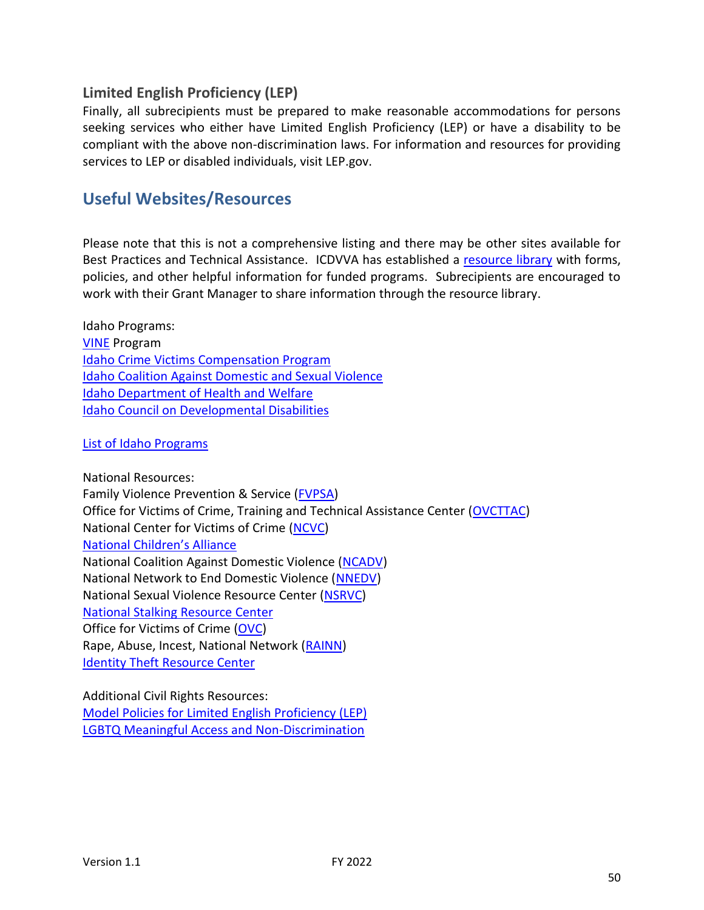### Limited English Proficiency (LEP)

Finally, all subrecipients must be prepared to make reasonable accommodations for persons seeking services who either have Limited English Proficiency (LEP) or have a disability to be compliant with the above non-discrimination laws. For information and resources for providing services to LEP or disabled individuals, visit LEP.gov.

## Useful Websites/Resources

Please note that this is not a comprehensive listing and there may be other sites available for Best Practices and Technical Assistance. ICDVVA has established a resource library with forms, policies, and other helpful information for funded programs. Subrecipients are encouraged to work with their Grant Manager to share information through the resource library.

Idaho Programs:
VINE Program
Idaho Crime Victims Compensation Program
Idaho Coalition Against Domestic and Sexual Violence
Idaho Department of Health and Welfare
Idaho Council on Developmental Disabilities

List of Idaho Programs

National Resources:
Family Violence Prevention & Service (FVPSA)
Office for Victims of Crime, Training and Technical Assistance Center (OVCTTAC)
National Center for Victims of Crime (NCVC)
National Children's Alliance
National Coalition Against Domestic Violence (NCADV)
National Network to End Domestic Violence (NNEDV)
National Sexual Violence Resource Center (NSRVC)
National Stalking Resource Center
Office for Victims of Crime (OVC)
Rape, Abuse, Incest, National Network (RAINN)
Identity Theft Resource Center

Additional Civil Rights Resources:
Model Policies for Limited English Proficiency (LEP)
LGBTQ Meaningful Access and Non-Discrimination